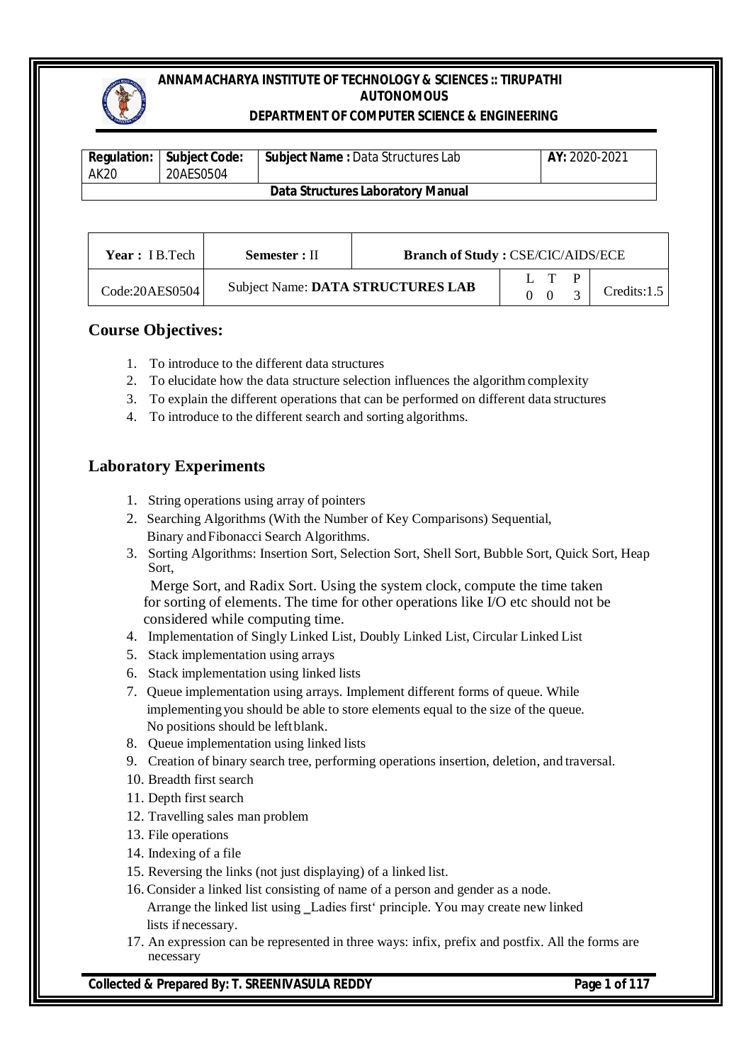**ANNAMACHARYA INSTITUTE OF TECHNOLOGY & SCIENCES :: TIRUPATHI**
**AUTONOMOUS**
**DEPARTMENT OF COMPUTER SCIENCE & ENGINEERING**

| **Regulation:** AK20 | **Subject Code:** 20AES0504 | **Subject Name :** Data Structures Lab | **AY:** 2020-2021 |
|---|---|---|---|
| **Data Structures Laboratory Manual** | | | |

| **Year :** I B.Tech | **Semester :** II | **Branch of Study :** CSE/CIC/AIDS/ECE | | |
|---|---|---|---|---|
| Code:20AES0504 | Subject Name: **DATA STRUCTURES LAB** | | L T P<br>0 0 3 | Credits:1.5 |

## Course Objectives:

1. To introduce to the different data structures
2. To elucidate how the data structure selection influences the algorithm complexity
3. To explain the different operations that can be performed on different data structures
4. To introduce to the different search and sorting algorithms.

## Laboratory Experiments

1. String operations using array of pointers
2. Searching Algorithms (With the Number of Key Comparisons) Sequential, Binary and Fibonacci Search Algorithms.
3. Sorting Algorithms: Insertion Sort, Selection Sort, Shell Sort, Bubble Sort, Quick Sort, Heap Sort, Merge Sort, and Radix Sort. Using the system clock, compute the time taken for sorting of elements. The time for other operations like I/O etc should not be considered while computing time.
4. Implementation of Singly Linked List, Doubly Linked List, Circular Linked List
5. Stack implementation using arrays
6. Stack implementation using linked lists
7. Queue implementation using arrays. Implement different forms of queue. While implementing you should be able to store elements equal to the size of the queue. No positions should be left blank.
8. Queue implementation using linked lists
9. Creation of binary search tree, performing operations insertion, deletion, and traversal.
10. Breadth first search
11. Depth first search
12. Travelling sales man problem
13. File operations
14. Indexing of a file
15. Reversing the links (not just displaying) of a linked list.
16. Consider a linked list consisting of name of a person and gender as a node. Arrange the linked list using _Ladies first' principle. You may create new linked lists if necessary.
17. An expression can be represented in three ways: infix, prefix and postfix. All the forms are necessary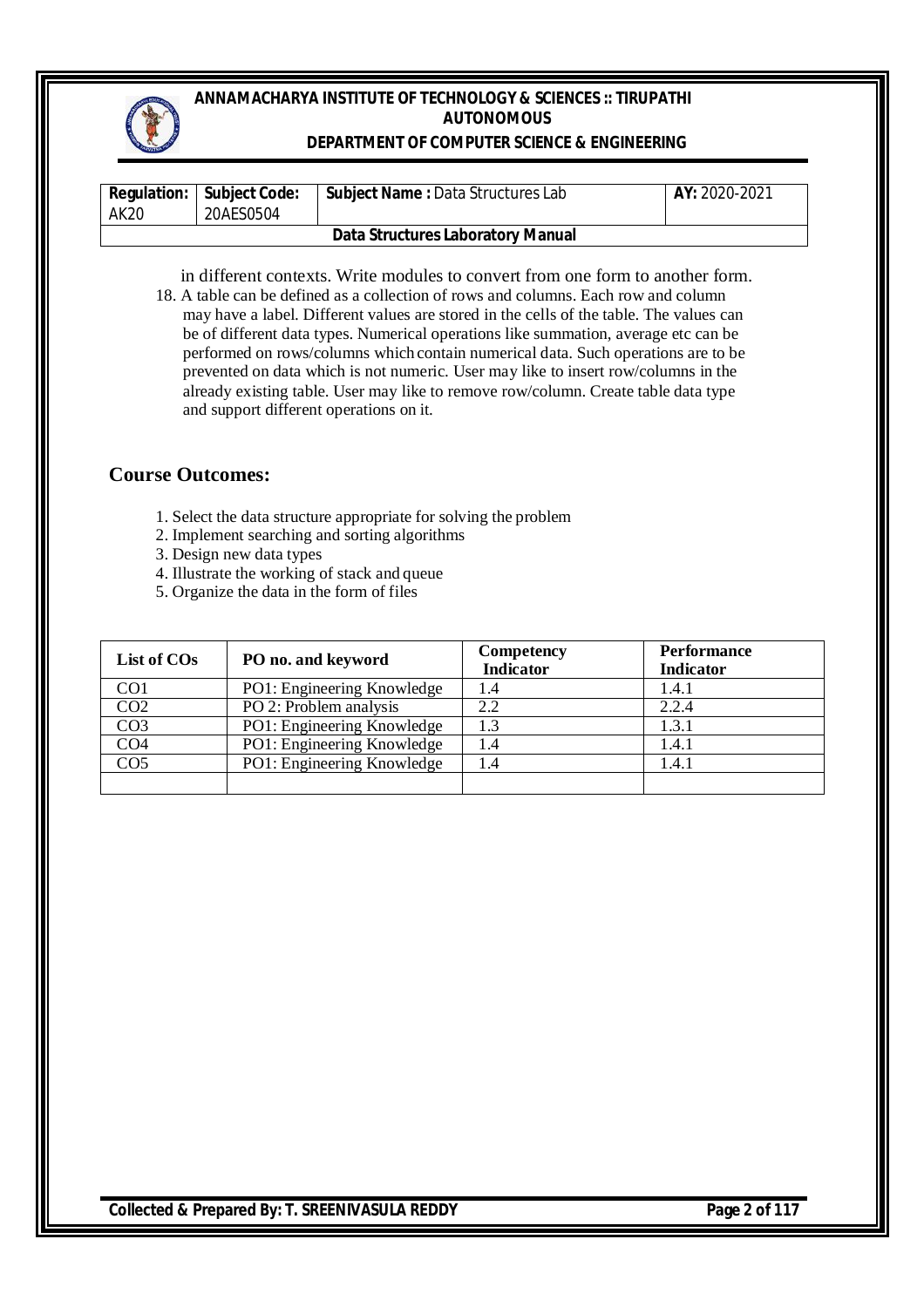in different contexts. Write modules to convert from one form to another form.

18. A table can be defined as a collection of rows and columns. Each row and column may have a label. Different values are stored in the cells of the table. The values can be of different data types. Numerical operations like summation, average etc can be performed on rows/columns which contain numerical data. Such operations are to be prevented on data which is not numeric. User may like to insert row/columns in the already existing table. User may like to remove row/column. Create table data type and support different operations on it.

## Course Outcomes:

1. Select the data structure appropriate for solving the problem
2. Implement searching and sorting algorithms
3. Design new data types
4. Illustrate the working of stack and queue
5. Organize the data in the form of files

| List of COs | PO no. and keyword | Competency Indicator | Performance Indicator |
|---|---|---|---|
| CO1 | PO1: Engineering Knowledge | 1.4 | 1.4.1 |
| CO2 | PO 2: Problem analysis | 2.2 | 2.2.4 |
| CO3 | PO1: Engineering Knowledge | 1.3 | 1.3.1 |
| CO4 | PO1: Engineering Knowledge | 1.4 | 1.4.1 |
| CO5 | PO1: Engineering Knowledge | 1.4 | 1.4.1 |
| | | | |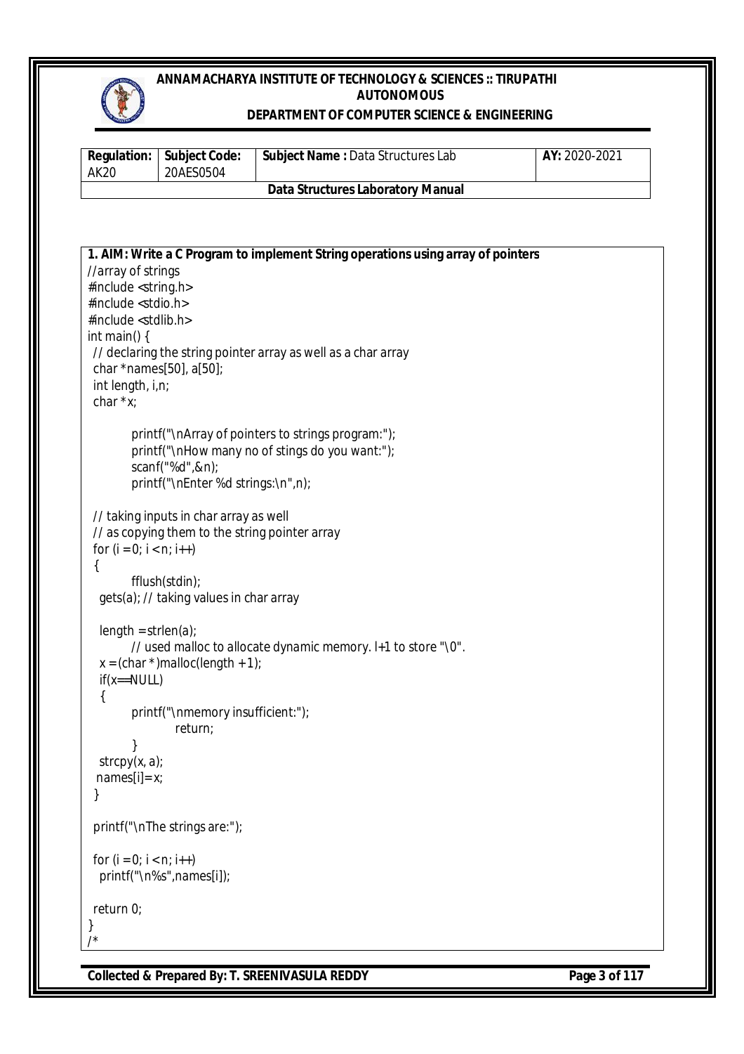**1. AIM: Write a C Program to implement String operations using array of pointers**

```
//array of strings
#include <string.h>
#include <stdio.h>
#include <stdlib.h>
int main() {
  // declaring the string pointer array as well as a char array
  char *names[50], a[50];
  int length, i,n;
  char *x;

        printf("\nArray of pointers to strings program:");
        printf("\nHow many no of stings do you want:");
        scanf("%d",&n);
        printf("\nEnter %d strings:\n",n);

  // taking inputs in char array as well
  // as copying them to the string pointer array
  for (i = 0; i < n; i++)
  {
        fflush(stdin);
    gets(a); // taking values in char array

    length = strlen(a);
        // used malloc to allocate dynamic memory. l+1 to store "\0".
    x = (char *)malloc(length + 1);
    if(x==NULL)
    {
        printf("\nmemory insufficient:");
                return;
        }
    strcpy(x, a);
   names[i]=x;
  }

  printf("\nThe strings are:");

  for (i = 0; i < n; i++)
    printf("\n%s",names[i]);

  return 0;
}
/*
```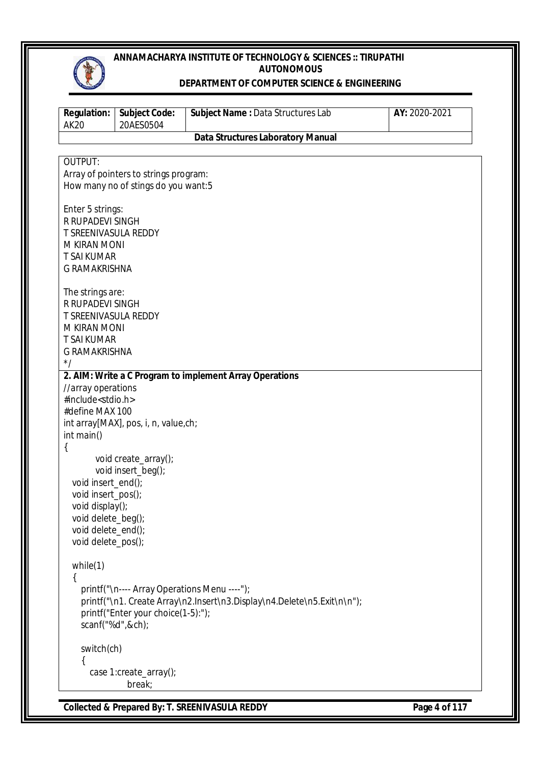| Regulation: AK20 | Subject Code: 20AES0504 | Subject Name : Data Structures Lab | AY: 2020-2021 |
|---|---|---|---|
| Data Structures Laboratory Manual | | | |

```
OUTPUT:
Array of pointers to strings program:
How many no of stings do you want:5

Enter 5 strings:
R RUPADEVI SINGH
T SREENIVASULA REDDY
M KIRAN MONI
T SAI KUMAR
G RAMAKRISHNA

The strings are:
R RUPADEVI SINGH
T SREENIVASULA REDDY
M KIRAN MONI
T SAI KUMAR
G RAMAKRISHNA
*/
```

**2. AIM: Write a C Program to implement Array Operations**

```
//array operations
#include<stdio.h>
#define MAX 100
int array[MAX], pos, i, n, value,ch;
int main()
{
        void create_array();
        void insert_beg();
   void insert_end();
   void insert_pos();
   void display();
   void delete_beg();
   void delete_end();
   void delete_pos();

   while(1)
   {
      printf("\n---- Array Operations Menu ----");
      printf("\n1. Create Array\n2.Insert\n3.Display\n4.Delete\n5.Exit\n\n");
      printf("Enter your choice(1-5):");
      scanf("%d",&ch);

      switch(ch)
      {
         case 1:create_array();
               break;
```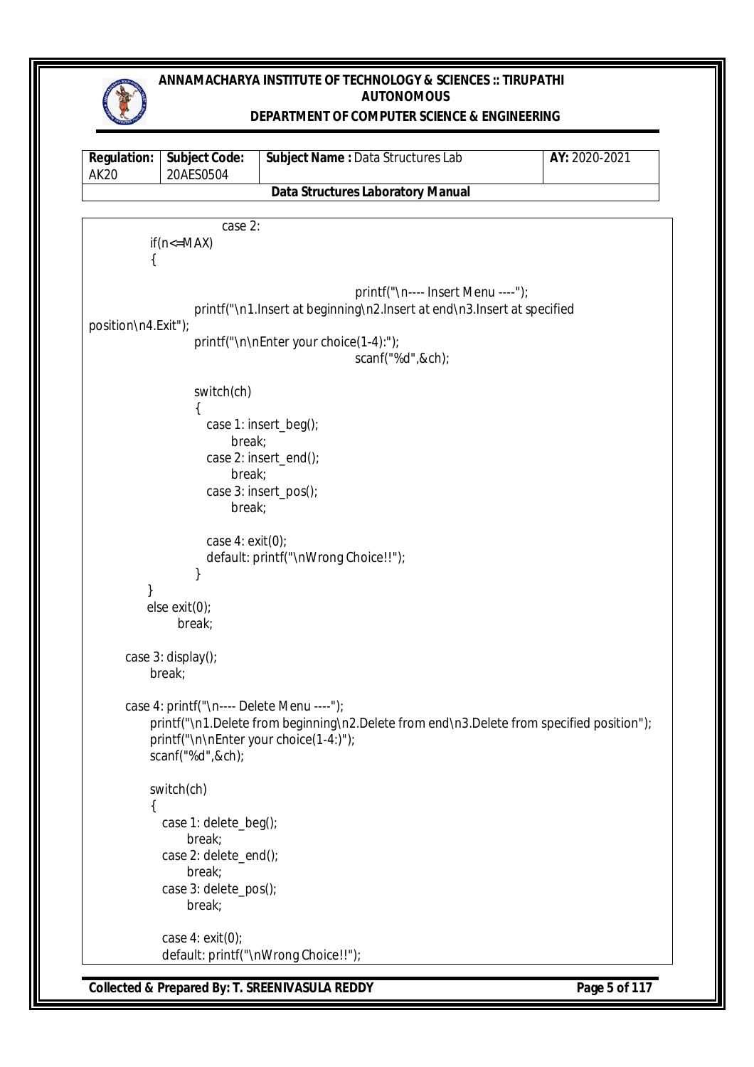```
                case 2:
          if(n<=MAX)
          {

                                        printf("\n---- Insert Menu ----");
                printf("\n1.Insert at beginning\n2.Insert at end\n3.Insert at specified
position\n4.Exit");
                printf("\n\nEnter your choice(1-4):");
                                        scanf("%d",&ch);

                switch(ch)
                {
                  case 1: insert_beg();
                       break;
                  case 2: insert_end();
                       break;
                  case 3: insert_pos();
                       break;

                  case 4: exit(0);
                  default: printf("\nWrong Choice!!");
                }
          }
          else exit(0);
                break;

       case 3: display();
          break;

       case 4: printf("\n---- Delete Menu ----");
          printf("\n1.Delete from beginning\n2.Delete from end\n3.Delete from specified position");
          printf("\n\nEnter your choice(1-4:)");
          scanf("%d",&ch);

          switch(ch)
          {
            case 1: delete_beg();
                 break;
            case 2: delete_end();
                 break;
            case 3: delete_pos();
                 break;

            case 4: exit(0);
            default: printf("\nWrong Choice!!");
```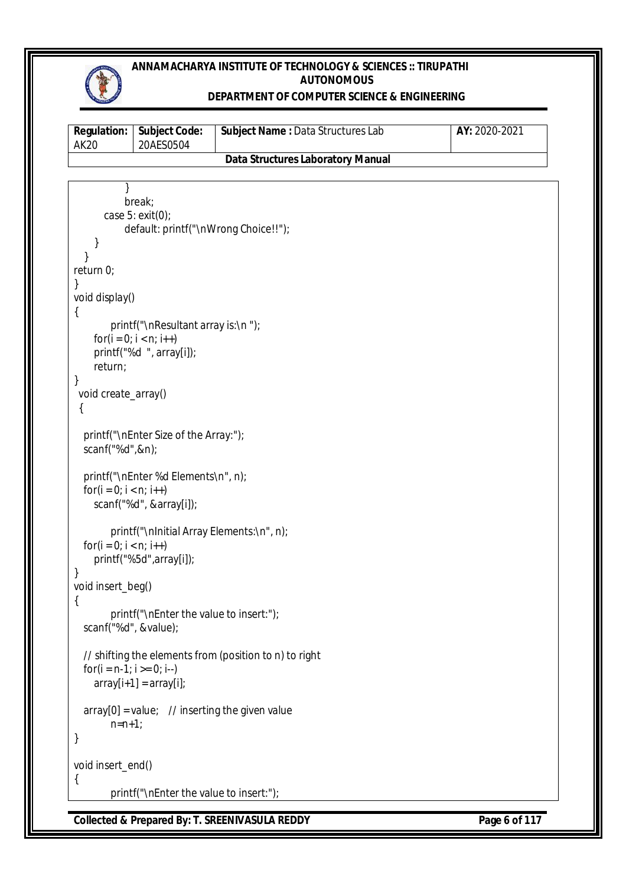```
            }
            break;
        case 5: exit(0);
            default: printf("\nWrong Choice!!");
    }
  }
return 0;
}
void display()
{
        printf("\nResultant array is:\n ");
     for(i = 0; i < n; i++)
     printf("%d  ", array[i]);
     return;
}
 void create_array()
 {

   printf("\nEnter Size of the Array:");
   scanf("%d",&n);

   printf("\nEnter %d Elements\n", n);
   for(i = 0; i < n; i++)
      scanf("%d", &array[i]);

        printf("\nInitial Array Elements:\n", n);
   for(i = 0; i < n; i++)
      printf("%5d",array[i]);
}
void insert_beg()
{
        printf("\nEnter the value to insert:");
   scanf("%d", &value);

   // shifting the elements from (position to n) to right
   for(i = n-1; i >= 0; i--)
      array[i+1] = array[i];

   array[0] = value;   // inserting the given value
        n=n+1;
}

void insert_end()
{
        printf("\nEnter the value to insert:");
```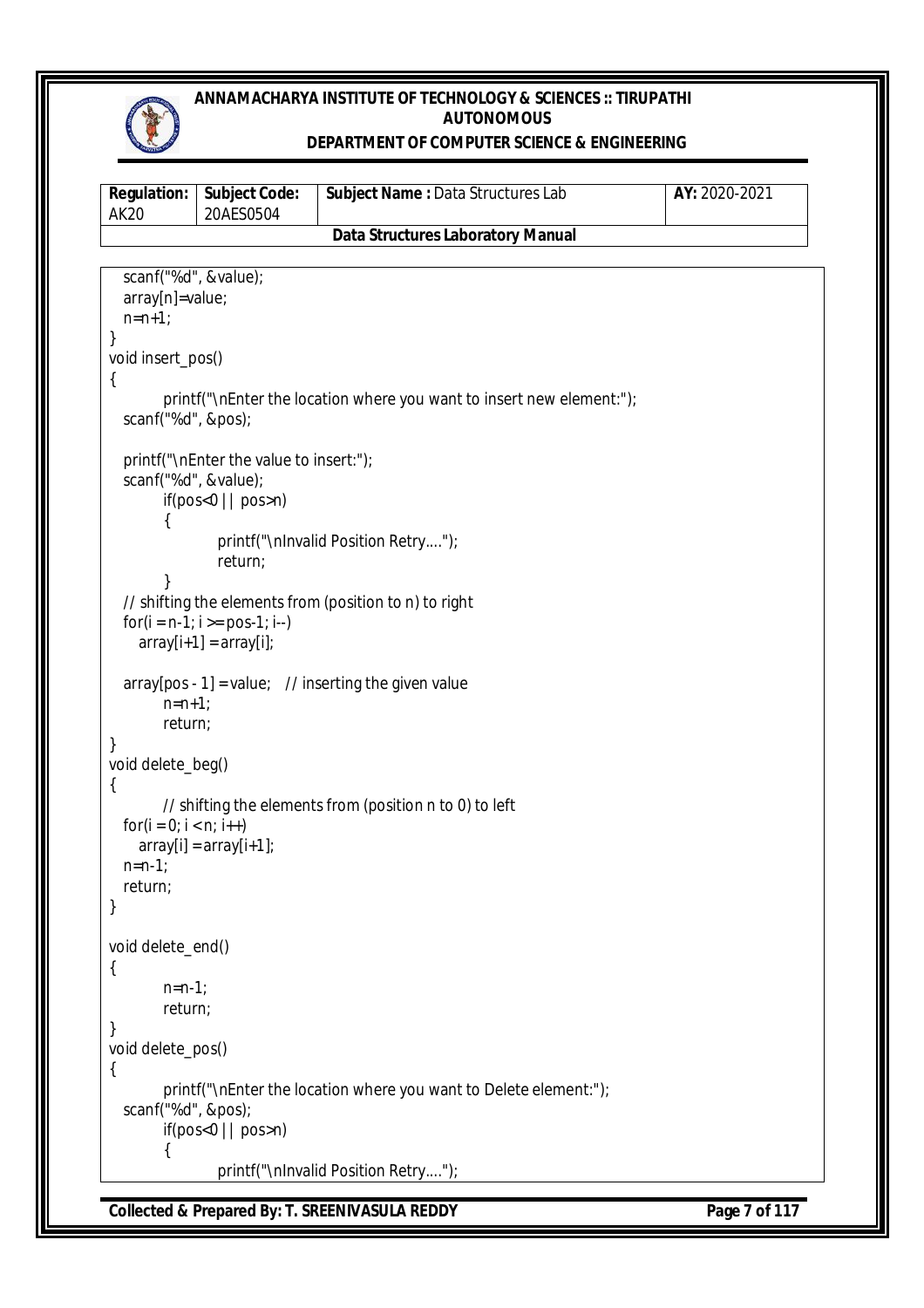```
   scanf("%d", &value);
   array[n]=value;
   n=n+1;
}
void insert_pos()
{
        printf("\nEnter the location where you want to insert new element:");
   scanf("%d", &pos);

   printf("\nEnter the value to insert:");
   scanf("%d", &value);
        if(pos<0 || pos>n)
        {
                printf("\nInvalid Position Retry....");
                return;
        }
   // shifting the elements from (position to n) to right
   for(i = n-1; i >= pos-1; i--)
      array[i+1] = array[i];

   array[pos - 1] = value;   // inserting the given value
        n=n+1;
        return;
}
void delete_beg()
{
        // shifting the elements from (position n to 0) to left
   for(i = 0; i < n; i++)
      array[i] = array[i+1];
   n=n-1;
   return;
}

void delete_end()
{
        n=n-1;
        return;
}
void delete_pos()
{
        printf("\nEnter the location where you want to Delete element:");
   scanf("%d", &pos);
        if(pos<0 || pos>n)
        {
                printf("\nInvalid Position Retry....");
```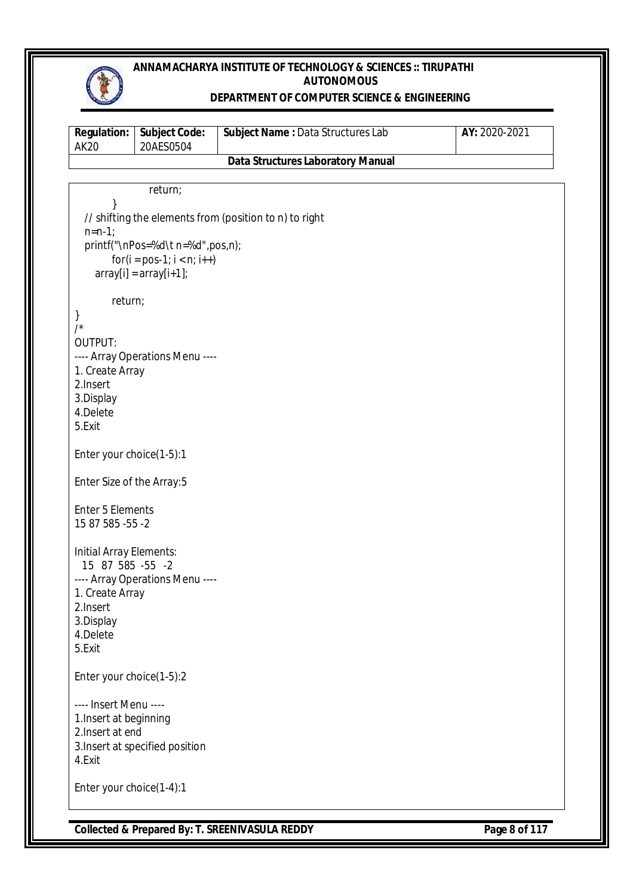```
            return;
        }
    // shifting the elements from (position to n) to right
    n=n-1;
    printf("\nPos=%d\t n=%d",pos,n);
        for(i = pos-1; i < n; i++)
      array[i] = array[i+1];

        return;
}
/*
OUTPUT:
---- Array Operations Menu ----
1. Create Array
2.Insert
3.Display
4.Delete
5.Exit

Enter your choice(1-5):1

Enter Size of the Array:5

Enter 5 Elements
15 87 585 -55 -2

Initial Array Elements:
  15  87  585  -55  -2
---- Array Operations Menu ----
1. Create Array
2.Insert
3.Display
4.Delete
5.Exit

Enter your choice(1-5):2

---- Insert Menu ----
1.Insert at beginning
2.Insert at end
3.Insert at specified position
4.Exit

Enter your choice(1-4):1
```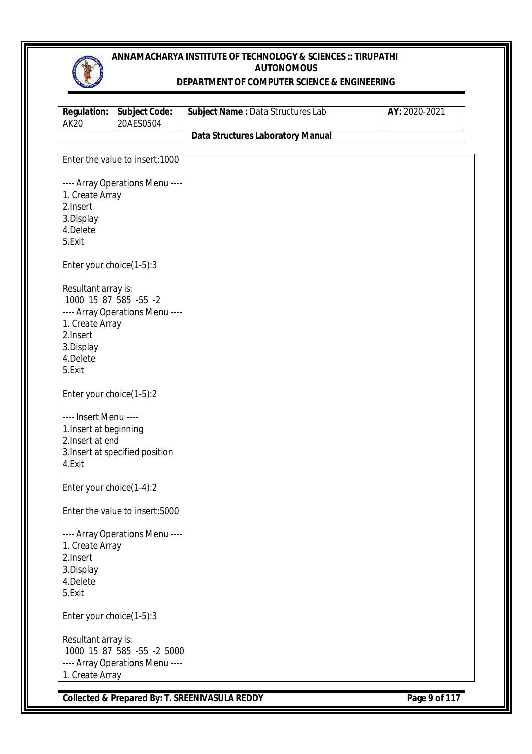```
Enter the value to insert:1000

---- Array Operations Menu ----
1. Create Array
2.Insert
3.Display
4.Delete
5.Exit

Enter your choice(1-5):3

Resultant array is:
 1000  15  87  585  -55  -2
---- Array Operations Menu ----
1. Create Array
2.Insert
3.Display
4.Delete
5.Exit

Enter your choice(1-5):2

---- Insert Menu ----
1.Insert at beginning
2.Insert at end
3.Insert at specified position
4.Exit

Enter your choice(1-4):2

Enter the value to insert:5000

---- Array Operations Menu ----
1. Create Array
2.Insert
3.Display
4.Delete
5.Exit

Enter your choice(1-5):3

Resultant array is:
 1000  15  87  585  -55  -2  5000
---- Array Operations Menu ----
1. Create Array
```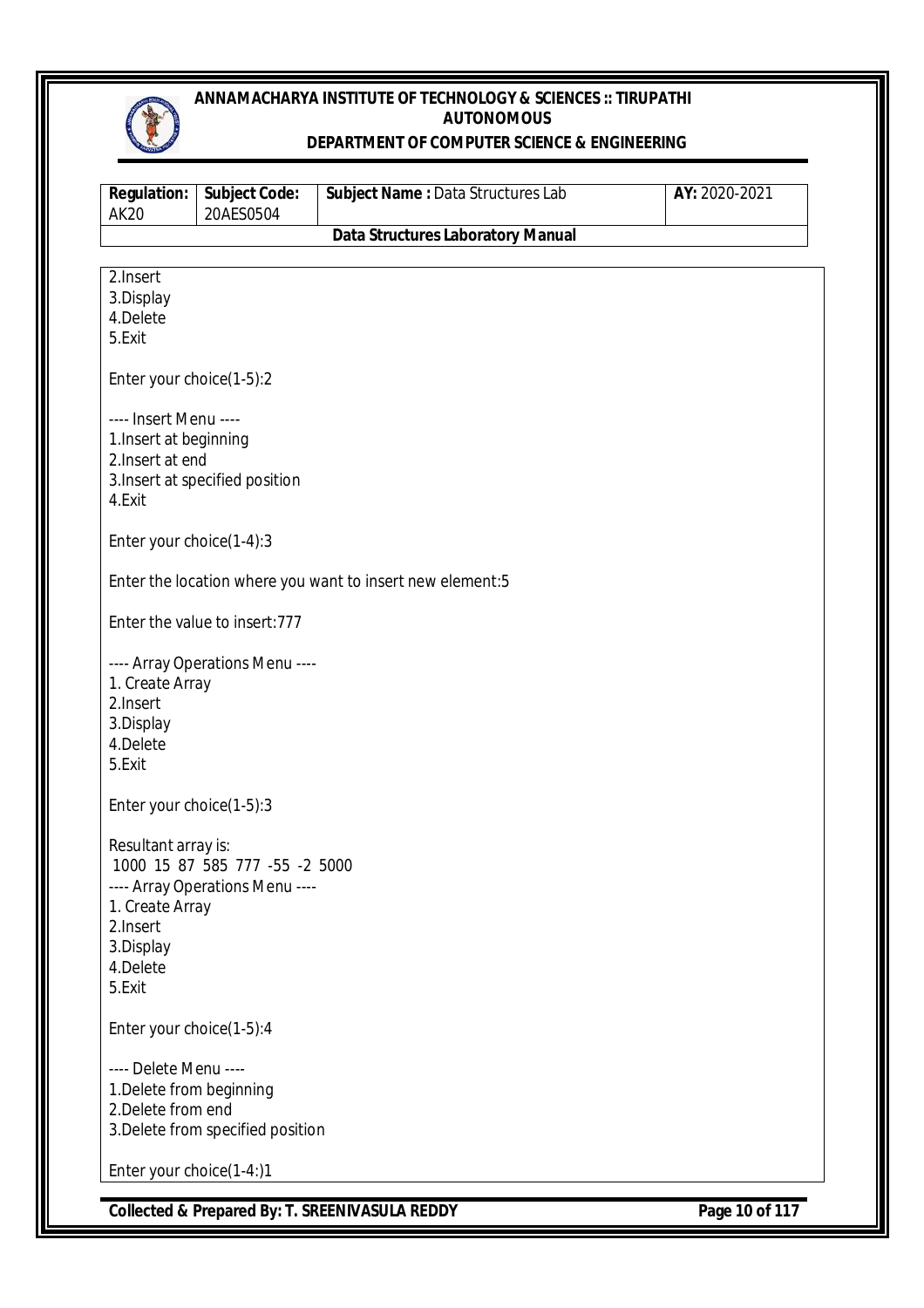```
2.Insert
3.Display
4.Delete
5.Exit

Enter your choice(1-5):2

---- Insert Menu ----
1.Insert at beginning
2.Insert at end
3.Insert at specified position
4.Exit

Enter your choice(1-4):3

Enter the location where you want to insert new element:5

Enter the value to insert:777

---- Array Operations Menu ----
1. Create Array
2.Insert
3.Display
4.Delete
5.Exit

Enter your choice(1-5):3

Resultant array is:
 1000 15 87 585 777 -55 -2 5000
---- Array Operations Menu ----
1. Create Array
2.Insert
3.Display
4.Delete
5.Exit

Enter your choice(1-5):4

---- Delete Menu ----
1.Delete from beginning
2.Delete from end
3.Delete from specified position

Enter your choice(1-4:)1
```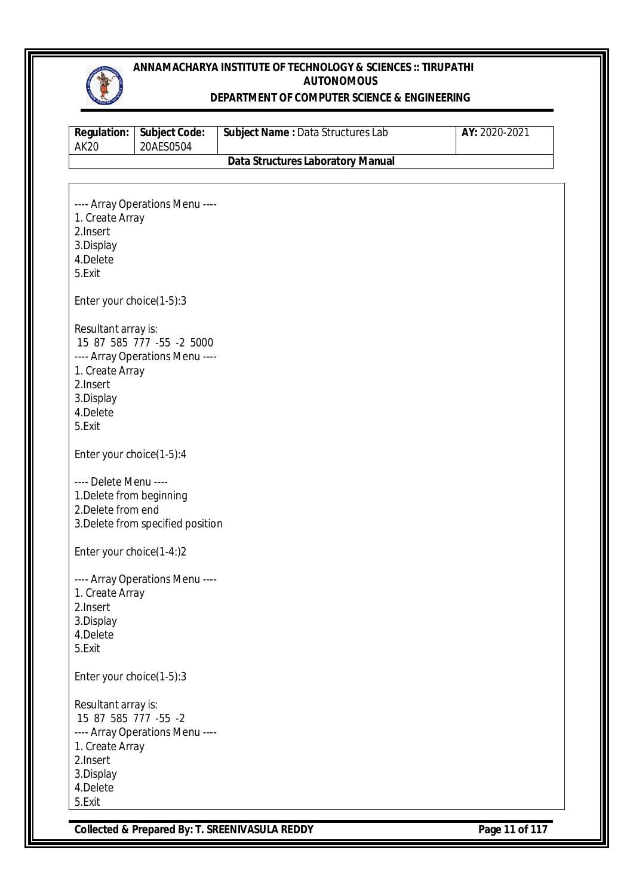```
---- Array Operations Menu ----
1. Create Array
2.Insert
3.Display
4.Delete
5.Exit

Enter your choice(1-5):3

Resultant array is:
 15  87  585  777  -55  -2  5000
---- Array Operations Menu ----
1. Create Array
2.Insert
3.Display
4.Delete
5.Exit

Enter your choice(1-5):4

---- Delete Menu ----
1.Delete from beginning
2.Delete from end
3.Delete from specified position

Enter your choice(1-4:)2

---- Array Operations Menu ----
1. Create Array
2.Insert
3.Display
4.Delete
5.Exit

Enter your choice(1-5):3

Resultant array is:
 15  87  585  777  -55  -2
---- Array Operations Menu ----
1. Create Array
2.Insert
3.Display
4.Delete
5.Exit
```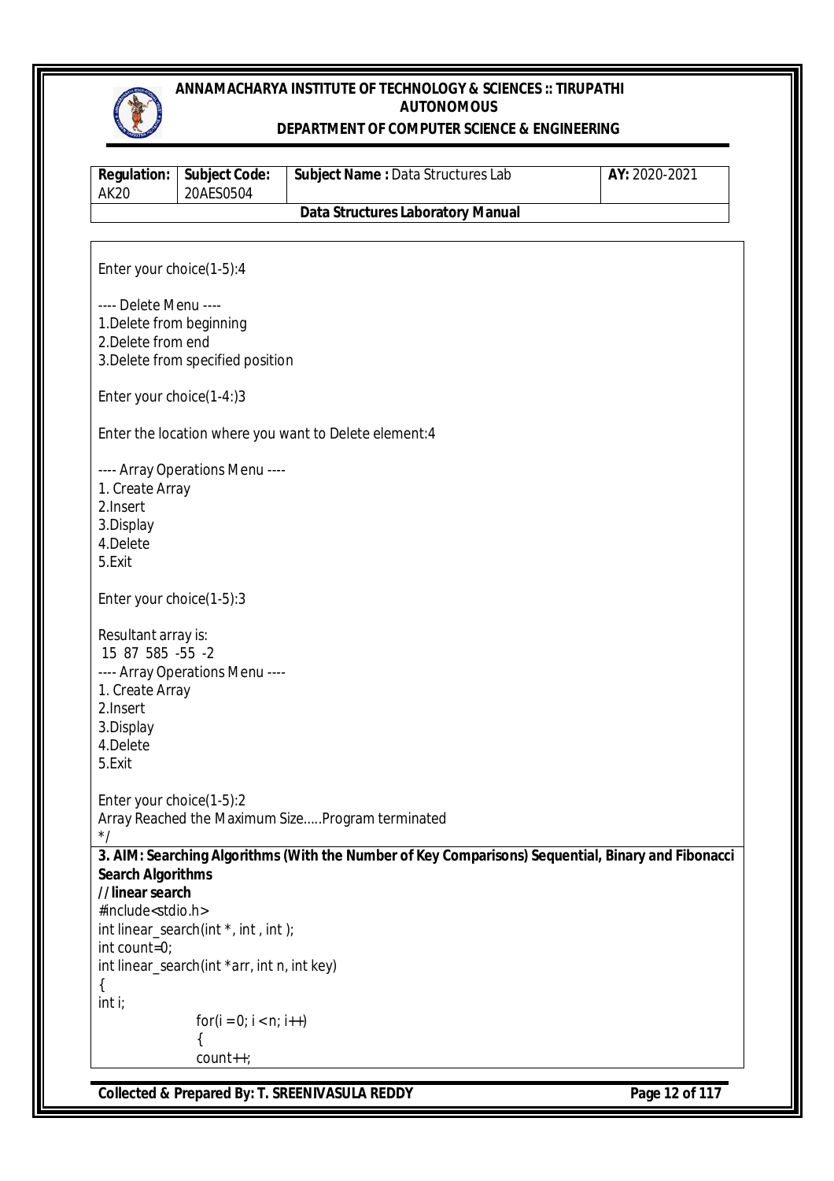```
Enter your choice(1-5):4

---- Delete Menu ----
1.Delete from beginning
2.Delete from end
3.Delete from specified position

Enter your choice(1-4:)3

Enter the location where you want to Delete element:4

---- Array Operations Menu ----
1. Create Array
2.Insert
3.Display
4.Delete
5.Exit

Enter your choice(1-5):3

Resultant array is:
 15  87  585  -55  -2
---- Array Operations Menu ----
1. Create Array
2.Insert
3.Display
4.Delete
5.Exit

Enter your choice(1-5):2
Array Reached the Maximum Size.....Program terminated
*/
```

**3. AIM: Searching Algorithms (With the Number of Key Comparisons) Sequential, Binary and Fibonacci Search Algorithms**

**//linear search**

```
#include<stdio.h>
int linear_search(int *, int , int );
int count=0;
int linear_search(int *arr, int n, int key)
{
int i;
        for(i = 0; i < n; i++)
        {
        count++;
```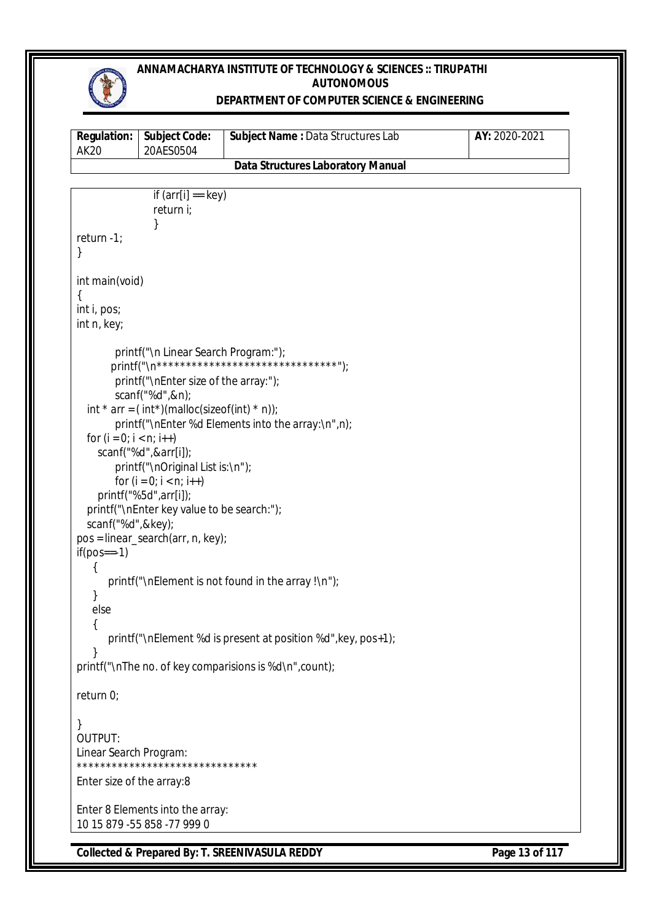```
                if (arr[i] == key)
                return i;
                }
return -1;
}

int main(void)
{
int i, pos;
int n, key;

        printf("\n Linear Search Program:");
        printf("\n********************************");
        printf("\nEnter size of the array:");
        scanf("%d",&n);
   int * arr = ( int*)(malloc(sizeof(int) * n));
        printf("\nEnter %d Elements into the array:\n",n);
   for (i = 0; i < n; i++)
     scanf("%d",&arr[i]);
        printf("\nOriginal List is:\n");
        for (i = 0; i < n; i++)
     printf("%5d",arr[i]);
   printf("\nEnter key value to be search:");
   scanf("%d",&key);
pos = linear_search(arr, n, key);
if(pos==-1)
    {
       printf("\nElement is not found in the array !\n");
    }
    else
    {
       printf("\nElement %d is present at position %d",key, pos+1);
    }
printf("\nThe no. of key comparisions is %d\n",count);

return 0;

}
```

OUTPUT:

```
Linear Search Program:
********************************
Enter size of the array:8

Enter 8 Elements into the array:
10 15 879 -55 858 -77 999 0
```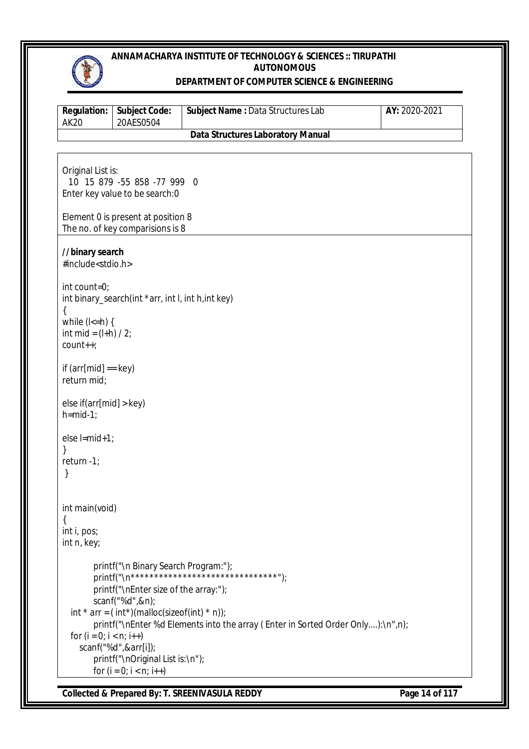```
Original List is:
  10  15 879 -55 858 -77 999   0
Enter key value to be search:0

Element 0 is present at position 8
The no. of key comparisions is 8
```

**//binary search**

```
#include<stdio.h>

int count=0;
int binary_search(int *arr, int l, int h,int key)
{
while (l<=h) {
int mid = (l+h) / 2;
count++;

if (arr[mid] == key)
return mid;

else if(arr[mid] > key)
h=mid-1;

else l=mid+1;
}
return -1;
 }


int main(void)
{
int i, pos;
int n, key;

        printf("\n Binary Search Program:");
        printf("\n********************************");
        printf("\nEnter size of the array:");
        scanf("%d",&n);
   int * arr = ( int*)(malloc(sizeof(int) * n));
        printf("\nEnter %d Elements into the array ( Enter in Sorted Order Only....):\n",n);
   for (i = 0; i < n; i++)
      scanf("%d",&arr[i]);
        printf("\nOriginal List is:\n");
        for (i = 0; i < n; i++)
```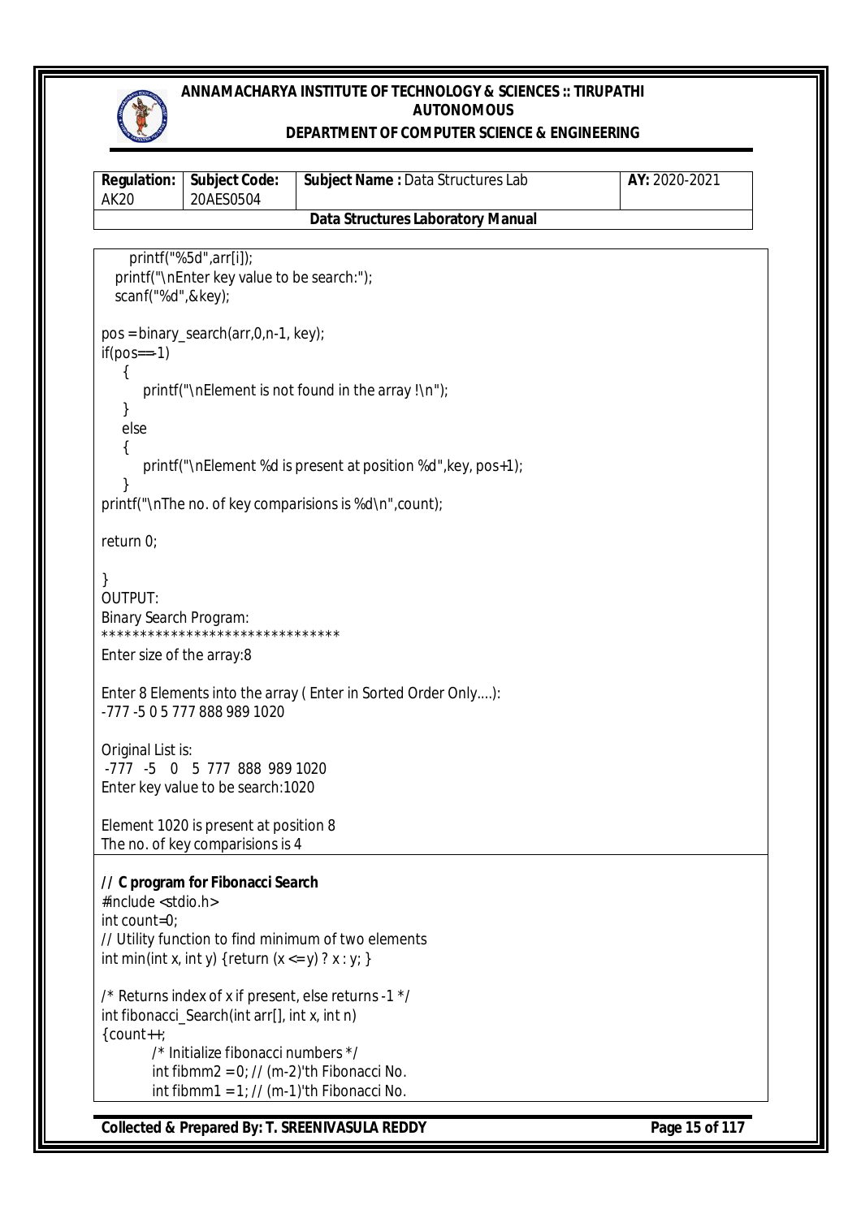```
      printf("%5d",arr[i]);
   printf("\nEnter key value to be search:");
   scanf("%d",&key);

pos = binary_search(arr,0,n-1, key);
if(pos==-1)
    {
       printf("\nElement is not found in the array !\n");
    }
    else
    {
       printf("\nElement %d is present at position %d",key, pos+1);
    }
printf("\nThe no. of key comparisions is %d\n",count);

return 0;

}
```

OUTPUT:

```
Binary Search Program:
*******************************
Enter size of the array:8

Enter 8 Elements into the array ( Enter in Sorted Order Only....):
-777 -5 0 5 777 888 989 1020

Original List is:
 -777  -5   0   5  777  888  989 1020
Enter key value to be search:1020

Element 1020 is present at position 8
The no. of key comparisions is 4
```

**// C program for Fibonacci Search**

```
#include <stdio.h>
int count=0;
// Utility function to find minimum of two elements
int min(int x, int y) {return (x <= y) ? x : y; }

/* Returns index of x if present, else returns -1 */
int fibonacci_Search(int arr[], int x, int n)
{count++;
        /* Initialize fibonacci numbers */
        int fibmm2 = 0; // (m-2)'th Fibonacci No.
        int fibmm1 = 1; // (m-1)'th Fibonacci No.
```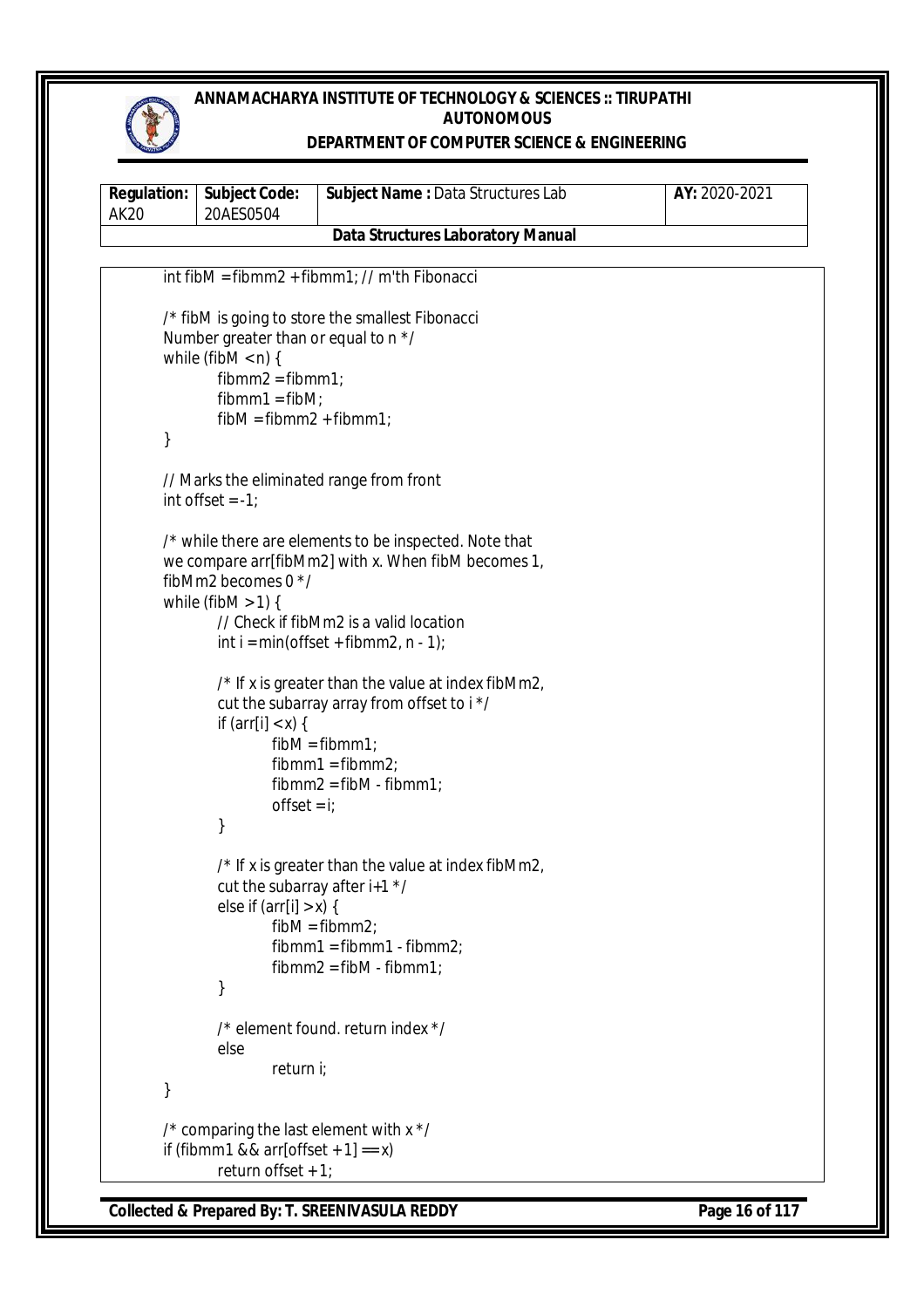```
	int fibM = fibmm2 + fibmm1; // m'th Fibonacci

	/* fibM is going to store the smallest Fibonacci
	Number greater than or equal to n */
	while (fibM < n) {
		fibmm2 = fibmm1;
		fibmm1 = fibM;
		fibM = fibmm2 + fibmm1;
	}

	// Marks the eliminated range from front
	int offset = -1;

	/* while there are elements to be inspected. Note that
	we compare arr[fibMm2] with x. When fibM becomes 1,
	fibMm2 becomes 0 */
	while (fibM > 1) {
		// Check if fibMm2 is a valid location
		int i = min(offset + fibmm2, n - 1);

		/* If x is greater than the value at index fibMm2,
		cut the subarray array from offset to i */
		if (arr[i] < x) {
			fibM = fibmm1;
			fibmm1 = fibmm2;
			fibmm2 = fibM - fibmm1;
			offset = i;
		}

		/* If x is greater than the value at index fibMm2,
		cut the subarray after i+1 */
		else if (arr[i] > x) {
			fibM = fibmm2;
			fibmm1 = fibmm1 - fibmm2;
			fibmm2 = fibM - fibmm1;
		}

		/* element found. return index */
		else
			return i;
	}

	/* comparing the last element with x */
	if (fibmm1 && arr[offset + 1] == x)
		return offset + 1;
```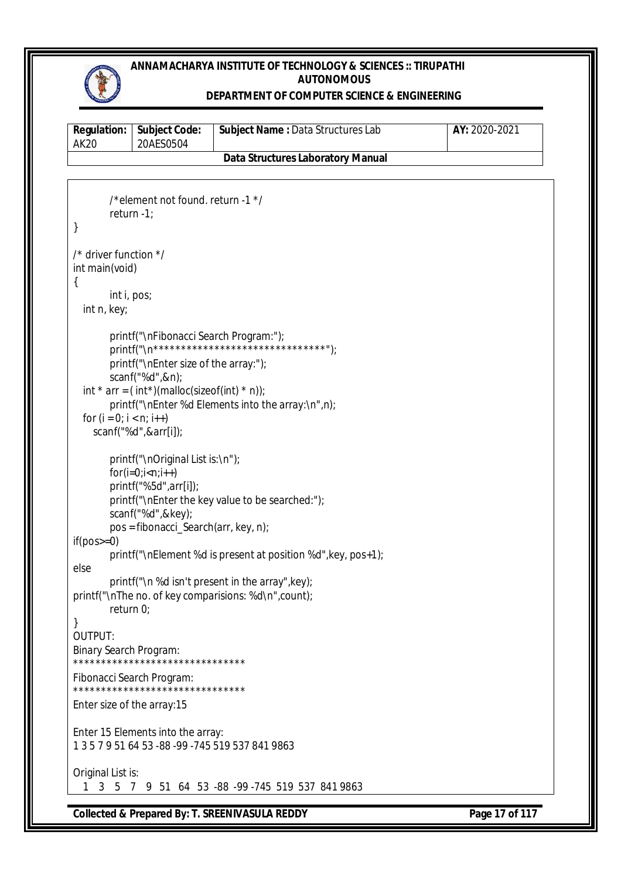```
        /*element not found. return -1 */
        return -1;
}

/* driver function */
int main(void)
{
        int i, pos;
   int n, key;

        printf("\nFibonacci Search Program:");
        printf("\n********************************");
        printf("\nEnter size of the array:");
        scanf("%d",&n);
   int * arr = ( int*)(malloc(sizeof(int) * n));
        printf("\nEnter %d Elements into the array:\n",n);
   for (i = 0; i < n; i++)
     scanf("%d",&arr[i]);

        printf("\nOriginal List is:\n");
        for(i=0;i<n;i++)
        printf("%5d",arr[i]);
        printf("\nEnter the key value to be searched:");
        scanf("%d",&key);
        pos = fibonacci_Search(arr, key, n);
if(pos>=0)
        printf("\nElement %d is present at position %d",key, pos+1);
else
        printf("\n %d isn't present in the array",key);
printf("\nThe no. of key comparisions: %d\n",count);
        return 0;
}
```

OUTPUT:

```
Binary Search Program:
*******************************
Fibonacci Search Program:
*******************************
Enter size of the array:15

Enter 15 Elements into the array:
1 3 5 7 9 51 64 53 -88 -99 -745 519 537 841 9863

Original List is:
    1    3    5    7    9   51   64   53  -88  -99 -745  519  537  841 9863
```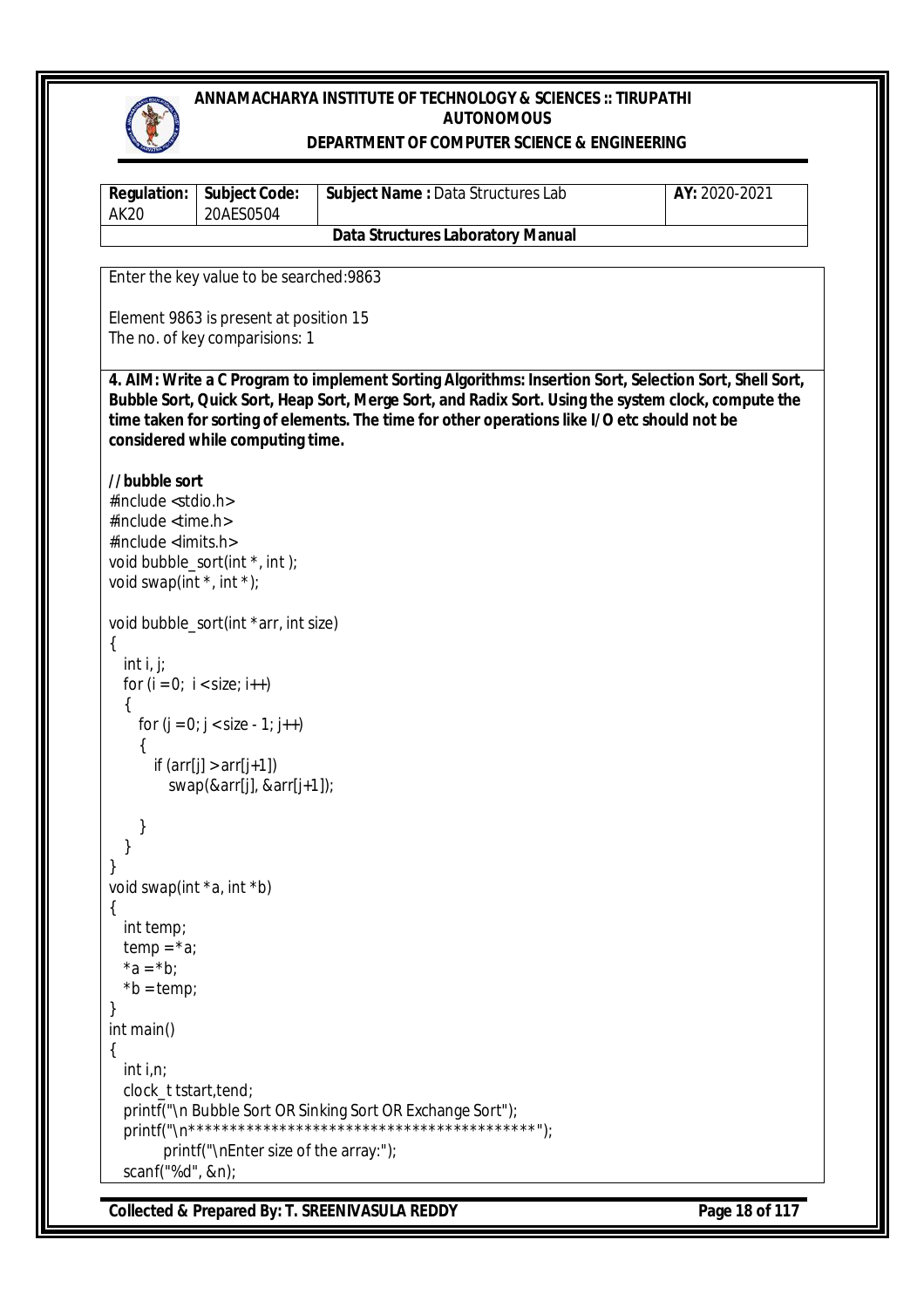```
Enter the key value to be searched:9863

Element 9863 is present at position 15
The no. of key comparisions: 1
```

**4. AIM: Write a C Program to implement Sorting Algorithms: Insertion Sort, Selection Sort, Shell Sort, Bubble Sort, Quick Sort, Heap Sort, Merge Sort, and Radix Sort. Using the system clock, compute the time taken for sorting of elements. The time for other operations like I/O etc should not be considered while computing time.**

**//bubble sort**

```c
#include <stdio.h>
#include <time.h>
#include <limits.h>
void bubble_sort(int *, int );
void swap(int *, int *);

void bubble_sort(int *arr, int size)
{
  int i, j;
  for (i = 0;  i < size; i++)
  {
    for (j = 0; j < size - 1; j++)
    {
      if (arr[j] > arr[j+1])
        swap(&arr[j], &arr[j+1]);

    }
  }
}
void swap(int *a, int *b)
{
  int temp;
  temp = *a;
  *a = *b;
  *b = temp;
}
int main()
{
  int i,n;
  clock_t tstart,tend;
  printf("\n Bubble Sort OR Sinking Sort OR Exchange Sort");
  printf("\n*******************************************");
       printf("\nEnter size of the array:");
  scanf("%d", &n);
```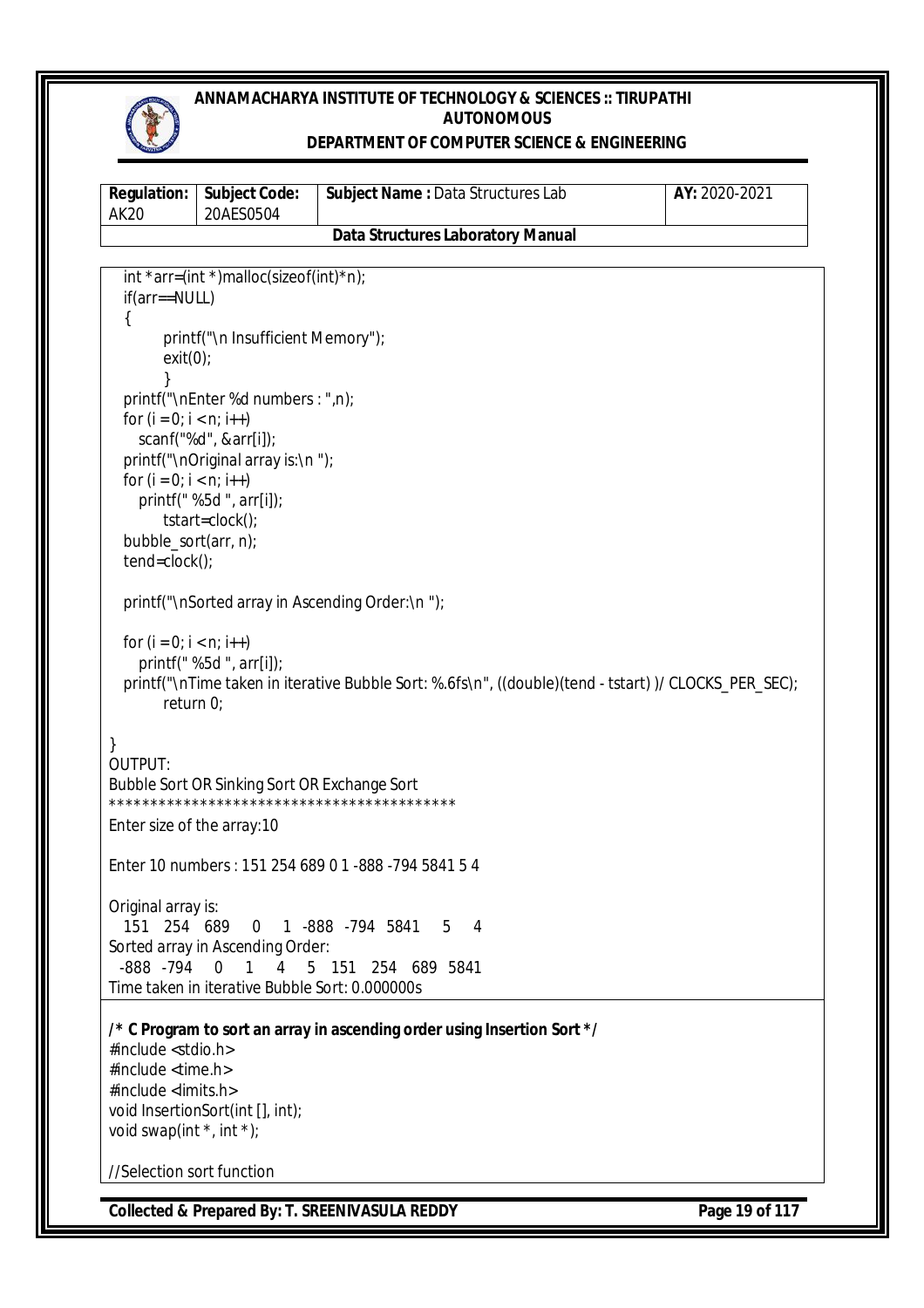```
   int *arr=(int *)malloc(sizeof(int)*n);
   if(arr==NULL)
   {
         printf("\n Insufficient Memory");
         exit(0);
         }
   printf("\nEnter %d numbers : ",n);
   for (i = 0; i < n; i++)
      scanf("%d", &arr[i]);
   printf("\nOriginal array is:\n ");
   for (i = 0; i < n; i++)
      printf(" %5d ", arr[i]);
         tstart=clock();
   bubble_sort(arr, n);
   tend=clock();

   printf("\nSorted array in Ascending Order:\n ");

   for (i = 0; i < n; i++)
      printf(" %5d ", arr[i]);
   printf("\nTime taken in iterative Bubble Sort: %.6fs\n", ((double)(tend - tstart) )/ CLOCKS_PER_SEC);
         return 0;

}
```

OUTPUT:

```
Bubble Sort OR Sinking Sort OR Exchange Sort
*******************************************
Enter size of the array:10

Enter 10 numbers : 151 254 689 0 1 -888 -794 5841 5 4

Original array is:
  151  254  689    0    1 -888 -794 5841    5    4
Sorted array in Ascending Order:
 -888 -794    0    1    4    5  151  254  689 5841
Time taken in iterative Bubble Sort: 0.000000s
```

**/* C Program to sort an array in ascending order using Insertion Sort */**

```
#include <stdio.h>
#include <time.h>
#include <limits.h>
void InsertionSort(int [], int);
void swap(int *, int *);

//Selection sort function
```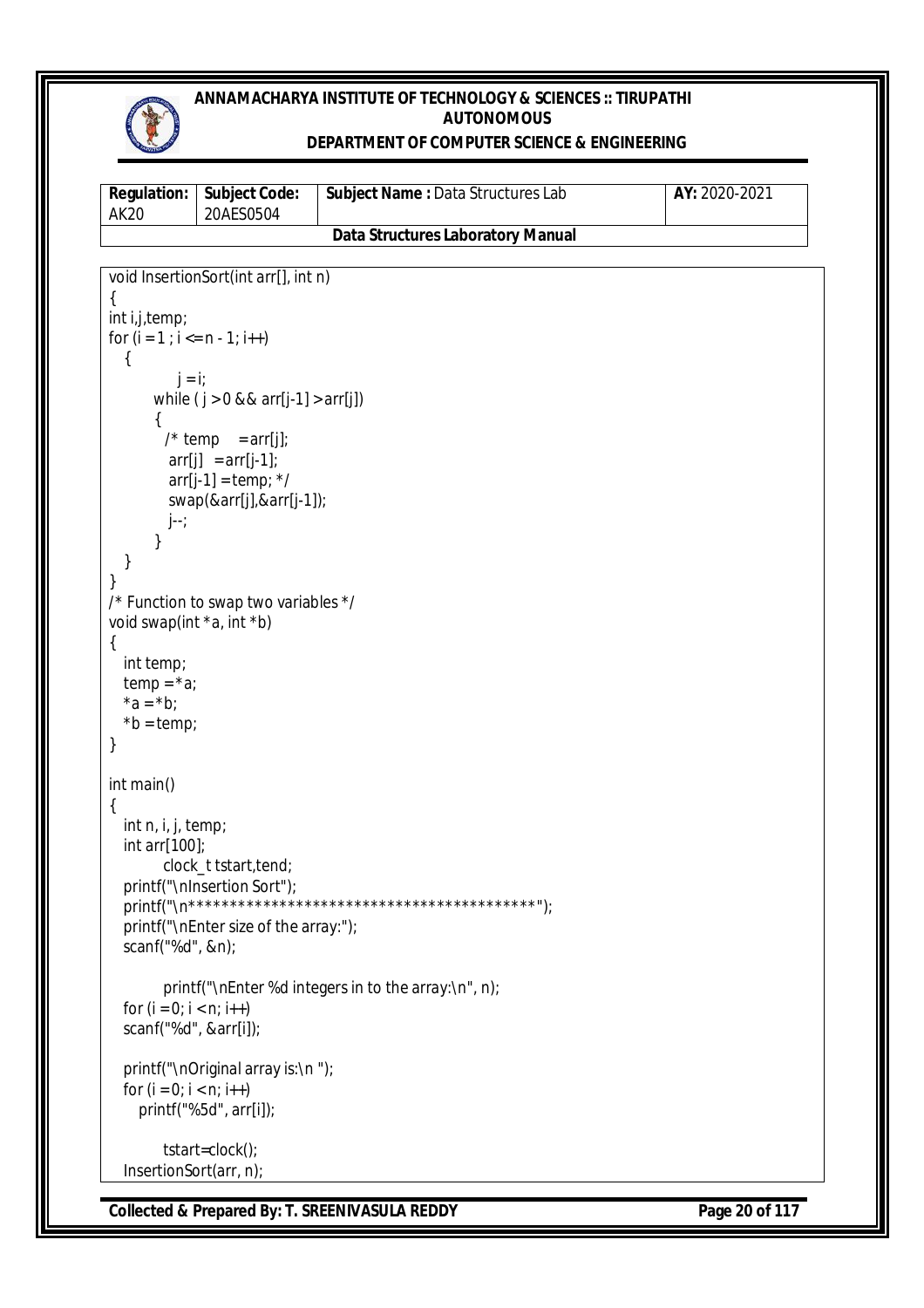```
void InsertionSort(int arr[], int n)
{
int i,j,temp;
for (i = 1 ; i <= n - 1; i++)
   {
            j = i;
         while ( j > 0 && arr[j-1] > arr[j])
         {
           /* temp     = arr[j];
            arr[j]   = arr[j-1];
            arr[j-1] = temp; */
            swap(&arr[j],&arr[j-1]);
            j--;
         }
   }
}
/* Function to swap two variables */
void swap(int *a, int *b)
{
   int temp;
   temp = *a;
   *a = *b;
   *b = temp;
}

int main()
{
   int n, i, j, temp;
   int arr[100];
          clock_t tstart,tend;
   printf("\nInsertion Sort");
   printf("\n********************************************");
   printf("\nEnter size of the array:");
   scanf("%d", &n);

          printf("\nEnter %d integers in to the array:\n", n);
   for (i = 0; i < n; i++)
   scanf("%d", &arr[i]);

   printf("\nOriginal array is:\n ");
   for (i = 0; i < n; i++)
      printf("%5d", arr[i]);

          tstart=clock();
   InsertionSort(arr, n);
```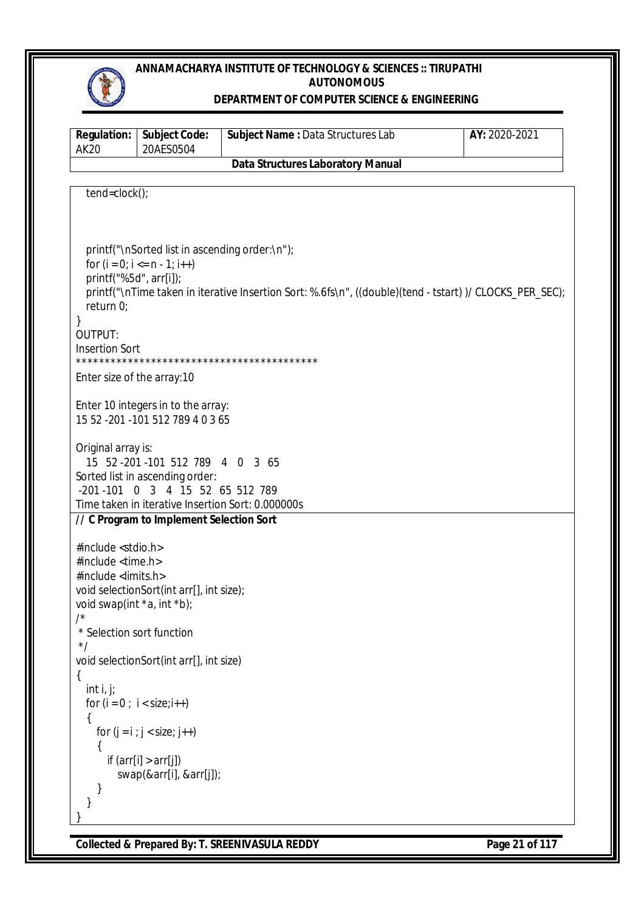```
   tend=clock();



   printf("\nSorted list in ascending order:\n");
   for (i = 0; i <= n - 1; i++)
   printf("%5d", arr[i]);
   printf("\nTime taken in iterative Insertion Sort: %.6fs\n", ((double)(tend - tstart) )/ CLOCKS_PER_SEC);
   return 0;
}
```

OUTPUT:

```
Insertion Sort
*******************************************
Enter size of the array:10

Enter 10 integers in to the array:
15 52 -201 -101 512 789 4 0 3 65

Original array is:
   15   52 -201 -101  512  789    4    0    3   65
Sorted list in ascending order:
 -201 -101    0    3    4   15   52   65  512  789
Time taken in iterative Insertion Sort: 0.000000s
```

**// C Program to Implement Selection Sort**

```
#include <stdio.h>
#include <time.h>
#include <limits.h>
void selectionSort(int arr[], int size);
void swap(int *a, int *b);
/*
 * Selection sort function
 */
void selectionSort(int arr[], int size)
{
   int i, j;
   for (i = 0 ;  i < size;i++)
   {
      for (j = i ; j < size; j++)
      {
         if (arr[i] > arr[j])
            swap(&arr[i], &arr[j]);
      }
   }
}
```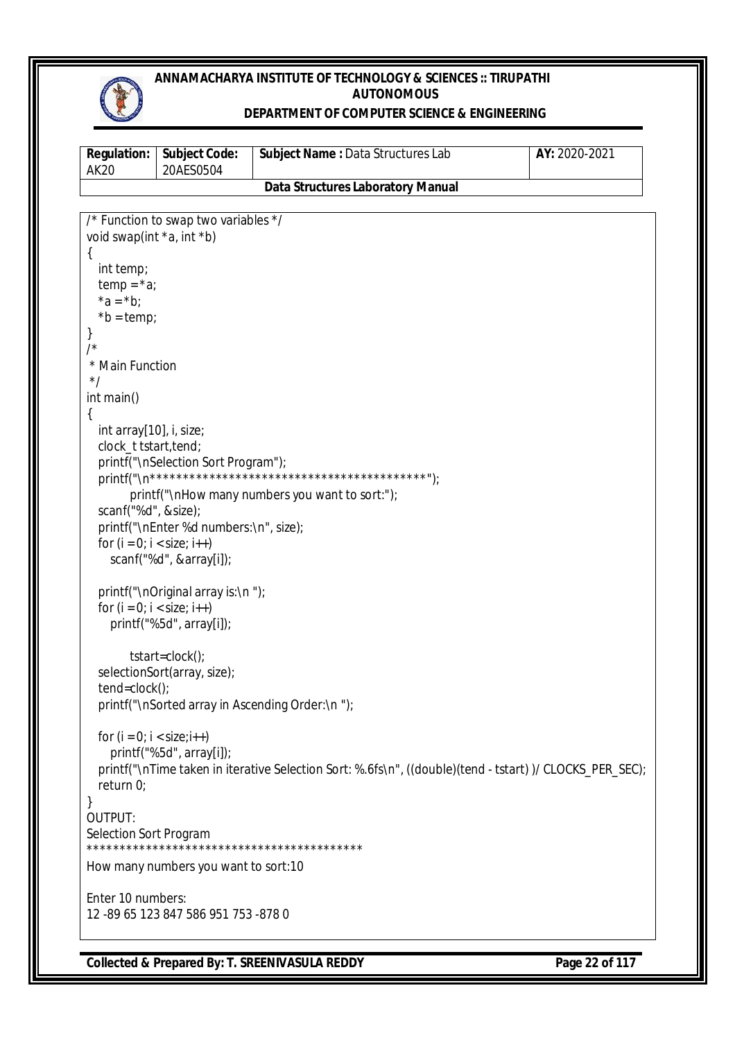```
/* Function to swap two variables */
void swap(int *a, int *b)
{
   int temp;
   temp = *a;
   *a = *b;
   *b = temp;
}
/*
 * Main Function
 */
int main()
{
   int array[10], i, size;
   clock_t tstart,tend;
   printf("\nSelection Sort Program");
   printf("\n*******************************************");
         printf("\nHow many numbers you want to sort:");
   scanf("%d", &size);
   printf("\nEnter %d numbers:\n", size);
   for (i = 0; i < size; i++)
      scanf("%d", &array[i]);

   printf("\nOriginal array is:\n ");
   for (i = 0; i < size; i++)
      printf("%5d", array[i]);

         tstart=clock();
   selectionSort(array, size);
   tend=clock();
   printf("\nSorted array in Ascending Order:\n ");

   for (i = 0; i < size;i++)
      printf("%5d", array[i]);
   printf("\nTime taken in iterative Selection Sort: %.6fs\n", ((double)(tend - tstart) )/ CLOCKS_PER_SEC);
   return 0;
}
OUTPUT:
Selection Sort Program
*******************************************
How many numbers you want to sort:10

Enter 10 numbers:
12 -89 65 123 847 586 951 753 -878 0
```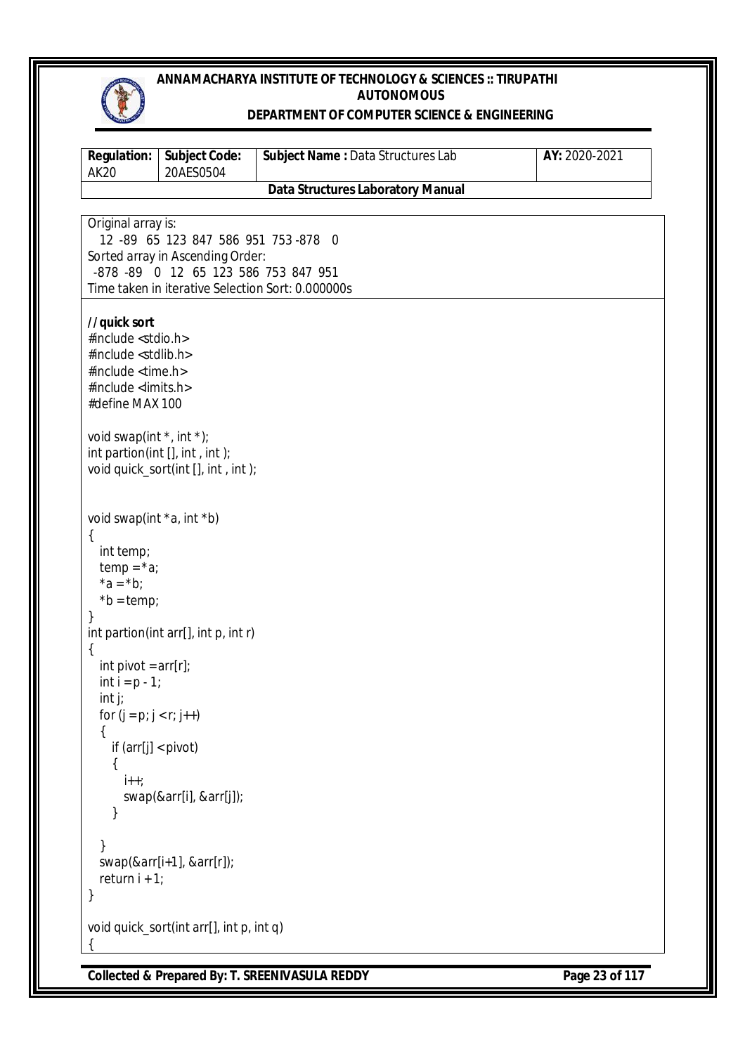```
Original array is:
  12 -89  65 123 847 586 951 753 -878   0
Sorted array in Ascending Order:
 -878 -89   0  12  65 123 586 753 847 951
Time taken in iterative Selection Sort: 0.000000s
```

**//quick sort**

```c
#include <stdio.h>
#include <stdlib.h>
#include <time.h>
#include <limits.h>
#define MAX 100

void swap(int *, int *);
int partion(int [], int , int );
void quick_sort(int [], int , int );


void swap(int *a, int *b)
{
  int temp;
  temp = *a;
  *a = *b;
  *b = temp;
}
int partion(int arr[], int p, int r)
{
  int pivot = arr[r];
  int i = p - 1;
  int j;
  for (j = p; j < r; j++)
  {
    if (arr[j] < pivot)
    {
      i++;
      swap(&arr[i], &arr[j]);
    }

  }
  swap(&arr[i+1], &arr[r]);
  return i + 1;
}

void quick_sort(int arr[], int p, int q)
{
```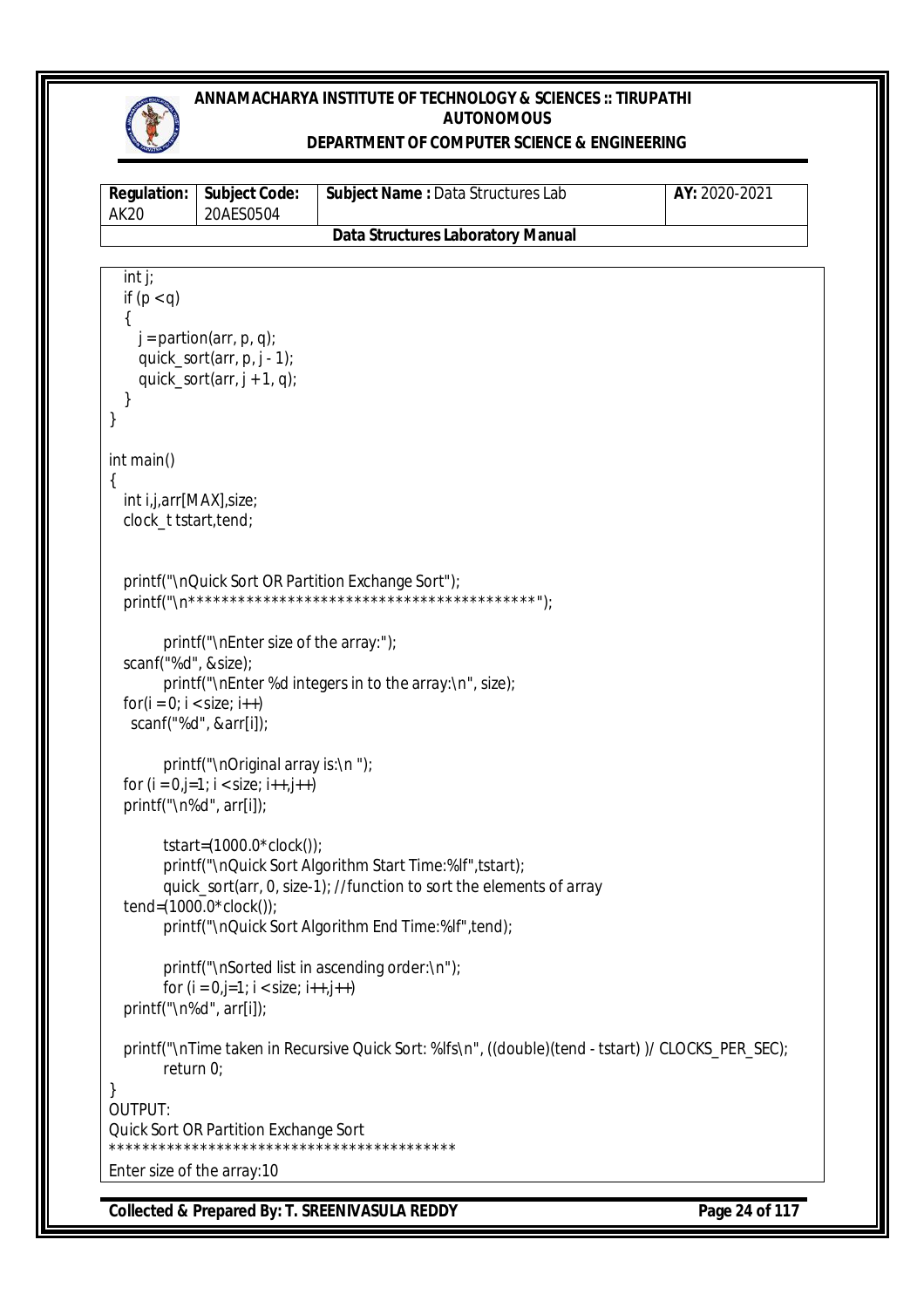```
    int j;
    if (p < q)
    {
        j = partion(arr, p, q);
        quick_sort(arr, p, j - 1);
        quick_sort(arr, j + 1, q);
    }
}

int main()
{
    int i,j,arr[MAX],size;
    clock_t tstart,tend;


    printf("\nQuick Sort OR Partition Exchange Sort");
    printf("\n******************************************");

        printf("\nEnter size of the array:");
    scanf("%d", &size);
        printf("\nEnter %d integers in to the array:\n", size);
    for(i = 0; i < size; i++)
      scanf("%d", &arr[i]);

        printf("\nOriginal array is:\n ");
    for (i = 0,j=1; i < size; i++,j++)
    printf("\n%d", arr[i]);

        tstart=(1000.0*clock());
        printf("\nQuick Sort Algorithm Start Time:%lf",tstart);
        quick_sort(arr, 0, size-1); //function to sort the elements of array
    tend=(1000.0*clock());
        printf("\nQuick Sort Algorithm End Time:%lf",tend);

        printf("\nSorted list in ascending order:\n");
        for (i = 0,j=1; i < size; i++,j++)
    printf("\n%d", arr[i]);

    printf("\nTime taken in Recursive Quick Sort: %lfs\n", ((double)(tend - tstart) )/ CLOCKS_PER_SEC);
        return 0;
}
```

OUTPUT:

```
Quick Sort OR Partition Exchange Sort
******************************************
Enter size of the array:10
```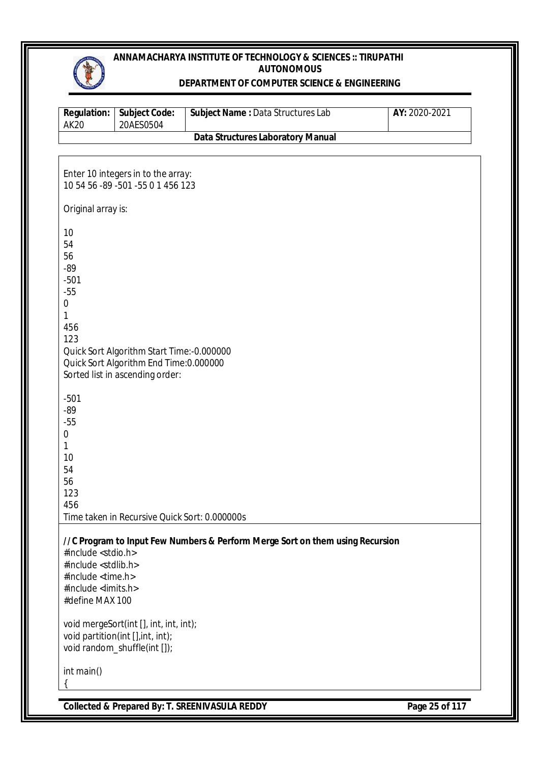Enter 10 integers in to the array:
10 54 56 -89 -501 -55 0 1 456 123

Original array is:

10
54
56
-89
-501
-55
0
1
456
123
Quick Sort Algorithm Start Time:-0.000000
Quick Sort Algorithm End Time:0.000000
Sorted list in ascending order:

-501
-89
-55
0
1
10
54
56
123
456
Time taken in Recursive Quick Sort: 0.000000s

**// C Program to Input Few Numbers & Perform Merge Sort on them using Recursion**

```
#include <stdio.h>
#include <stdlib.h>
#include <time.h>
#include <limits.h>
#define MAX 100

void mergeSort(int [], int, int, int);
void partition(int [],int, int);
void random_shuffle(int []);

int main()
{
```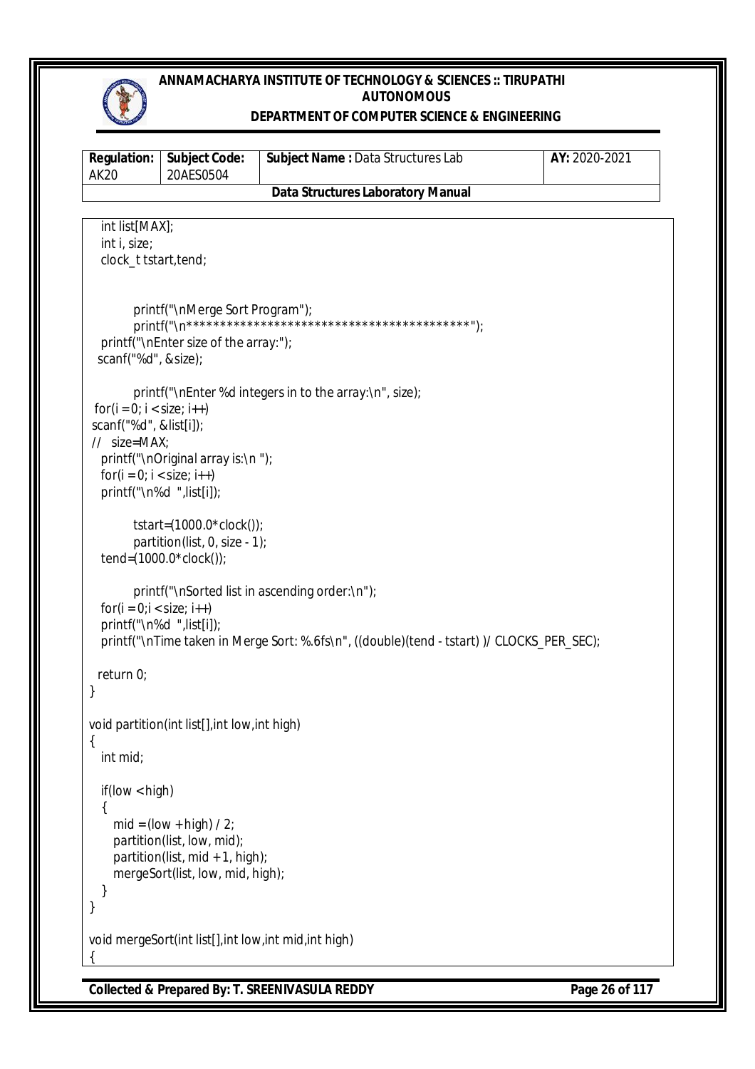```
   int list[MAX];
   int i, size;
   clock_t tstart,tend;


          printf("\nMerge Sort Program");
          printf("\n*********************************************");
   printf("\nEnter size of the array:");
  scanf("%d", &size);

          printf("\nEnter %d integers in to the array:\n", size);
 for(i = 0; i < size; i++)
 scanf("%d", &list[i]);
 //  size=MAX;
   printf("\nOriginal array is:\n ");
   for(i = 0; i < size; i++)
   printf("\n%d  ",list[i]);

          tstart=(1000.0*clock());
          partition(list, 0, size - 1);
   tend=(1000.0*clock());

          printf("\nSorted list in ascending order:\n");
   for(i = 0;i < size; i++)
   printf("\n%d  ",list[i]);
   printf("\nTime taken in Merge Sort: %.6fs\n", ((double)(tend - tstart) )/ CLOCKS_PER_SEC);

  return 0;
}

void partition(int list[],int low,int high)
{
   int mid;

   if(low < high)
   {
      mid = (low + high) / 2;
      partition(list, low, mid);
      partition(list, mid + 1, high);
      mergeSort(list, low, mid, high);
   }
}

void mergeSort(int list[],int low,int mid,int high)
{
```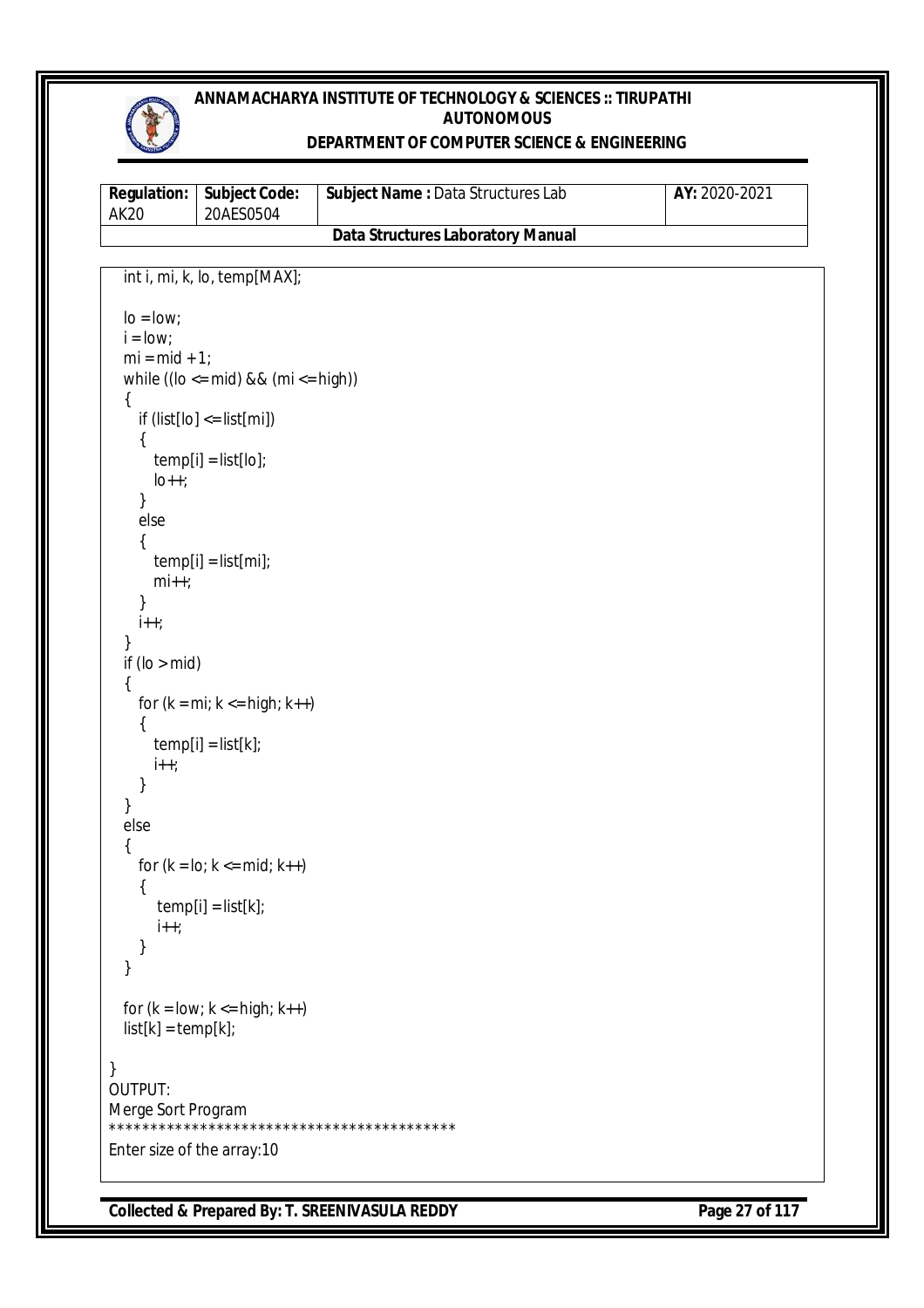```
  int i, mi, k, lo, temp[MAX];

  lo = low;
  i = low;
  mi = mid + 1;
  while ((lo <= mid) && (mi <= high))
  {
    if (list[lo] <= list[mi])
    {
      temp[i] = list[lo];
      lo++;
    }
    else
    {
      temp[i] = list[mi];
      mi++;
    }
    i++;
  }
  if (lo > mid)
  {
    for (k = mi; k <= high; k++)
    {
      temp[i] = list[k];
      i++;
    }
  }
  else
  {
    for (k = lo; k <= mid; k++)
    {
       temp[i] = list[k];
       i++;
    }
  }

  for (k = low; k <= high; k++)
  list[k] = temp[k];

}
```

OUTPUT:

```
Merge Sort Program
*******************************************
Enter size of the array:10
```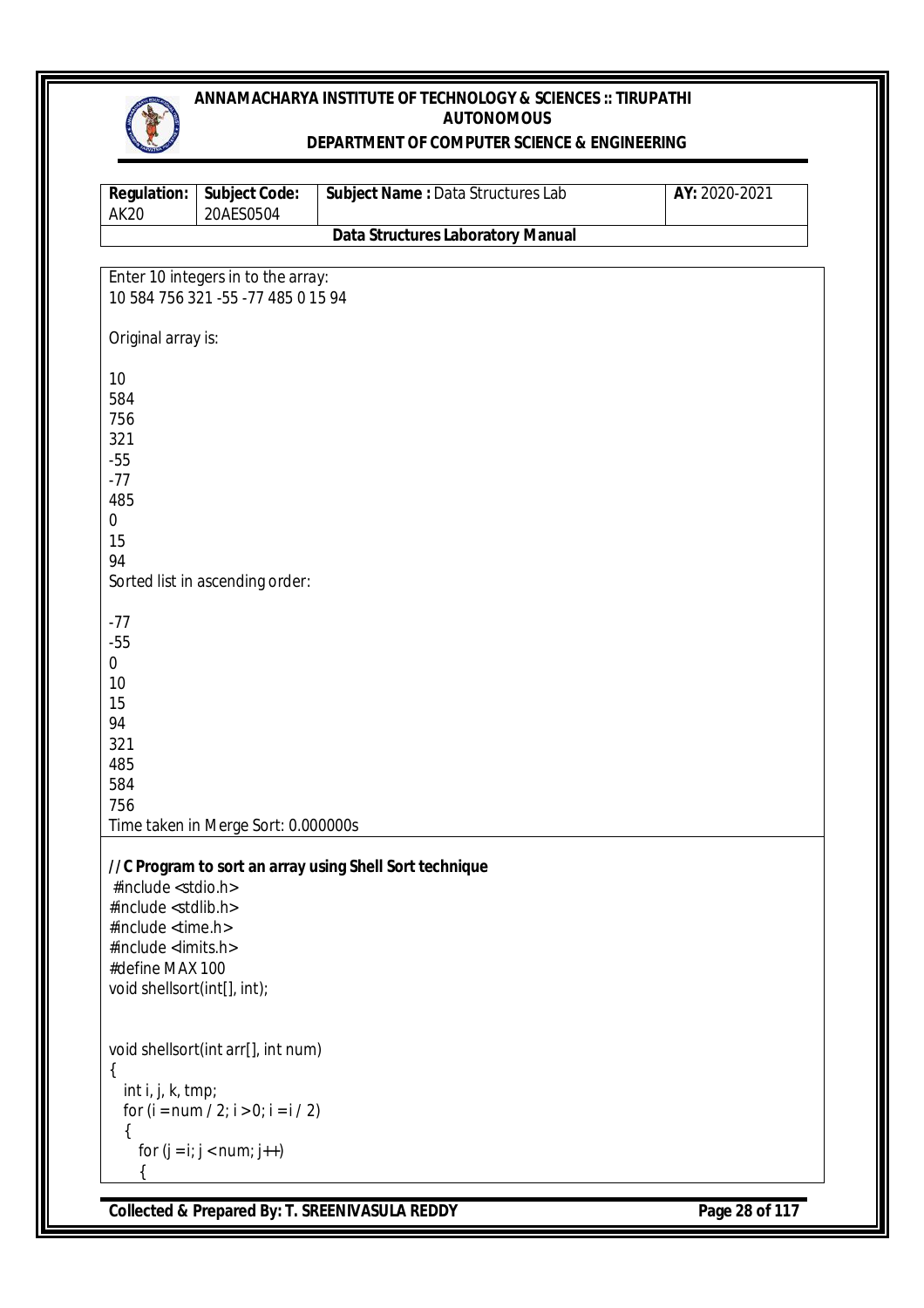```
Enter 10 integers in to the array:
10 584 756 321 -55 -77 485 0 15 94

Original array is:

10
584
756
321
-55
-77
485
0
15
94
Sorted list in ascending order:

-77
-55
0
10
15
94
321
485
584
756
Time taken in Merge Sort: 0.000000s
```

**// C Program to sort an array using Shell Sort technique**

```
 #include <stdio.h>
#include <stdlib.h>
#include <time.h>
#include <limits.h>
#define MAX 100
void shellsort(int[], int);


void shellsort(int arr[], int num)
{
   int i, j, k, tmp;
   for (i = num / 2; i > 0; i = i / 2)
   {
      for (j = i; j < num; j++)
      {
```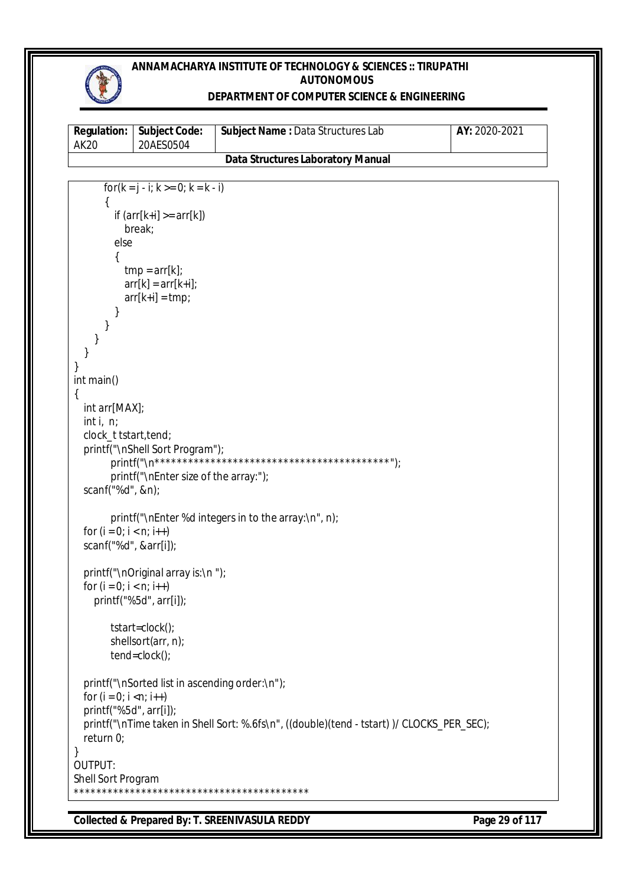```
        for(k = j - i; k >= 0; k = k - i)
        {
           if (arr[k+i] >= arr[k])
              break;
           else
           {
              tmp = arr[k];
              arr[k] = arr[k+i];
              arr[k+i] = tmp;
           }
        }
     }
   }
}
int main()
{
   int arr[MAX];
   int i,  n;
   clock_t tstart,tend;
   printf("\nShell Sort Program");
          printf("\n*******************************************");
          printf("\nEnter size of the array:");
   scanf("%d", &n);

          printf("\nEnter %d integers in to the array:\n", n);
   for (i = 0; i < n; i++)
   scanf("%d", &arr[i]);

   printf("\nOriginal array is:\n ");
   for (i = 0; i < n; i++)
      printf("%5d", arr[i]);

          tstart=clock();
          shellsort(arr, n);
          tend=clock();

   printf("\nSorted list in ascending order:\n");
   for (i = 0; i <n; i++)
   printf("%5d", arr[i]);
   printf("\nTime taken in Shell Sort: %.6fs\n", ((double)(tend - tstart) )/ CLOCKS_PER_SEC);
   return 0;
}
OUTPUT:
Shell Sort Program
*******************************************
```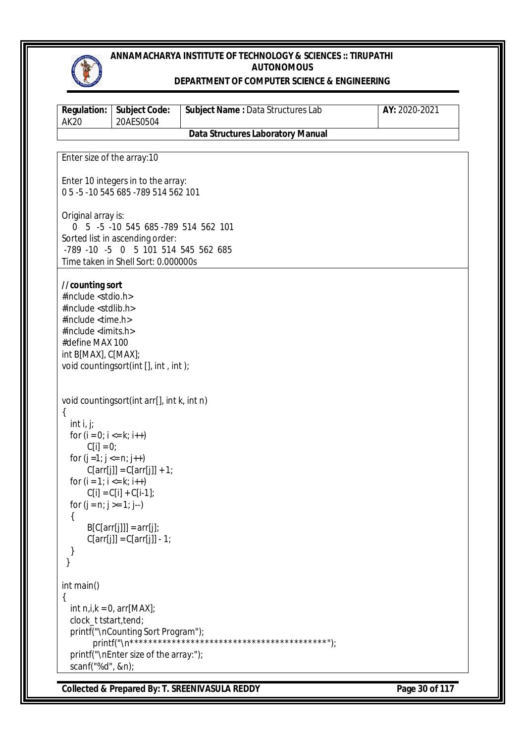```
Enter size of the array:10

Enter 10 integers in to the array:
0 5 -5 -10 545 685 -789 514 562 101

Original array is:
   0   5  -5  -10  545  685 -789  514  562  101
Sorted list in ascending order:
 -789  -10  -5   0   5  101  514  545  562  685
Time taken in Shell Sort: 0.000000s
```

```
//counting sort
#include <stdio.h>
#include <stdlib.h>
#include <time.h>
#include <limits.h>
#define MAX 100
int B[MAX], C[MAX];
void countingsort(int [], int , int );


void countingsort(int arr[], int k, int n)
{
  int i, j;
  for (i = 0; i <= k; i++)
       C[i] = 0;
  for (j = 1; j <= n; j++)
       C[arr[j]] = C[arr[j]] + 1;
  for (i = 1; i <= k; i++)
       C[i] = C[i] + C[i-1];
  for (j = n; j >= 1; j--)
  {
       B[C[arr[j]]] = arr[j];
       C[arr[j]] = C[arr[j]] - 1;
  }
 }

int main()
{
  int n,i,k = 0, arr[MAX];
  clock_t tstart,tend;
  printf("\nCounting Sort Program");
        printf("\n********************************************");
  printf("\nEnter size of the array:");
  scanf("%d", &n);
```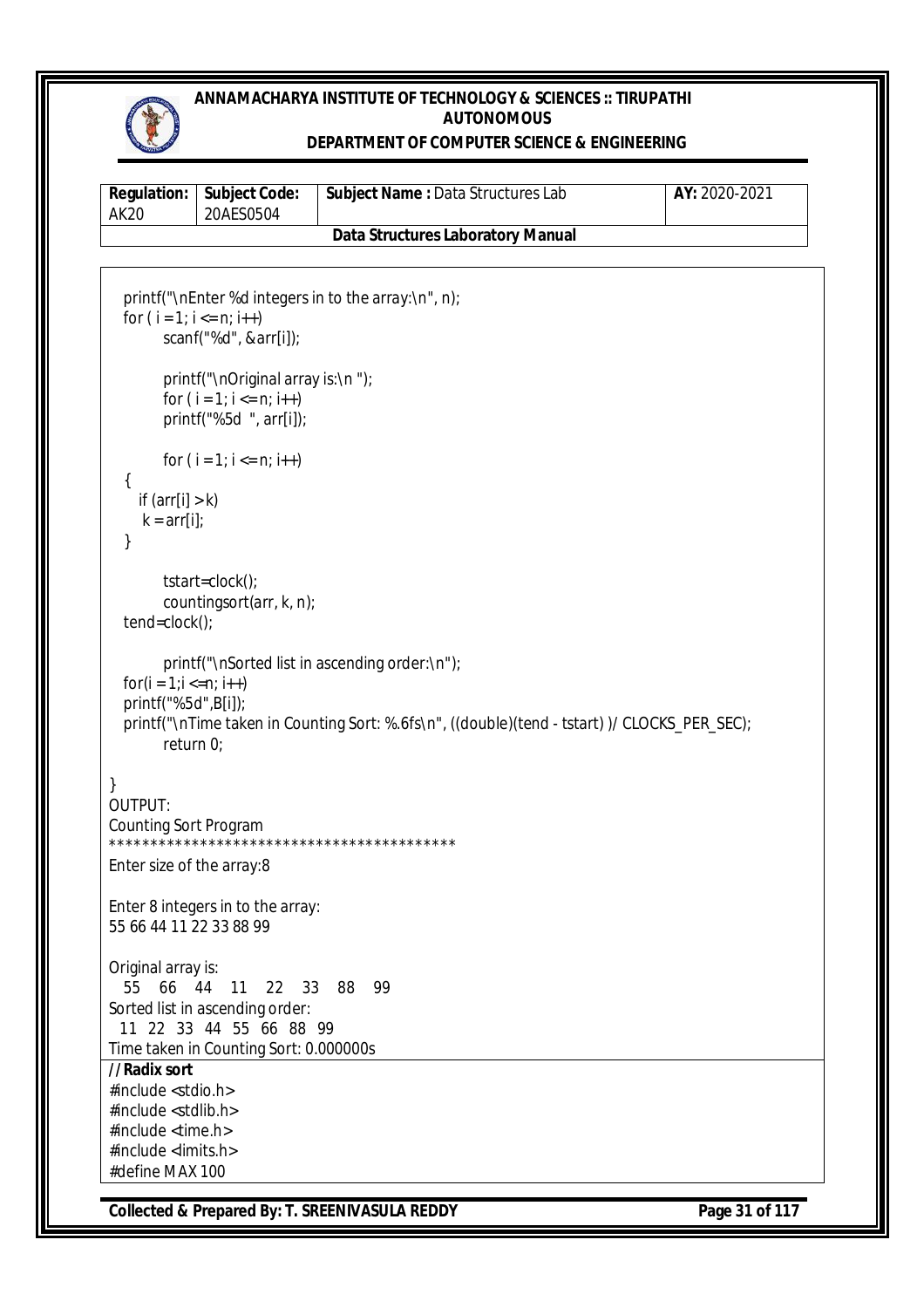```
   printf("\nEnter %d integers in to the array:\n", n);
   for ( i = 1; i <= n; i++)
         scanf("%d", &arr[i]);

         printf("\nOriginal array is:\n ");
         for ( i = 1; i <= n; i++)
         printf("%5d  ", arr[i]);

         for ( i = 1; i <= n; i++)
   {
     if (arr[i] > k)
      k = arr[i];
   }

         tstart=clock();
         countingsort(arr, k, n);
   tend=clock();

         printf("\nSorted list in ascending order:\n");
   for(i = 1;i <=n; i++)
   printf("%5d",B[i]);
   printf("\nTime taken in Counting Sort: %.6fs\n", ((double)(tend - tstart) )/ CLOCKS_PER_SEC);
         return 0;

}
```

OUTPUT:

```
Counting Sort Program
*******************************************
Enter size of the array:8

Enter 8 integers in to the array:
55 66 44 11 22 33 88 99

Original array is:
   55   66   44   11   22   33   88   99
Sorted list in ascending order:
   11  22  33  44  55  66  88  99
Time taken in Counting Sort: 0.000000s
```

**// Radix sort**

```
#include <stdio.h>
#include <stdlib.h>
#include <time.h>
#include <limits.h>
#define MAX 100
```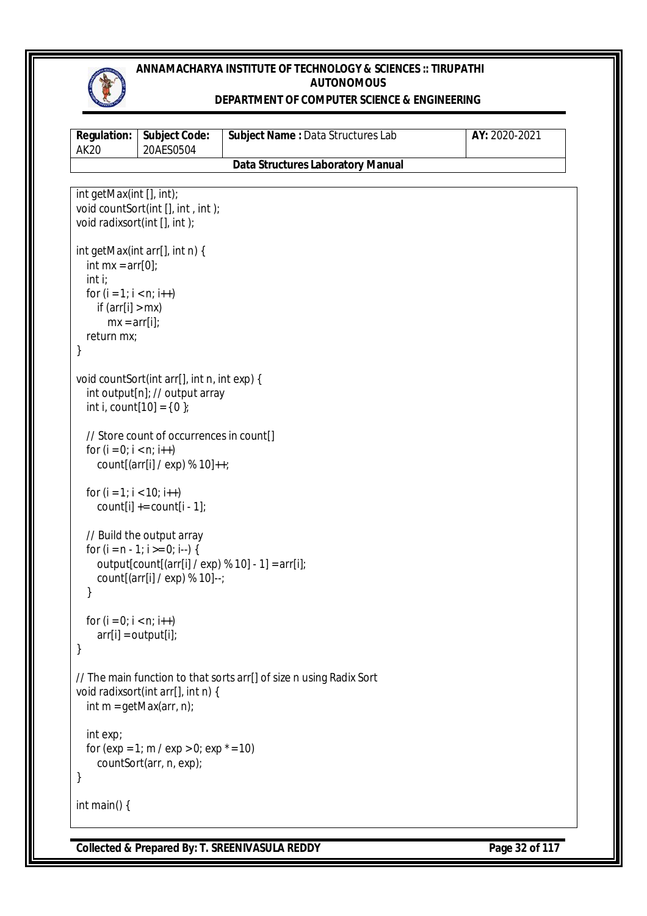```
int getMax(int [], int);
void countSort(int [], int , int );
void radixsort(int [], int );

int getMax(int arr[], int n) {
   int mx = arr[0];
   int i;
   for (i = 1; i < n; i++)
      if (arr[i] > mx)
         mx = arr[i];
   return mx;
}

void countSort(int arr[], int n, int exp) {
   int output[n]; // output array
   int i, count[10] = { 0 };

   // Store count of occurrences in count[]
   for (i = 0; i < n; i++)
      count[(arr[i] / exp) % 10]++;

   for (i = 1; i < 10; i++)
      count[i] += count[i - 1];

   // Build the output array
   for (i = n - 1; i >= 0; i--) {
      output[count[(arr[i] / exp) % 10] - 1] = arr[i];
      count[(arr[i] / exp) % 10]--;
   }

   for (i = 0; i < n; i++)
      arr[i] = output[i];
}

// The main function to that sorts arr[] of size n using Radix Sort
void radixsort(int arr[], int n) {
   int m = getMax(arr, n);

   int exp;
   for (exp = 1; m / exp > 0; exp *= 10)
      countSort(arr, n, exp);
}

int main() {
```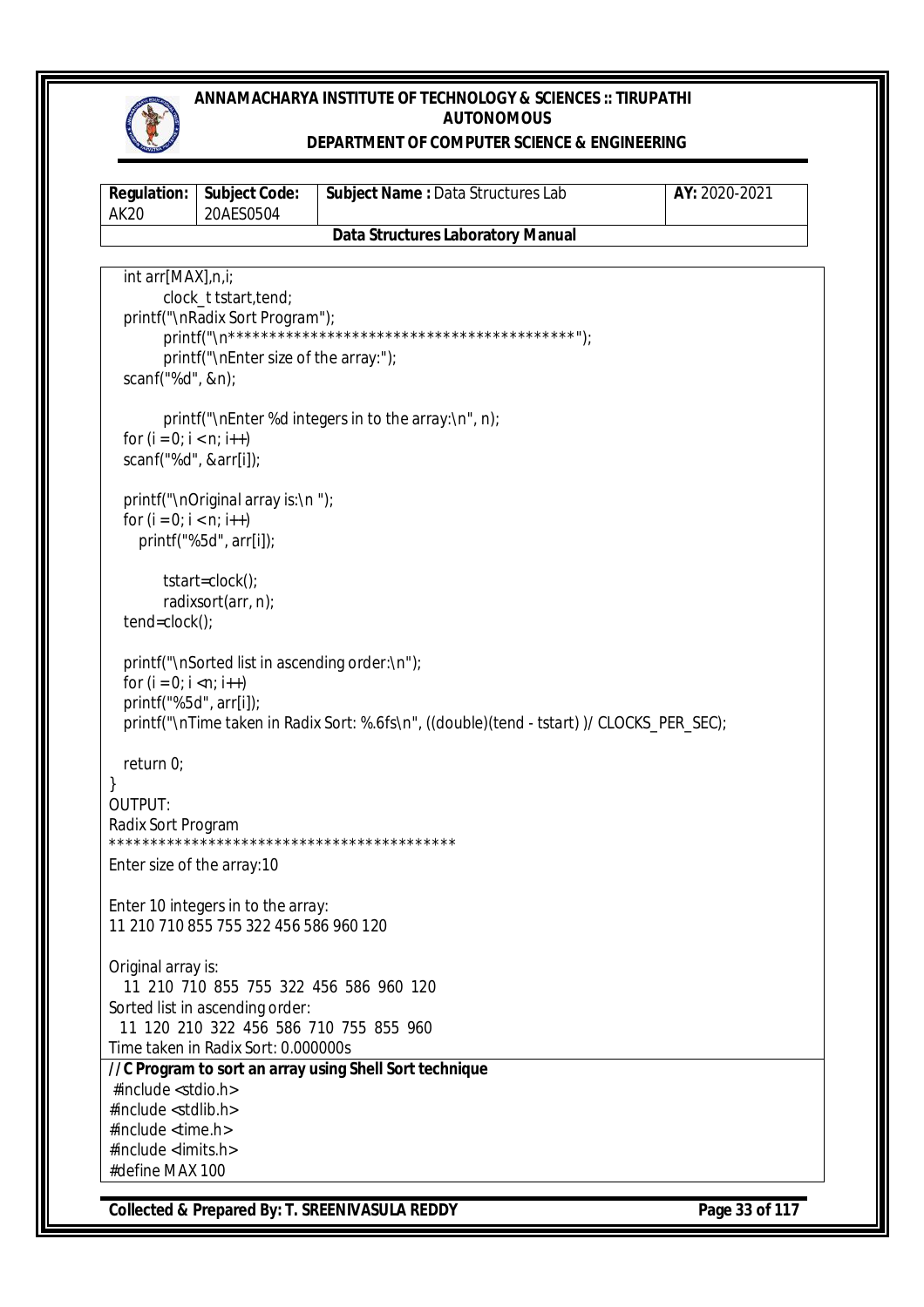```
  int arr[MAX],n,i;
        clock_t tstart,tend;
  printf("\nRadix Sort Program");
        printf("\n*******************************************");
        printf("\nEnter size of the array:");
  scanf("%d", &n);

        printf("\nEnter %d integers in to the array:\n", n);
  for (i = 0; i < n; i++)
  scanf("%d", &arr[i]);

  printf("\nOriginal array is:\n ");
  for (i = 0; i < n; i++)
     printf("%5d", arr[i]);

        tstart=clock();
        radixsort(arr, n);
  tend=clock();

  printf("\nSorted list in ascending order:\n");
  for (i = 0; i <n; i++)
  printf("%5d", arr[i]);
  printf("\nTime taken in Radix Sort: %.6fs\n", ((double)(tend - tstart) )/ CLOCKS_PER_SEC);

  return 0;
}
```

OUTPUT:

```
Radix Sort Program
*******************************************
Enter size of the array:10

Enter 10 integers in to the array:
11 210 710 855 755 322 456 586 960 120

Original array is:
  11  210  710  855  755  322  456  586  960  120
Sorted list in ascending order:
  11  120  210  322  456  586  710  755  855  960
Time taken in Radix Sort: 0.000000s
```

**// C Program to sort an array using Shell Sort technique**

```
#include <stdio.h>
#include <stdlib.h>
#include <time.h>
#include <limits.h>
#define MAX 100
```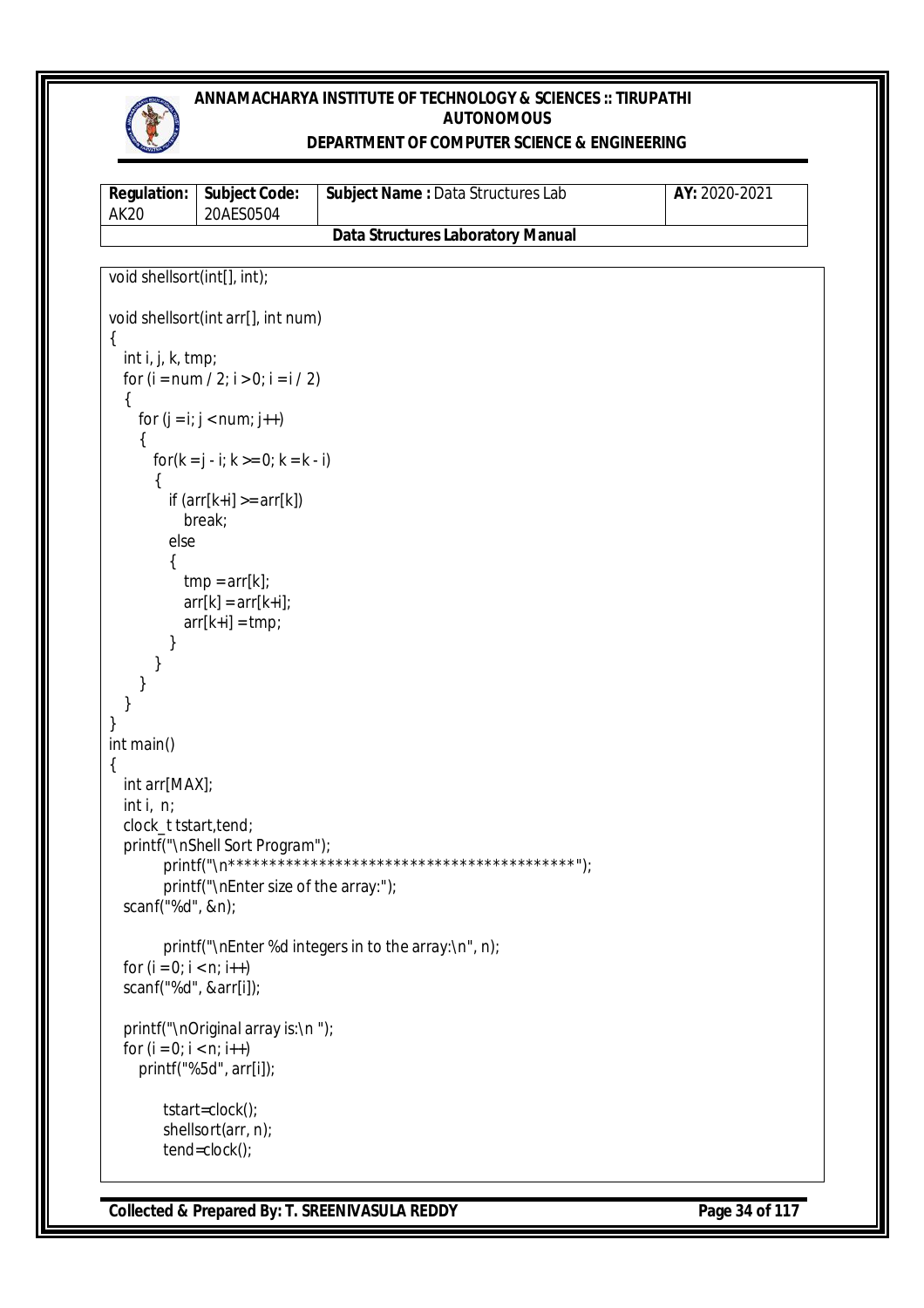```
void shellsort(int[], int);

void shellsort(int arr[], int num)
{
   int i, j, k, tmp;
   for (i = num / 2; i > 0; i = i / 2)
   {
      for (j = i; j < num; j++)
      {
         for(k = j - i; k >= 0; k = k - i)
         {
            if (arr[k+i] >= arr[k])
               break;
            else
            {
               tmp = arr[k];
               arr[k] = arr[k+i];
               arr[k+i] = tmp;
            }
         }
      }
   }
}
int main()
{
   int arr[MAX];
   int i,  n;
   clock_t tstart,tend;
   printf("\nShell Sort Program");
        printf("\n*******************************************");
        printf("\nEnter size of the array:");
   scanf("%d", &n);

        printf("\nEnter %d integers in to the array:\n", n);
   for (i = 0; i < n; i++)
   scanf("%d", &arr[i]);

   printf("\nOriginal array is:\n ");
   for (i = 0; i < n; i++)
      printf("%5d", arr[i]);

        tstart=clock();
        shellsort(arr, n);
        tend=clock();
```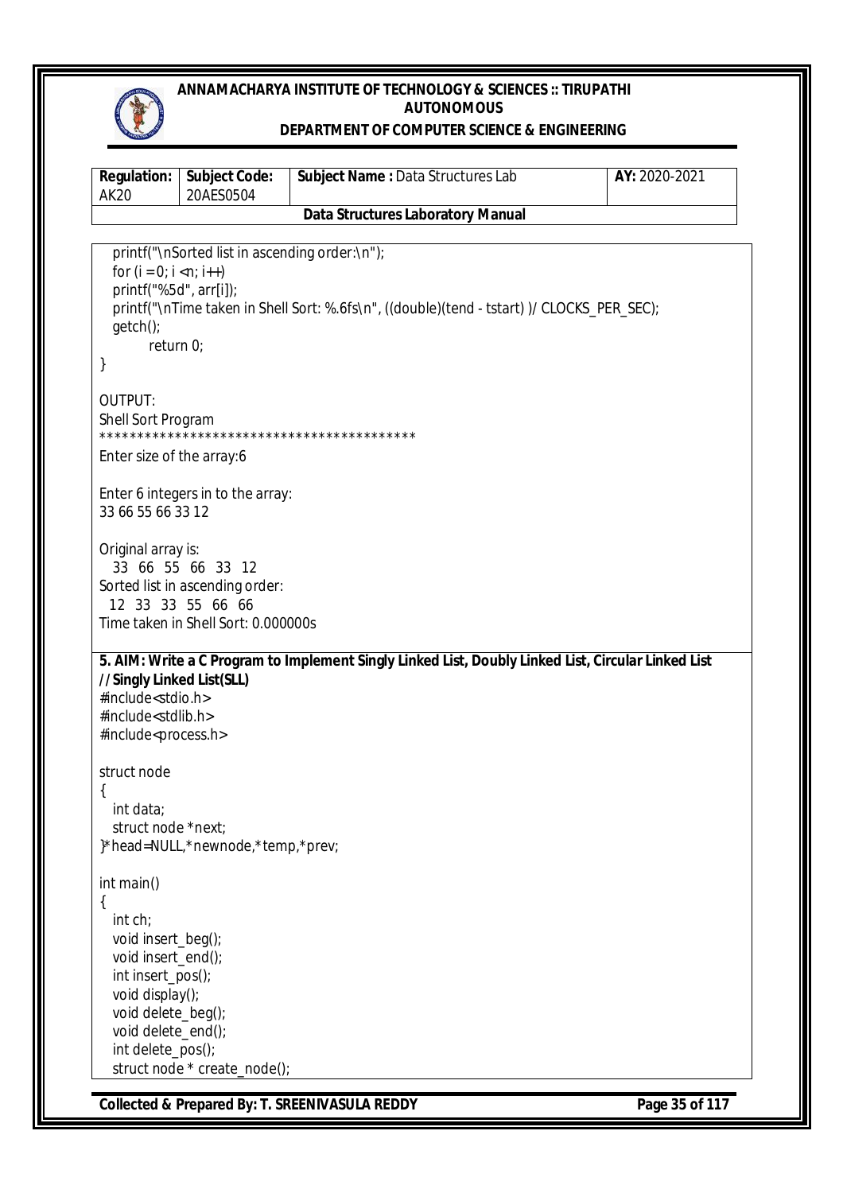```
    printf("\nSorted list in ascending order:\n");
    for (i = 0; i < n; i++)
    printf("%5d", arr[i]);
    printf("\nTime taken in Shell Sort: %.6fs\n", ((double)(tend - tstart) )/ CLOCKS_PER_SEC);
    getch();
        return 0;
}
```

OUTPUT:

```
Shell Sort Program
*******************************************
Enter size of the array:6

Enter 6 integers in to the array:
33 66 55 66 33 12

Original array is:
   33  66  55  66  33  12
Sorted list in ascending order:
   12  33  33  55  66  66
Time taken in Shell Sort: 0.000000s
```

**5. AIM: Write a C Program to Implement Singly Linked List, Doubly Linked List, Circular Linked List**

**// Singly Linked List(SLL)**

```
#include<stdio.h>
#include<stdlib.h>
#include<process.h>

struct node
{
    int data;
    struct node *next;
}*head=NULL,*newnode,*temp,*prev;

int main()
{
    int ch;
    void insert_beg();
    void insert_end();
    int insert_pos();
    void display();
    void delete_beg();
    void delete_end();
    int delete_pos();
    struct node * create_node();
```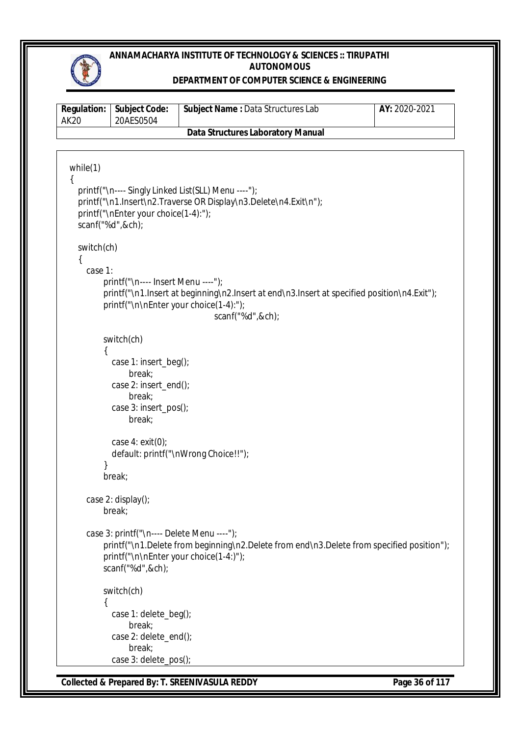```
while(1)
{
    printf("\n---- Singly Linked List(SLL) Menu ----");
    printf("\n1.Insert\n2.Traverse OR Display\n3.Delete\n4.Exit\n");
    printf("\nEnter your choice(1-4):");
    scanf("%d",&ch);

    switch(ch)
    {
      case 1:
          printf("\n---- Insert Menu ----");
          printf("\n1.Insert at beginning\n2.Insert at end\n3.Insert at specified position\n4.Exit");
          printf("\n\nEnter your choice(1-4):");
                                        scanf("%d",&ch);

          switch(ch)
          {
            case 1: insert_beg();
                break;
            case 2: insert_end();
                break;
            case 3: insert_pos();
                break;

            case 4: exit(0);
            default: printf("\nWrong Choice!!");
          }
          break;

      case 2: display();
          break;

      case 3: printf("\n---- Delete Menu ----");
          printf("\n1.Delete from beginning\n2.Delete from end\n3.Delete from specified position");
          printf("\n\nEnter your choice(1-4:)");
          scanf("%d",&ch);

          switch(ch)
          {
            case 1: delete_beg();
                break;
            case 2: delete_end();
                break;
            case 3: delete_pos();
```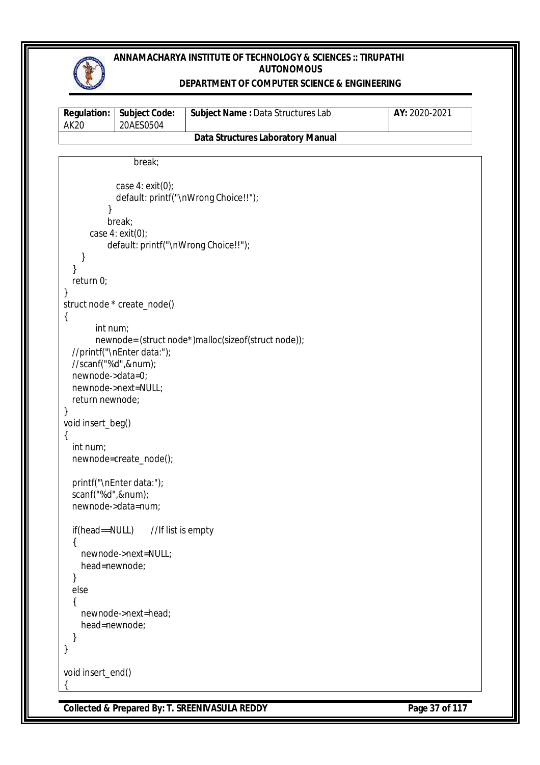```
                    break;

                case 4: exit(0);
                default: printf("\nWrong Choice!!");
            }
            break;
        case 4: exit(0);
            default: printf("\nWrong Choice!!");
    }
  }
  return 0;
}
struct node * create_node()
{
        int num;
        newnode=(struct node*)malloc(sizeof(struct node));
  //printf("\nEnter data:");
  //scanf("%d",&num);
  newnode->data=0;
  newnode->next=NULL;
  return newnode;
}
void insert_beg()
{
  int num;
  newnode=create_node();

  printf("\nEnter data:");
  scanf("%d",&num);
  newnode->data=num;

  if(head==NULL)      //If list is empty
  {
    newnode->next=NULL;
    head=newnode;
  }
  else
  {
    newnode->next=head;
    head=newnode;
  }
}

void insert_end()
{
```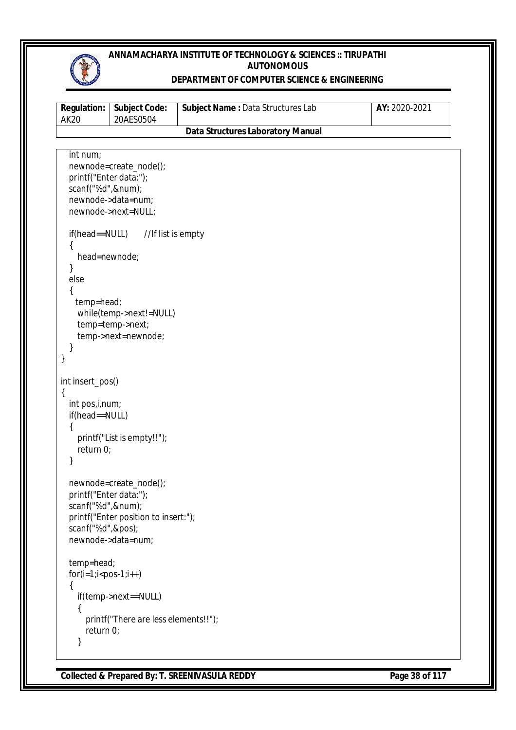```
  int num;
  newnode=create_node();
  printf("Enter data:");
  scanf("%d",&num);
  newnode->data=num;
  newnode->next=NULL;

  if(head==NULL)     //If list is empty
  {
    head=newnode;
  }
  else
  {
   temp=head;
    while(temp->next!=NULL)
    temp=temp->next;
    temp->next=newnode;
  }
}

int insert_pos()
{
  int pos,i,num;
  if(head==NULL)
  {
    printf("List is empty!!");
    return 0;
  }

  newnode=create_node();
  printf("Enter data:");
  scanf("%d",&num);
  printf("Enter position to insert:");
  scanf("%d",&pos);
  newnode->data=num;

  temp=head;
  for(i=1;i<pos-1;i++)
  {
    if(temp->next==NULL)
    {
      printf("There are less elements!!");
      return 0;
    }
```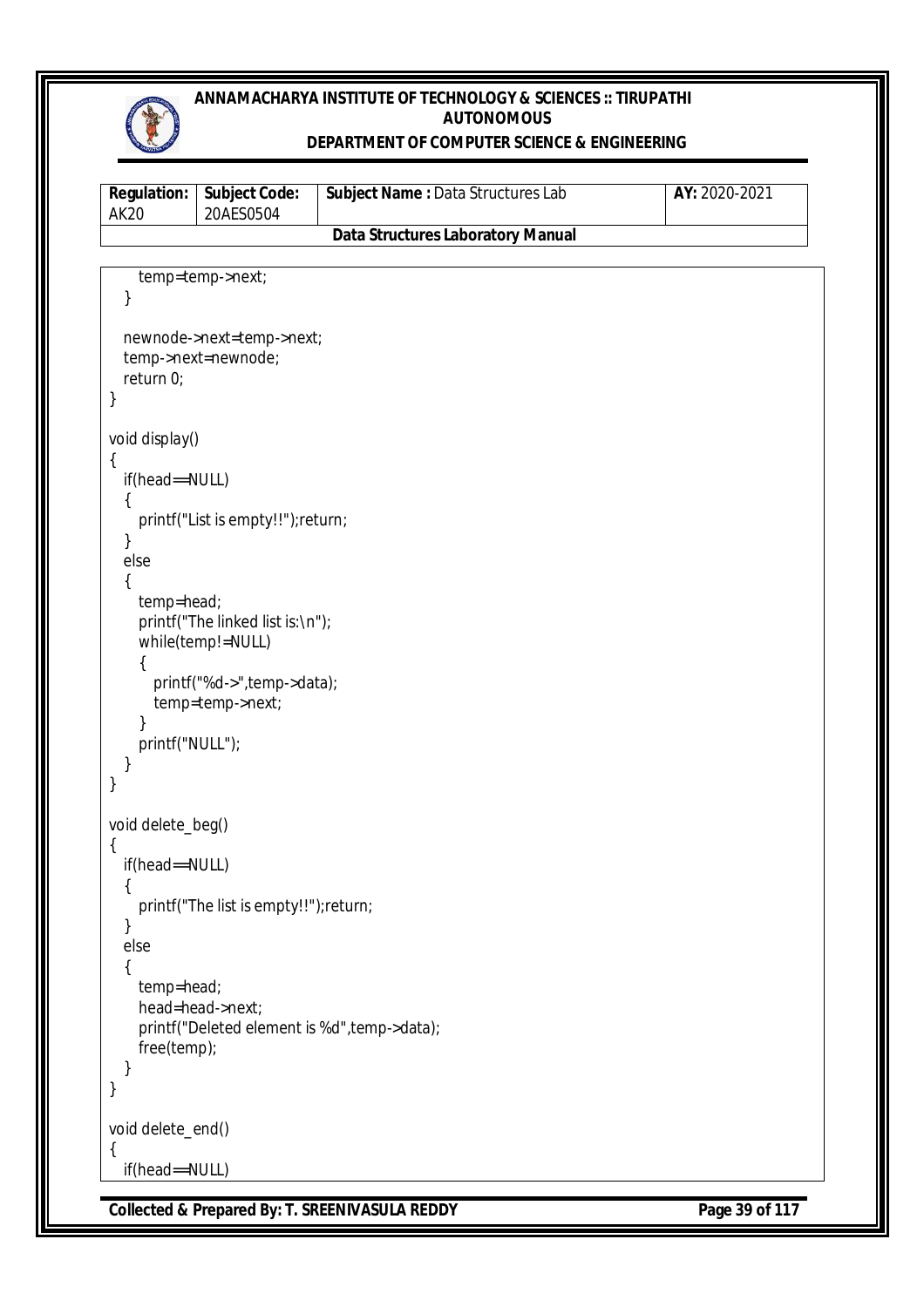```
    temp=temp->next;
  }

  newnode->next=temp->next;
  temp->next=newnode;
  return 0;
}

void display()
{
  if(head==NULL)
  {
    printf("List is empty!!");return;
  }
  else
  {
    temp=head;
    printf("The linked list is:\n");
    while(temp!=NULL)
    {
      printf("%d->",temp->data);
      temp=temp->next;
    }
    printf("NULL");
  }
}

void delete_beg()
{
  if(head==NULL)
  {
    printf("The list is empty!!");return;
  }
  else
  {
    temp=head;
    head=head->next;
    printf("Deleted element is %d",temp->data);
    free(temp);
  }
}

void delete_end()
{
  if(head==NULL)
```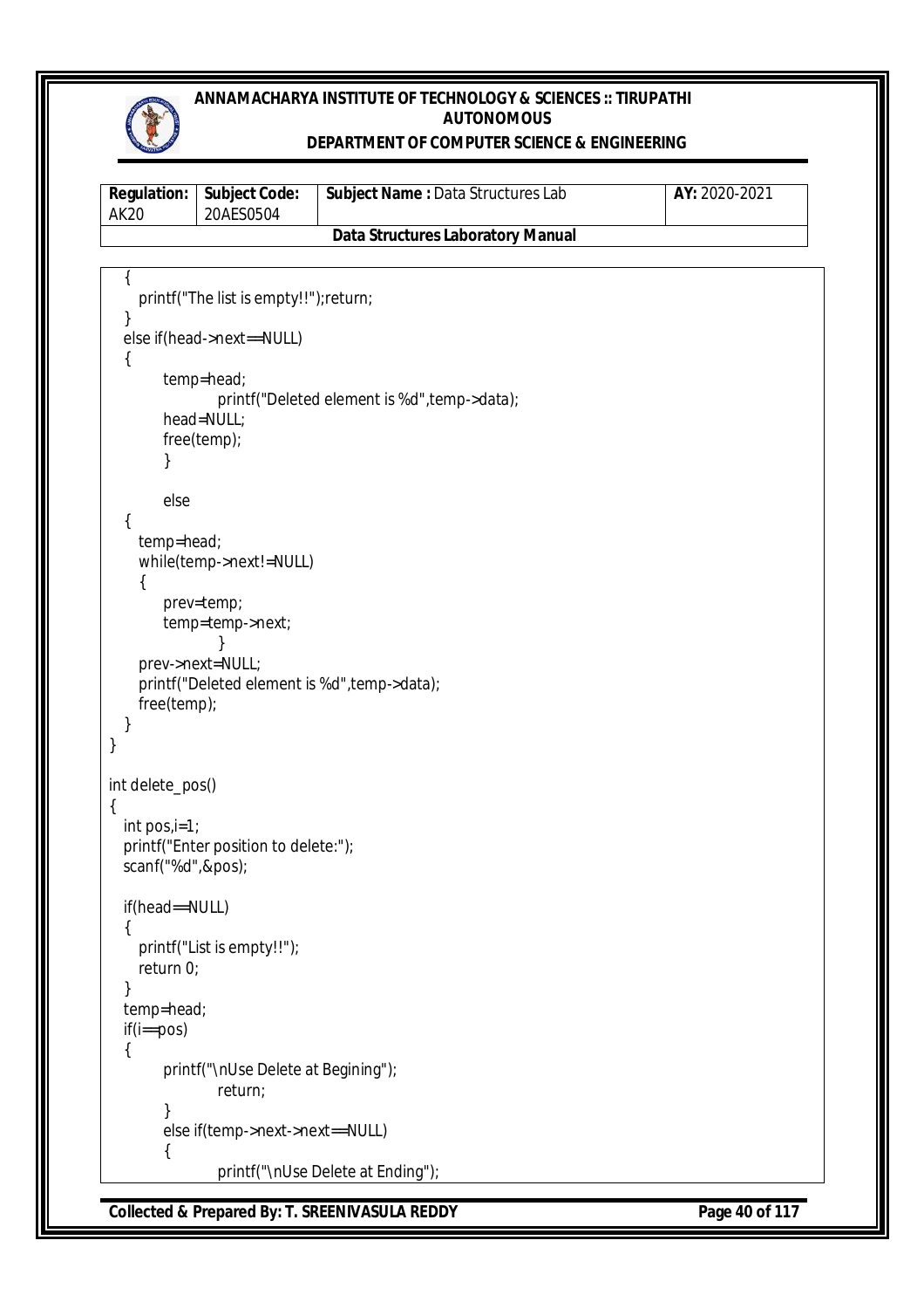```
  {
     printf("The list is empty!!");return;
  }
  else if(head->next==NULL)
  {
        temp=head;
                printf("Deleted element is %d",temp->data);
        head=NULL;
        free(temp);
        }

        else
  {
     temp=head;
     while(temp->next!=NULL)
     {
        prev=temp;
        temp=temp->next;
                }
     prev->next=NULL;
     printf("Deleted element is %d",temp->data);
     free(temp);
  }
}

int delete_pos()
{
  int pos,i=1;
  printf("Enter position to delete:");
  scanf("%d",&pos);

  if(head==NULL)
  {
     printf("List is empty!!");
     return 0;
  }
  temp=head;
  if(i==pos)
  {
        printf("\nUse Delete at Begining");
                return;
        }
        else if(temp->next->next==NULL)
        {
                printf("\nUse Delete at Ending");
```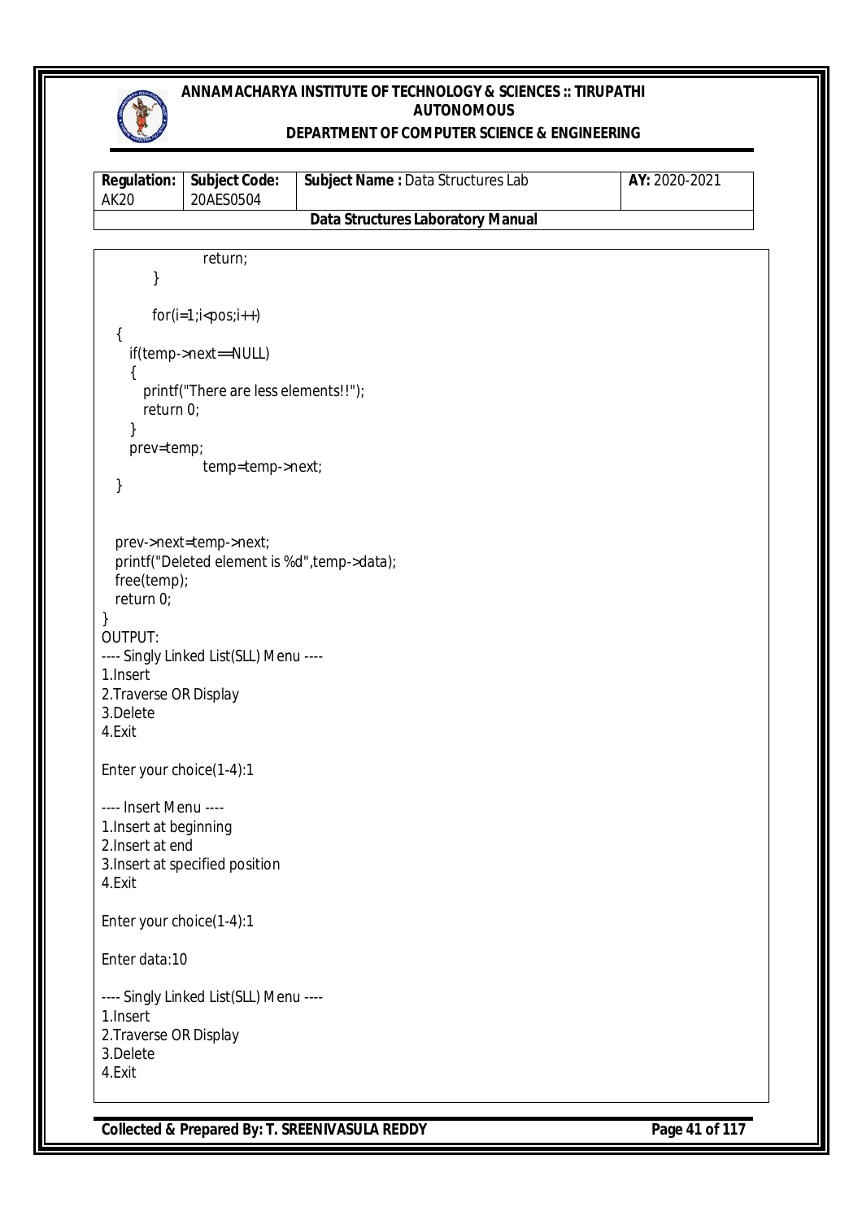```
                return;
        }

        for(i=1;i<pos;i++)
    {
        if(temp->next==NULL)
        {
            printf("There are less elements!!");
            return 0;
        }
        prev=temp;
                temp=temp->next;
    }


    prev->next=temp->next;
    printf("Deleted element is %d",temp->data);
    free(temp);
    return 0;
}
```

OUTPUT:

```
---- Singly Linked List(SLL) Menu ----
1.Insert
2.Traverse OR Display
3.Delete
4.Exit

Enter your choice(1-4):1

---- Insert Menu ----
1.Insert at beginning
2.Insert at end
3.Insert at specified position
4.Exit

Enter your choice(1-4):1

Enter data:10

---- Singly Linked List(SLL) Menu ----
1.Insert
2.Traverse OR Display
3.Delete
4.Exit
```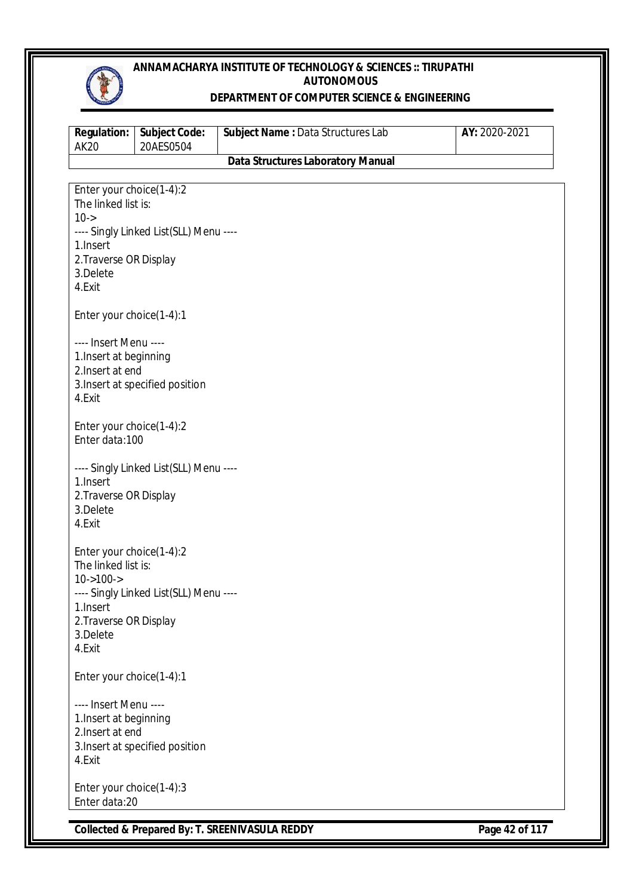```
Enter your choice(1-4):2
The linked list is:
10->
---- Singly Linked List(SLL) Menu ----
1.Insert
2.Traverse OR Display
3.Delete
4.Exit

Enter your choice(1-4):1

---- Insert Menu ----
1.Insert at beginning
2.Insert at end
3.Insert at specified position
4.Exit

Enter your choice(1-4):2
Enter data:100

---- Singly Linked List(SLL) Menu ----
1.Insert
2.Traverse OR Display
3.Delete
4.Exit

Enter your choice(1-4):2
The linked list is:
10->100->
---- Singly Linked List(SLL) Menu ----
1.Insert
2.Traverse OR Display
3.Delete
4.Exit

Enter your choice(1-4):1

---- Insert Menu ----
1.Insert at beginning
2.Insert at end
3.Insert at specified position
4.Exit

Enter your choice(1-4):3
Enter data:20
```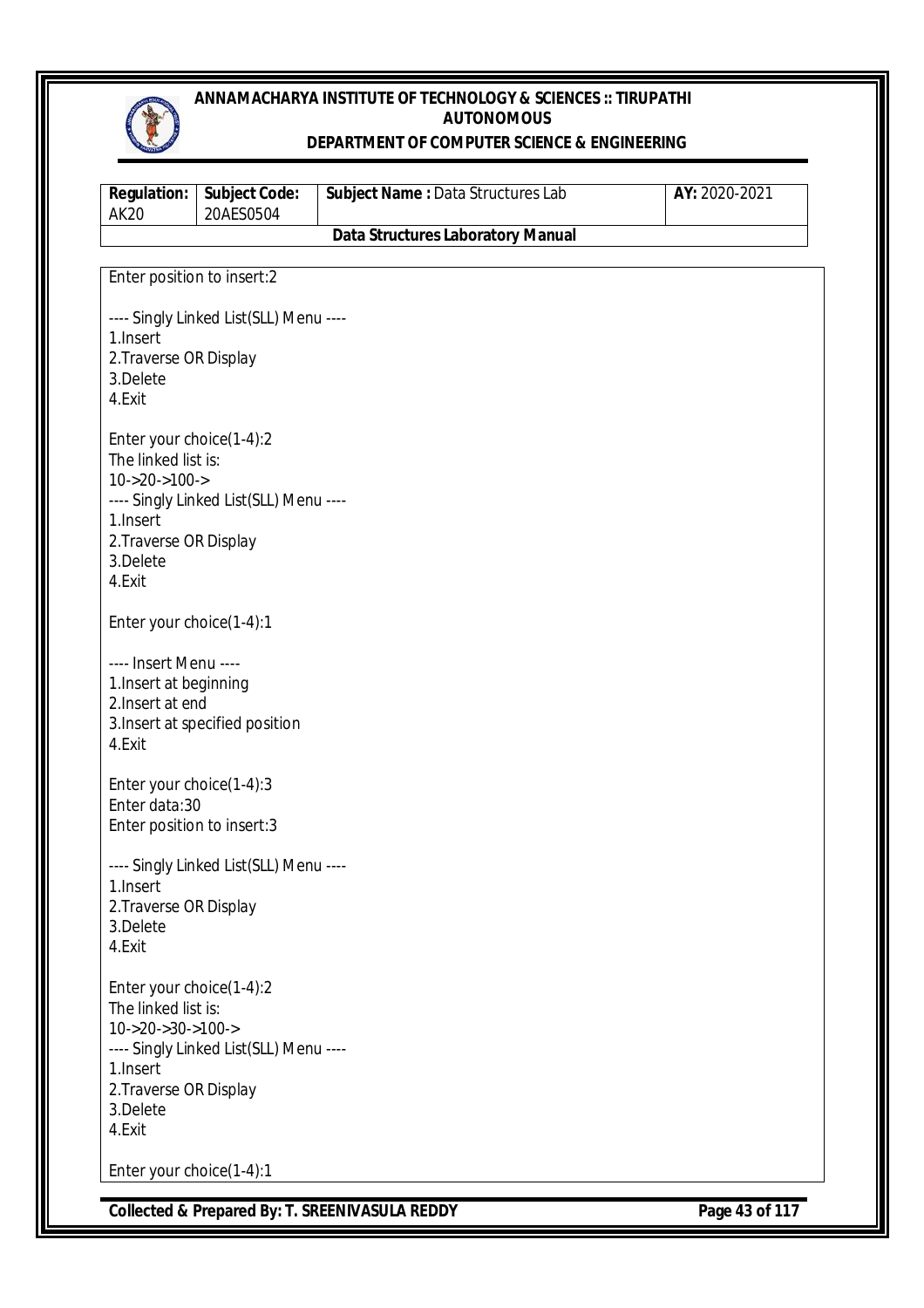```
Enter position to insert:2

---- Singly Linked List(SLL) Menu ----
1.Insert
2.Traverse OR Display
3.Delete
4.Exit

Enter your choice(1-4):2
The linked list is:
10->20->100->
---- Singly Linked List(SLL) Menu ----
1.Insert
2.Traverse OR Display
3.Delete
4.Exit

Enter your choice(1-4):1

---- Insert Menu ----
1.Insert at beginning
2.Insert at end
3.Insert at specified position
4.Exit

Enter your choice(1-4):3
Enter data:30
Enter position to insert:3

---- Singly Linked List(SLL) Menu ----
1.Insert
2.Traverse OR Display
3.Delete
4.Exit

Enter your choice(1-4):2
The linked list is:
10->20->30->100->
---- Singly Linked List(SLL) Menu ----
1.Insert
2.Traverse OR Display
3.Delete
4.Exit

Enter your choice(1-4):1
```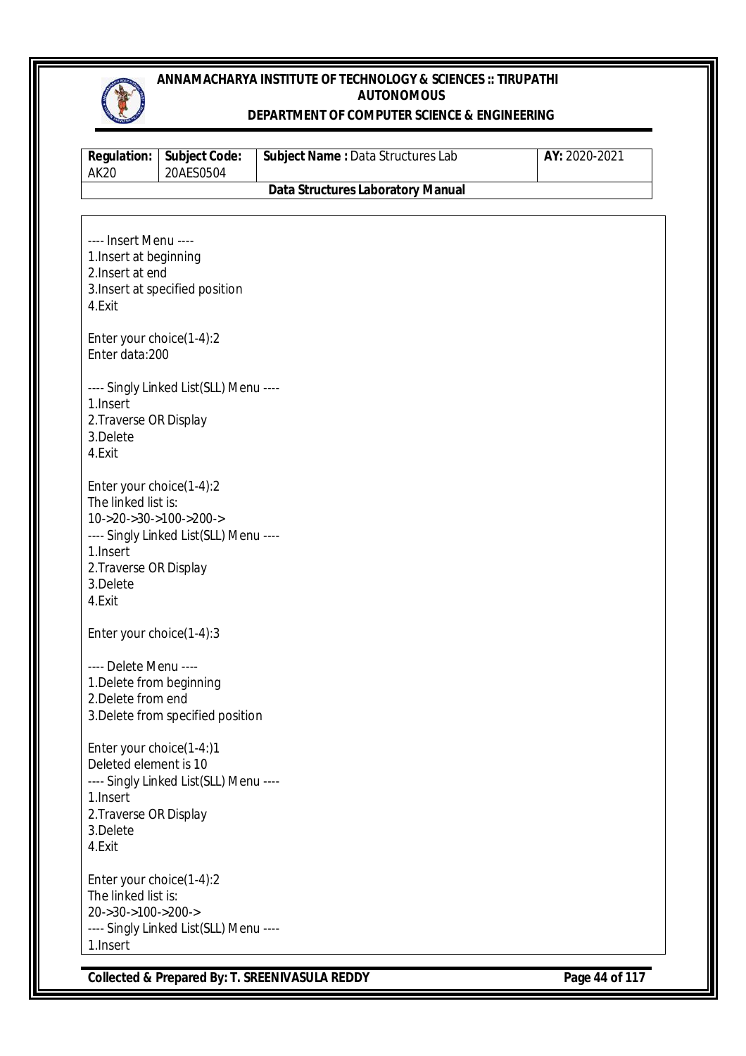```
---- Insert Menu ----
1.Insert at beginning
2.Insert at end
3.Insert at specified position
4.Exit

Enter your choice(1-4):2
Enter data:200

---- Singly Linked List(SLL) Menu ----
1.Insert
2.Traverse OR Display
3.Delete
4.Exit

Enter your choice(1-4):2
The linked list is:
10->20->30->100->200->
---- Singly Linked List(SLL) Menu ----
1.Insert
2.Traverse OR Display
3.Delete
4.Exit

Enter your choice(1-4):3

---- Delete Menu ----
1.Delete from beginning
2.Delete from end
3.Delete from specified position

Enter your choice(1-4:)1
Deleted element is 10
---- Singly Linked List(SLL) Menu ----
1.Insert
2.Traverse OR Display
3.Delete
4.Exit

Enter your choice(1-4):2
The linked list is:
20->30->100->200->
---- Singly Linked List(SLL) Menu ----
1.Insert
```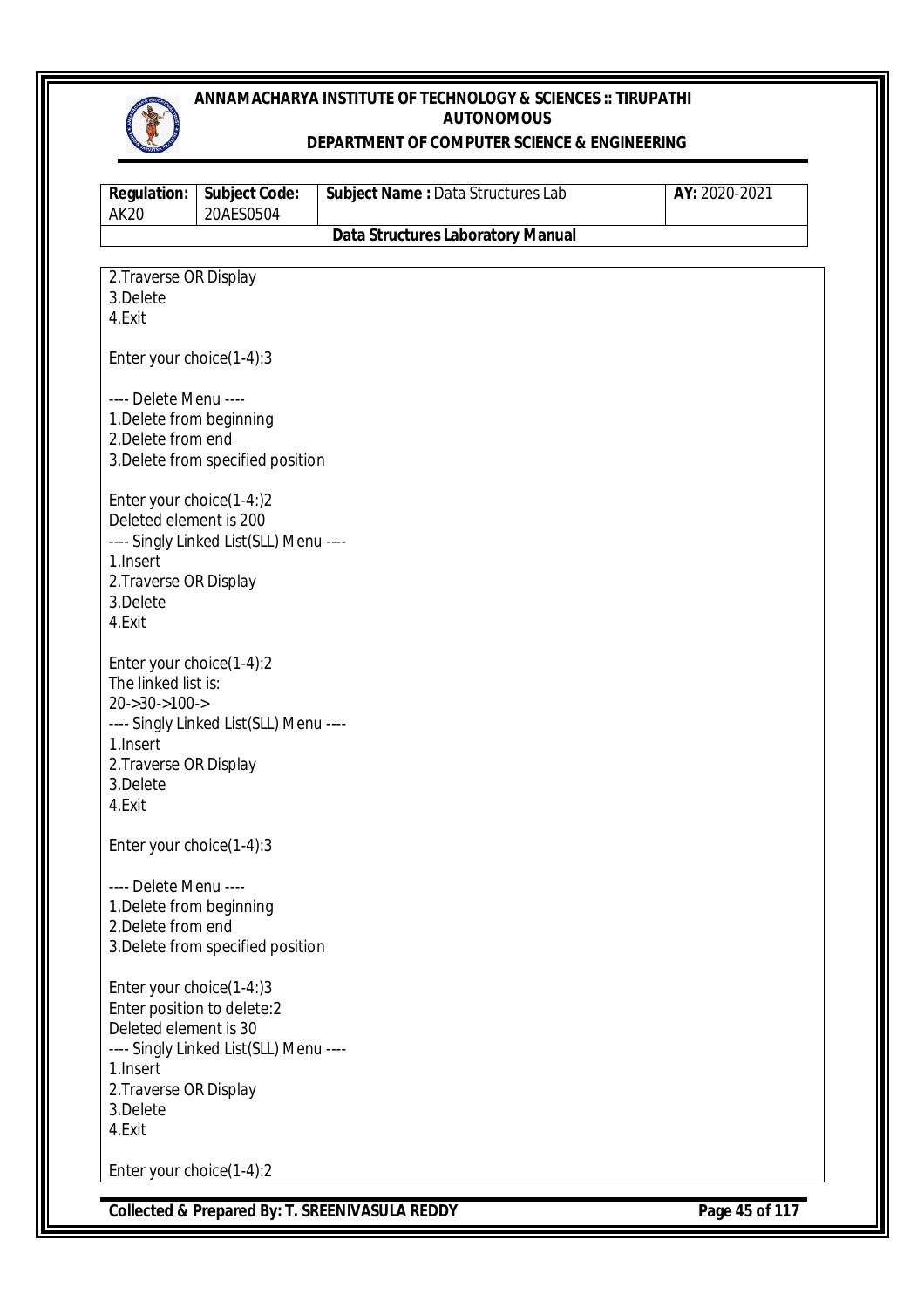```
2.Traverse OR Display
3.Delete
4.Exit

Enter your choice(1-4):3

---- Delete Menu ----
1.Delete from beginning
2.Delete from end
3.Delete from specified position

Enter your choice(1-4:)2
Deleted element is 200
---- Singly Linked List(SLL) Menu ----
1.Insert
2.Traverse OR Display
3.Delete
4.Exit

Enter your choice(1-4):2
The linked list is:
20->30->100->
---- Singly Linked List(SLL) Menu ----
1.Insert
2.Traverse OR Display
3.Delete
4.Exit

Enter your choice(1-4):3

---- Delete Menu ----
1.Delete from beginning
2.Delete from end
3.Delete from specified position

Enter your choice(1-4:)3
Enter position to delete:2
Deleted element is 30
---- Singly Linked List(SLL) Menu ----
1.Insert
2.Traverse OR Display
3.Delete
4.Exit

Enter your choice(1-4):2
```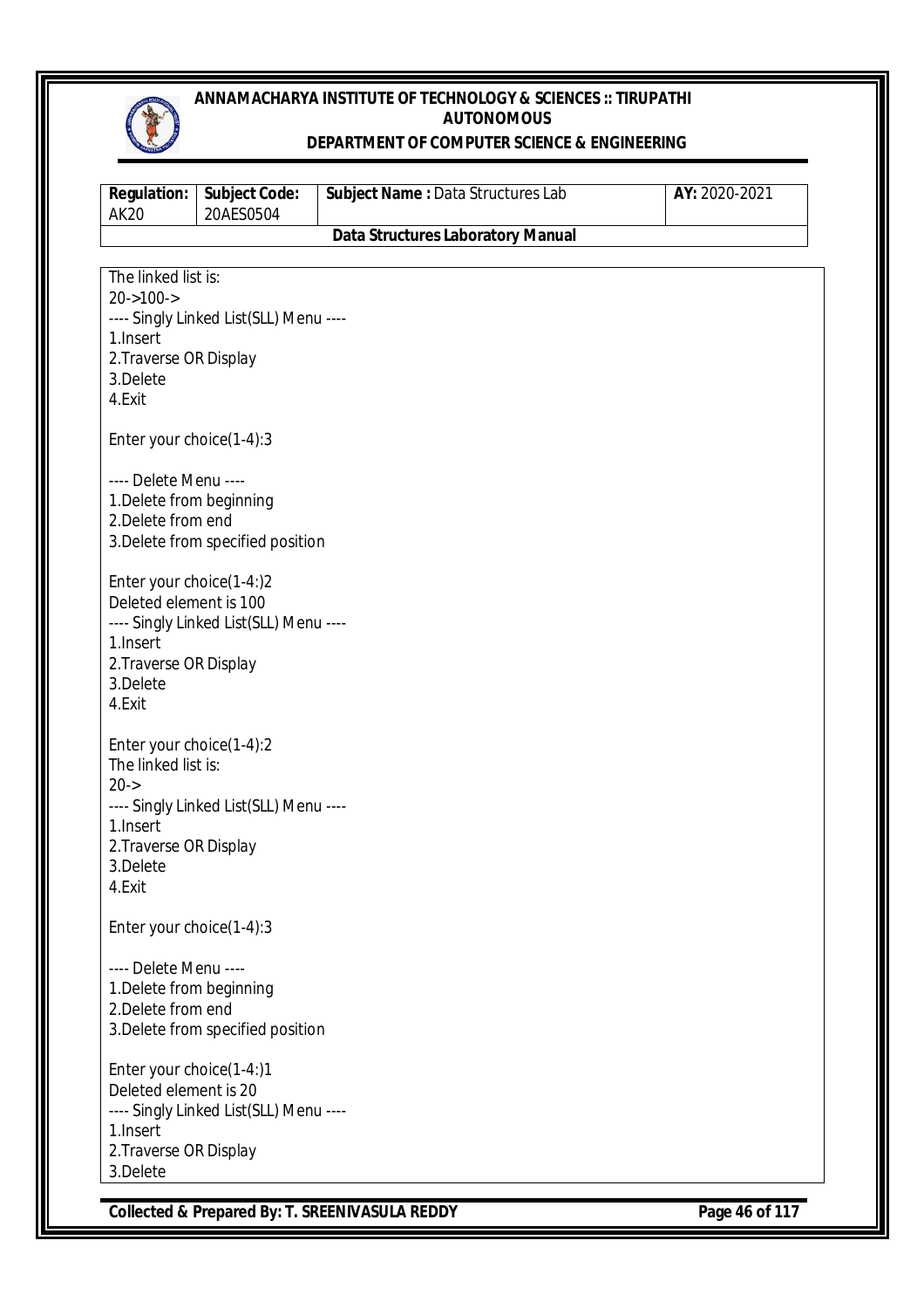```
The linked list is:
20->100->
---- Singly Linked List(SLL) Menu ----
1.Insert
2.Traverse OR Display
3.Delete
4.Exit

Enter your choice(1-4):3

---- Delete Menu ----
1.Delete from beginning
2.Delete from end
3.Delete from specified position

Enter your choice(1-4:)2
Deleted element is 100
---- Singly Linked List(SLL) Menu ----
1.Insert
2.Traverse OR Display
3.Delete
4.Exit

Enter your choice(1-4):2
The linked list is:
20->
---- Singly Linked List(SLL) Menu ----
1.Insert
2.Traverse OR Display
3.Delete
4.Exit

Enter your choice(1-4):3

---- Delete Menu ----
1.Delete from beginning
2.Delete from end
3.Delete from specified position

Enter your choice(1-4:)1
Deleted element is 20
---- Singly Linked List(SLL) Menu ----
1.Insert
2.Traverse OR Display
3.Delete
```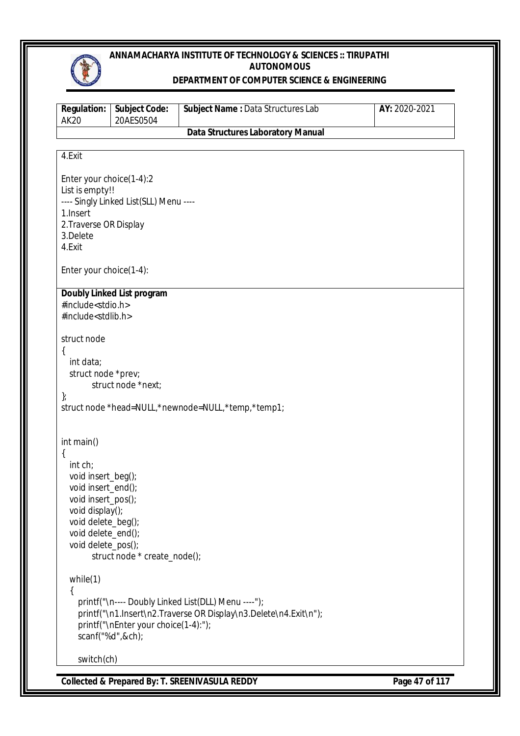```
4.Exit

Enter your choice(1-4):2
List is empty!!
---- Singly Linked List(SLL) Menu ----
1.Insert
2.Traverse OR Display
3.Delete
4.Exit

Enter your choice(1-4):
```

**Doubly Linked List program**

```
#include<stdio.h>
#include<stdlib.h>

struct node
{
  int data;
  struct node *prev;
        struct node *next;
};
struct node *head=NULL,*newnode=NULL,*temp,*temp1;


int main()
{
  int ch;
  void insert_beg();
  void insert_end();
  void insert_pos();
  void display();
  void delete_beg();
  void delete_end();
  void delete_pos();
        struct node * create_node();

  while(1)
  {
    printf("\n---- Doubly Linked List(DLL) Menu ----");
    printf("\n1.Insert\n2.Traverse OR Display\n3.Delete\n4.Exit\n");
    printf("\nEnter your choice(1-4):");
    scanf("%d",&ch);

    switch(ch)
```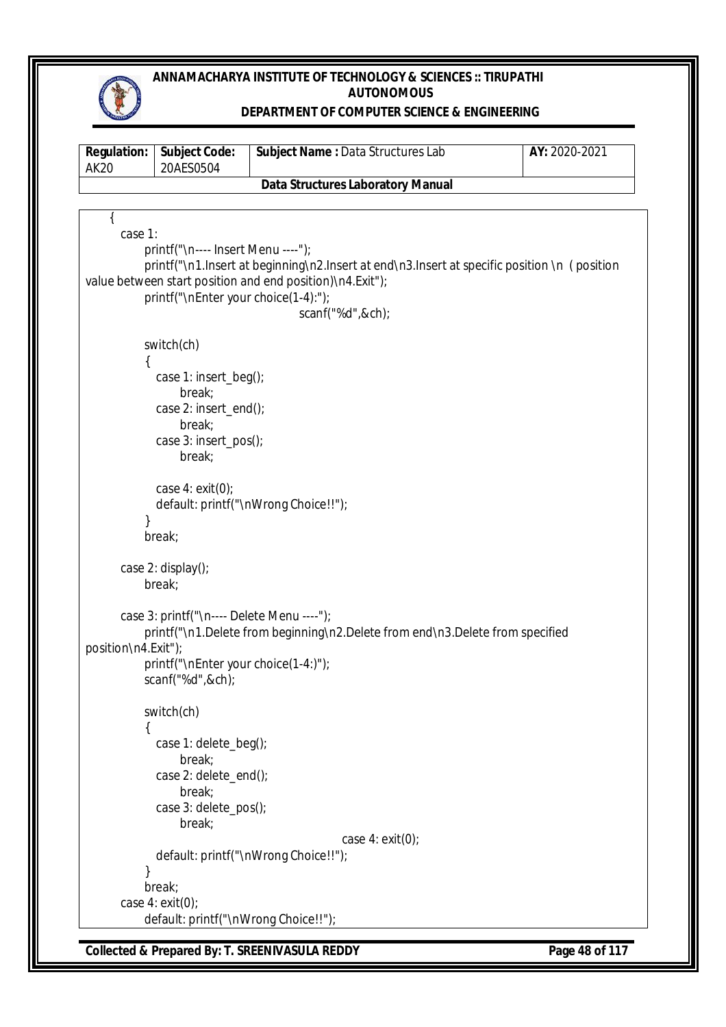```
    {
      case 1:
            printf("\n---- Insert Menu ----");
            printf("\n1.Insert at beginning\n2.Insert at end\n3.Insert at specific position \n  ( position
value between start position and end position)\n4.Exit");
            printf("\nEnter your choice(1-4):");
                                        scanf("%d",&ch);

            switch(ch)
            {
              case 1: insert_beg();
                    break;
              case 2: insert_end();
                    break;
              case 3: insert_pos();
                    break;

              case 4: exit(0);
              default: printf("\nWrong Choice!!");
            }
            break;

      case 2: display();
            break;

      case 3: printf("\n---- Delete Menu ----");
            printf("\n1.Delete from beginning\n2.Delete from end\n3.Delete from specified
position\n4.Exit");
            printf("\nEnter your choice(1-4:)");
            scanf("%d",&ch);

            switch(ch)
            {
              case 1: delete_beg();
                    break;
              case 2: delete_end();
                    break;
              case 3: delete_pos();
                    break;
                                                case 4: exit(0);
              default: printf("\nWrong Choice!!");
            }
            break;
      case 4: exit(0);
            default: printf("\nWrong Choice!!");
```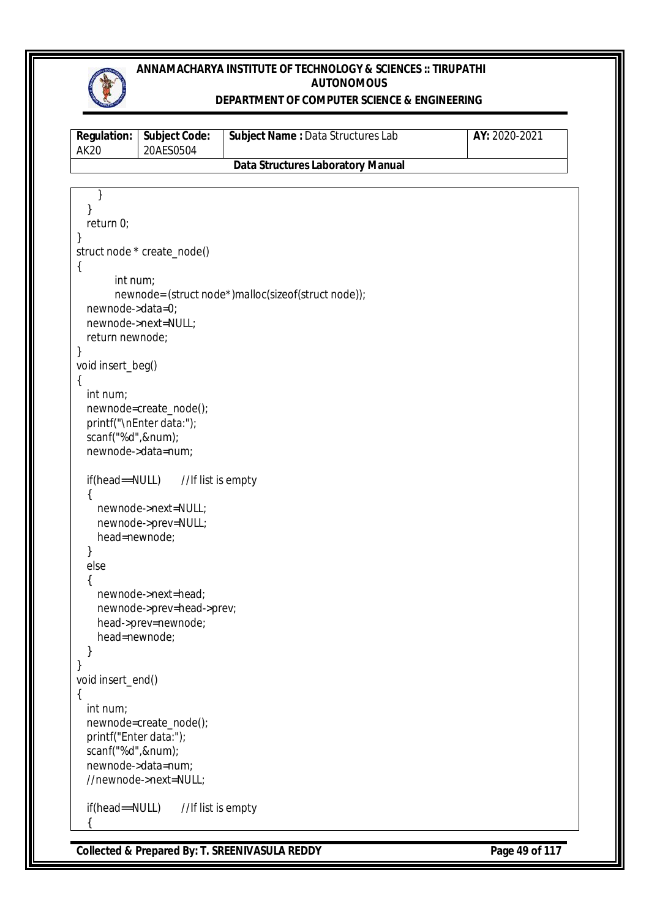```
      }
   }
   return 0;
}
struct node * create_node()
{
         int num;
         newnode= (struct node*)malloc(sizeof(struct node));
   newnode->data=0;
   newnode->next=NULL;
   return newnode;
}
void insert_beg()
{
   int num;
   newnode=create_node();
   printf("\nEnter data:");
   scanf("%d",&num);
   newnode->data=num;

   if(head==NULL)      //If list is empty
   {
      newnode->next=NULL;
      newnode->prev=NULL;
      head=newnode;
   }
   else
   {
      newnode->next=head;
      newnode->prev=head->prev;
      head->prev=newnode;
      head=newnode;
   }
}
void insert_end()
{
   int num;
   newnode=create_node();
   printf("Enter data:");
   scanf("%d",&num);
   newnode->data=num;
   //newnode->next=NULL;

   if(head==NULL)      //If list is empty
   {
```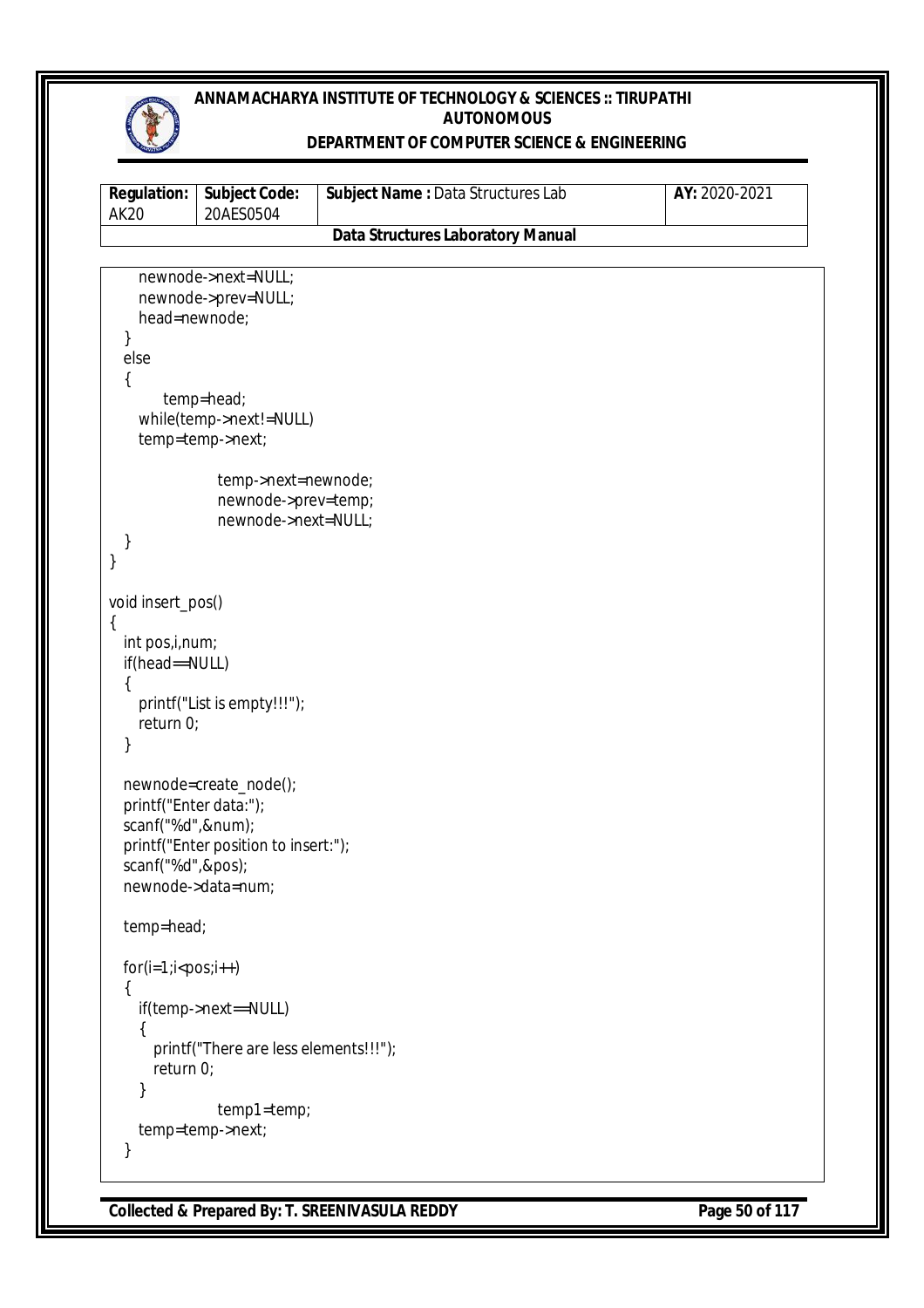```
    newnode->next=NULL;
    newnode->prev=NULL;
    head=newnode;
  }
  else
  {
       temp=head;
    while(temp->next!=NULL)
    temp=temp->next;

                temp->next=newnode;
                newnode->prev=temp;
                newnode->next=NULL;
  }
}

void insert_pos()
{
  int pos,i,num;
  if(head==NULL)
  {
    printf("List is empty!!!");
    return 0;
  }

  newnode=create_node();
  printf("Enter data:");
  scanf("%d",&num);
  printf("Enter position to insert:");
  scanf("%d",&pos);
  newnode->data=num;

  temp=head;

  for(i=1;i<pos;i++)
  {
    if(temp->next==NULL)
    {
      printf("There are less elements!!!");
      return 0;
    }
                temp1=temp;
    temp=temp->next;
  }
```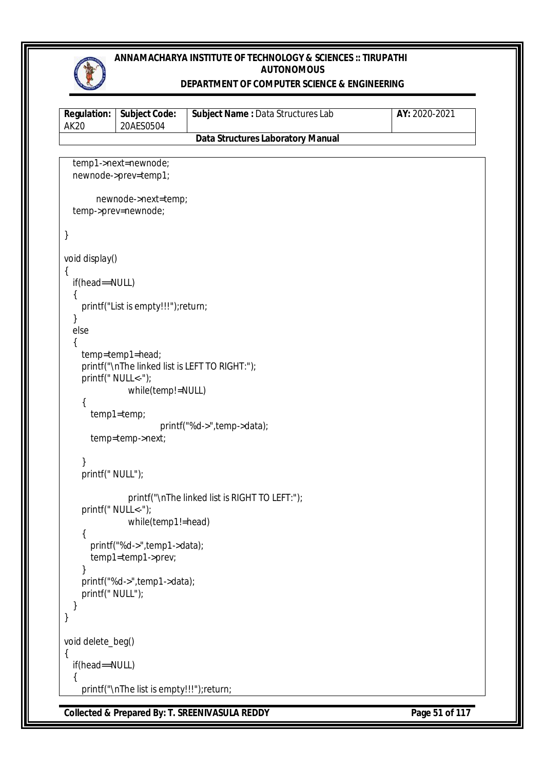```
   temp1->next=newnode;
   newnode->prev=temp1;

          newnode->next=temp;
   temp->prev=newnode;

}

void display()
{
   if(head==NULL)
   {
      printf("List is empty!!!");return;
   }
   else
   {
      temp=temp1=head;
      printf("\nThe linked list is LEFT TO RIGHT:");
      printf(" NULL<-");
                 while(temp!=NULL)
      {
         temp1=temp;
                        printf("%d->",temp->data);
         temp=temp->next;

      }
      printf(" NULL");

                 printf("\nThe linked list is RIGHT TO LEFT:");
      printf(" NULL<-");
                 while(temp1!=head)
      {
         printf("%d->",temp1->data);
         temp1=temp1->prev;
      }
      printf("%d->",temp1->data);
      printf(" NULL");
   }
}

void delete_beg()
{
   if(head==NULL)
   {
      printf("\nThe list is empty!!!");return;
```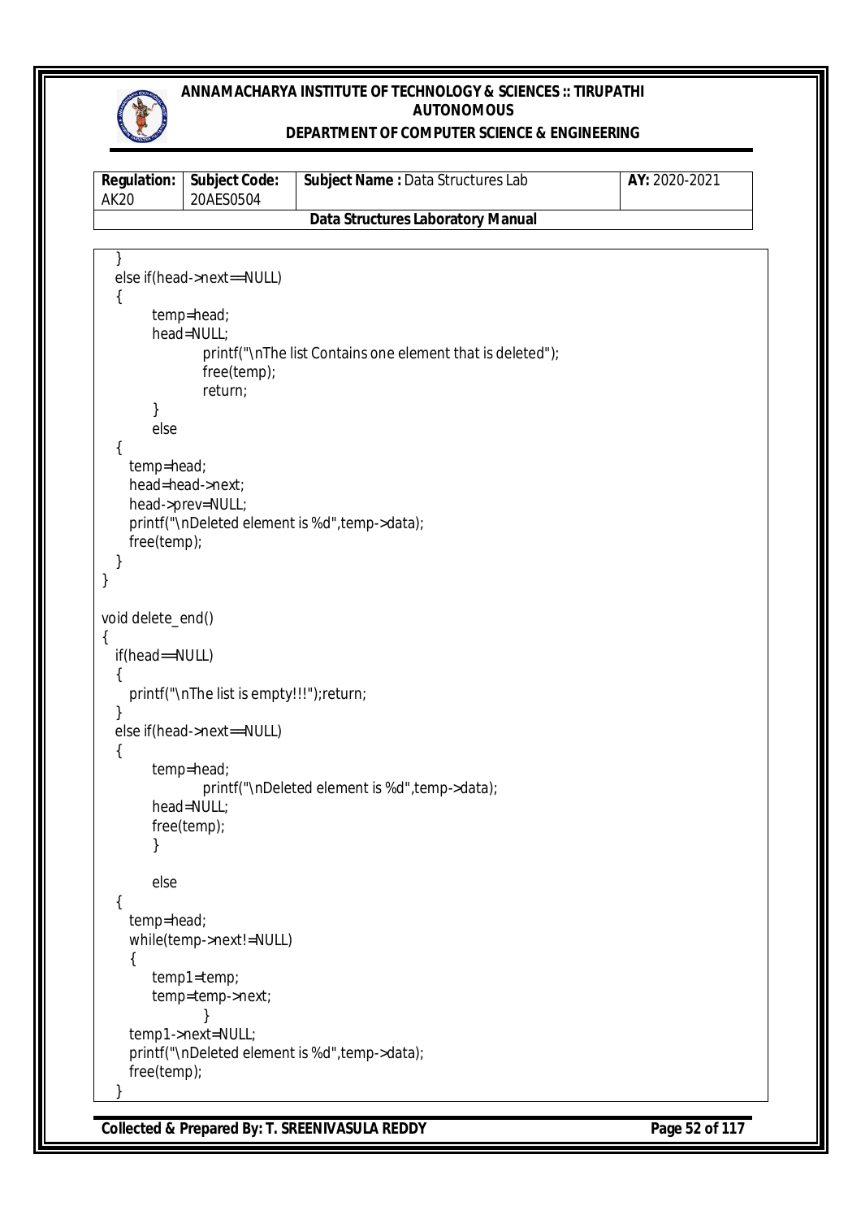```
  }
  else if(head->next==NULL)
  {
        temp=head;
        head=NULL;
                printf("\nThe list Contains one element that is deleted");
                free(temp);
                return;
        }
        else
  {
     temp=head;
     head=head->next;
     head->prev=NULL;
     printf("\nDeleted element is %d",temp->data);
     free(temp);
  }
}

void delete_end()
{
  if(head==NULL)
  {
     printf("\nThe list is empty!!!");return;
  }
  else if(head->next==NULL)
  {
        temp=head;
                printf("\nDeleted element is %d",temp->data);
        head=NULL;
        free(temp);
        }

        else
  {
     temp=head;
     while(temp->next!=NULL)
     {
        temp1=temp;
        temp=temp->next;
                }
     temp1->next=NULL;
     printf("\nDeleted element is %d",temp->data);
     free(temp);
  }
```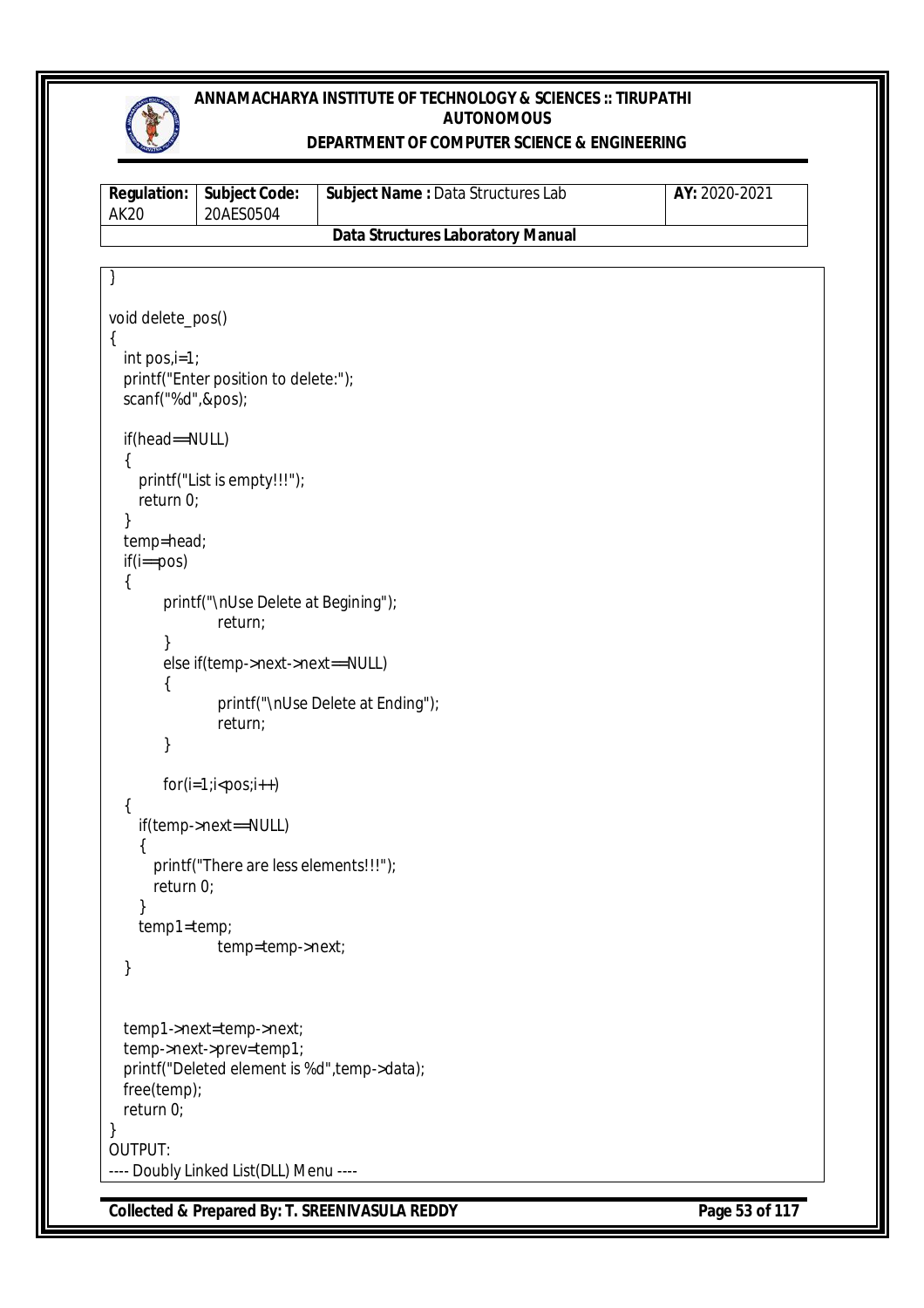```
}

void delete_pos()
{
   int pos,i=1;
   printf("Enter position to delete:");
   scanf("%d",&pos);

   if(head==NULL)
   {
      printf("List is empty!!!");
      return 0;
   }
   temp=head;
   if(i==pos)
   {
           printf("\nUse Delete at Begining");
                   return;
           }
           else if(temp->next->next==NULL)
           {
                   printf("\nUse Delete at Ending");
                   return;
           }

           for(i=1;i<pos;i++)
   {
      if(temp->next==NULL)
      {
         printf("There are less elements!!!");
         return 0;
      }
      temp1=temp;
                   temp=temp->next;
   }


   temp1->next=temp->next;
   temp->next->prev=temp1;
   printf("Deleted element is %d",temp->data);
   free(temp);
   return 0;
}
OUTPUT:
---- Doubly Linked List(DLL) Menu ----
```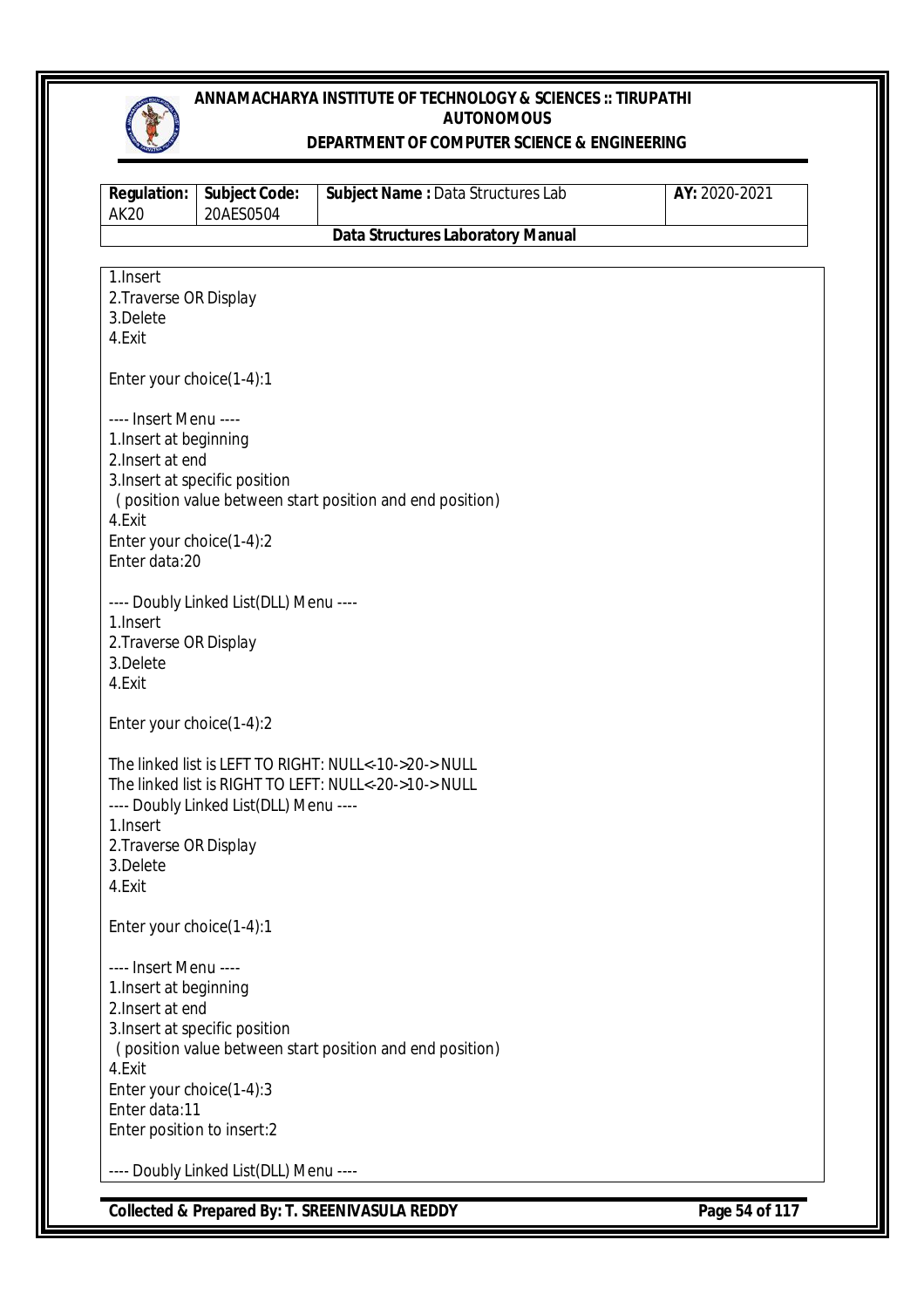```
1.Insert
2.Traverse OR Display
3.Delete
4.Exit

Enter your choice(1-4):1

---- Insert Menu ----
1.Insert at beginning
2.Insert at end
3.Insert at specific position
 ( position value between start position and end position)
4.Exit
Enter your choice(1-4):2
Enter data:20

---- Doubly Linked List(DLL) Menu ----
1.Insert
2.Traverse OR Display
3.Delete
4.Exit

Enter your choice(1-4):2

The linked list is LEFT TO RIGHT: NULL<-10->20-> NULL
The linked list is RIGHT TO LEFT: NULL<-20->10-> NULL
---- Doubly Linked List(DLL) Menu ----
1.Insert
2.Traverse OR Display
3.Delete
4.Exit

Enter your choice(1-4):1

---- Insert Menu ----
1.Insert at beginning
2.Insert at end
3.Insert at specific position
 ( position value between start position and end position)
4.Exit
Enter your choice(1-4):3
Enter data:11
Enter position to insert:2

---- Doubly Linked List(DLL) Menu ----
```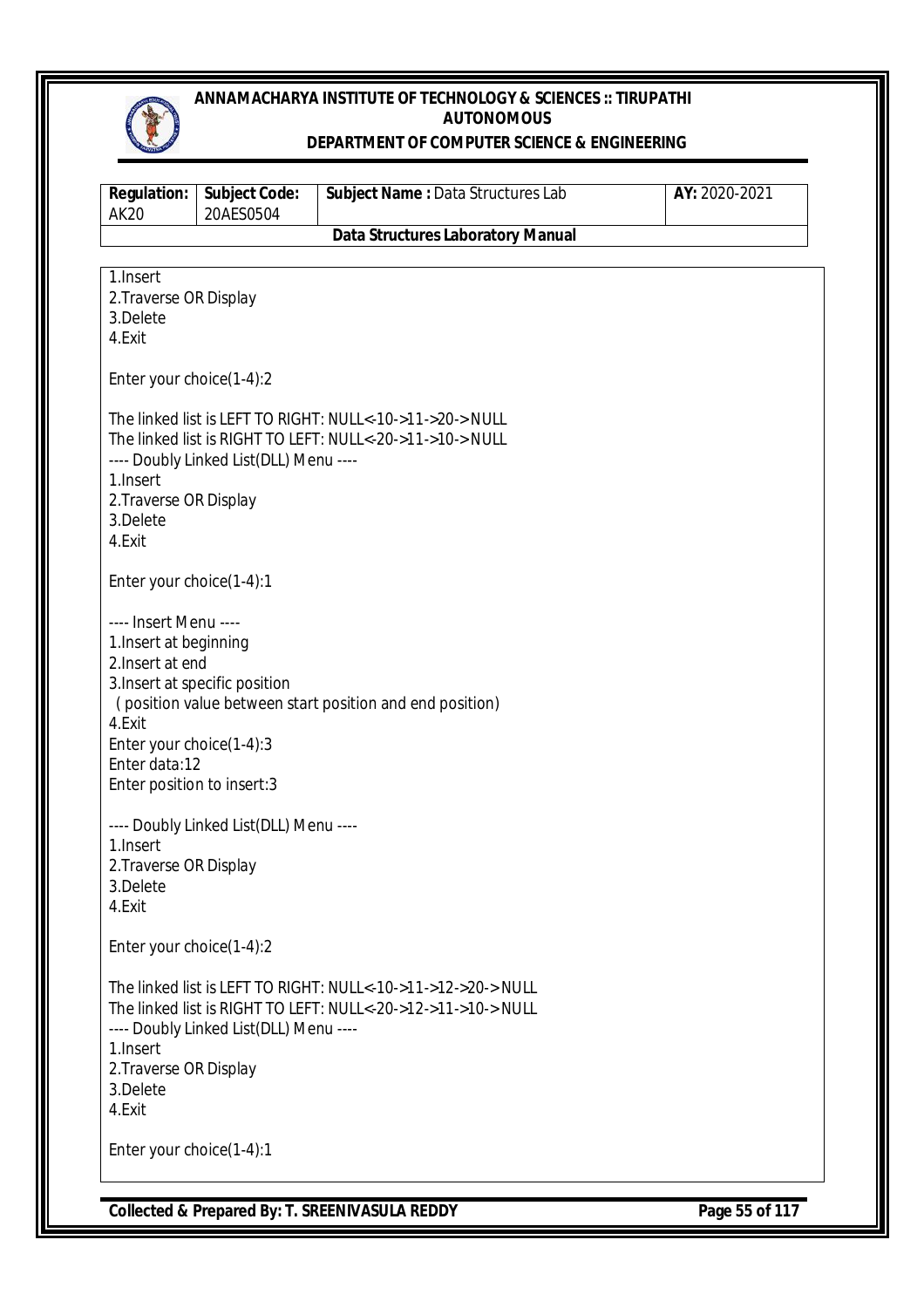```
1.Insert
2.Traverse OR Display
3.Delete
4.Exit

Enter your choice(1-4):2

The linked list is LEFT TO RIGHT: NULL<-10->11->20-> NULL
The linked list is RIGHT TO LEFT: NULL<-20->11->10-> NULL
---- Doubly Linked List(DLL) Menu ----
1.Insert
2.Traverse OR Display
3.Delete
4.Exit

Enter your choice(1-4):1

---- Insert Menu ----
1.Insert at beginning
2.Insert at end
3.Insert at specific position
 ( position value between start position and end position)
4.Exit
Enter your choice(1-4):3
Enter data:12
Enter position to insert:3

---- Doubly Linked List(DLL) Menu ----
1.Insert
2.Traverse OR Display
3.Delete
4.Exit

Enter your choice(1-4):2

The linked list is LEFT TO RIGHT: NULL<-10->11->12->20-> NULL
The linked list is RIGHT TO LEFT: NULL<-20->12->11->10-> NULL
---- Doubly Linked List(DLL) Menu ----
1.Insert
2.Traverse OR Display
3.Delete
4.Exit

Enter your choice(1-4):1
```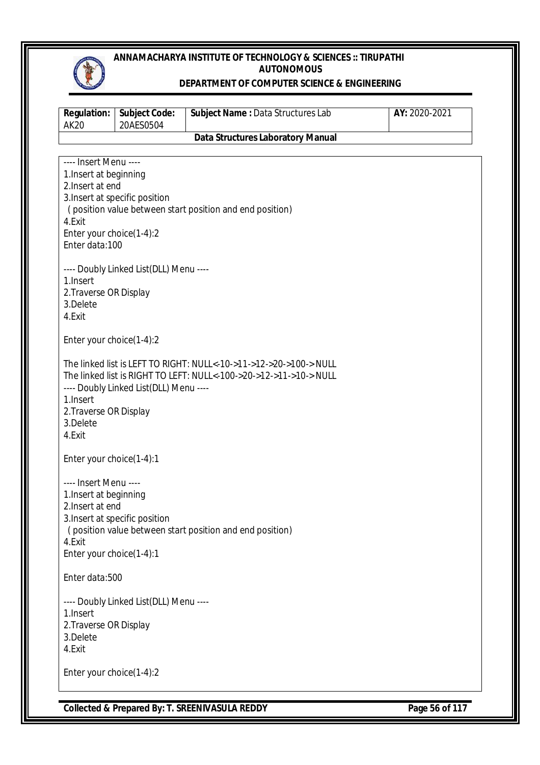```
---- Insert Menu ----
1.Insert at beginning
2.Insert at end
3.Insert at specific position
  ( position value between start position and end position)
4.Exit
Enter your choice(1-4):2
Enter data:100

---- Doubly Linked List(DLL) Menu ----
1.Insert
2.Traverse OR Display
3.Delete
4.Exit

Enter your choice(1-4):2

The linked list is LEFT TO RIGHT: NULL<-10->11->12->20->100-> NULL
The linked list is RIGHT TO LEFT: NULL<-100->20->12->11->10-> NULL
---- Doubly Linked List(DLL) Menu ----
1.Insert
2.Traverse OR Display
3.Delete
4.Exit

Enter your choice(1-4):1

---- Insert Menu ----
1.Insert at beginning
2.Insert at end
3.Insert at specific position
  ( position value between start position and end position)
4.Exit
Enter your choice(1-4):1

Enter data:500

---- Doubly Linked List(DLL) Menu ----
1.Insert
2.Traverse OR Display
3.Delete
4.Exit

Enter your choice(1-4):2
```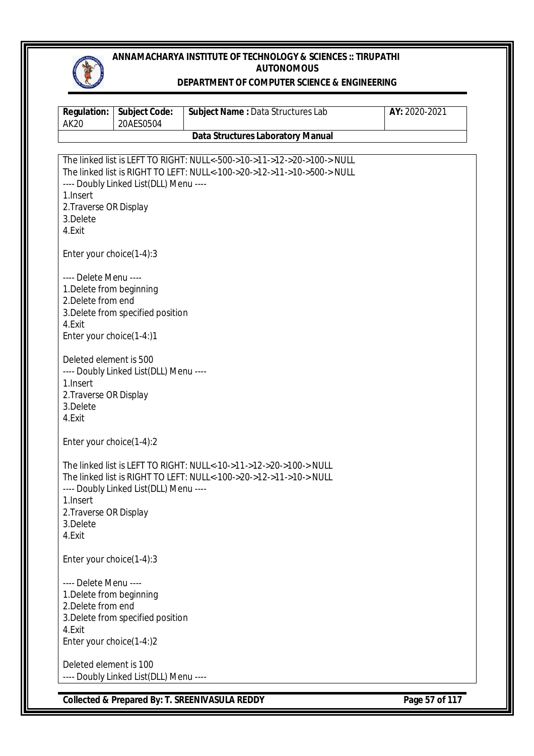```
The linked list is LEFT TO RIGHT: NULL<-500->10->11->12->20->100-> NULL
The linked list is RIGHT TO LEFT: NULL<-100->20->12->11->10->500-> NULL
---- Doubly Linked List(DLL) Menu ----
1.Insert
2.Traverse OR Display
3.Delete
4.Exit

Enter your choice(1-4):3

---- Delete Menu ----
1.Delete from beginning
2.Delete from end
3.Delete from specified position
4.Exit
Enter your choice(1-4:)1

Deleted element is 500
---- Doubly Linked List(DLL) Menu ----
1.Insert
2.Traverse OR Display
3.Delete
4.Exit

Enter your choice(1-4):2

The linked list is LEFT TO RIGHT: NULL<-10->11->12->20->100-> NULL
The linked list is RIGHT TO LEFT: NULL<-100->20->12->11->10-> NULL
---- Doubly Linked List(DLL) Menu ----
1.Insert
2.Traverse OR Display
3.Delete
4.Exit

Enter your choice(1-4):3

---- Delete Menu ----
1.Delete from beginning
2.Delete from end
3.Delete from specified position
4.Exit
Enter your choice(1-4:)2

Deleted element is 100
---- Doubly Linked List(DLL) Menu ----
```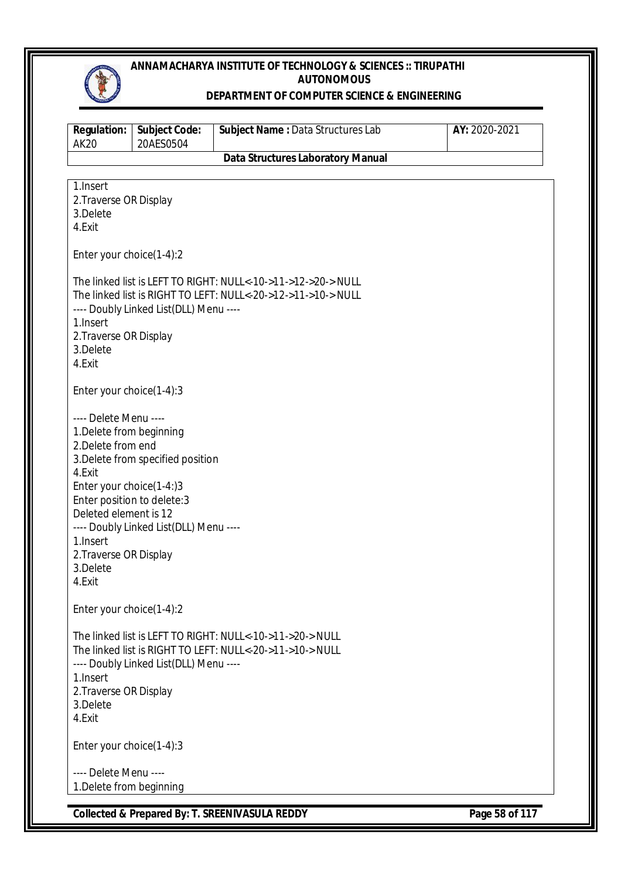```
1.Insert
2.Traverse OR Display
3.Delete
4.Exit

Enter your choice(1-4):2

The linked list is LEFT TO RIGHT: NULL<-10->11->12->20-> NULL
The linked list is RIGHT TO LEFT: NULL<-20->12->11->10-> NULL
---- Doubly Linked List(DLL) Menu ----
1.Insert
2.Traverse OR Display
3.Delete
4.Exit

Enter your choice(1-4):3

---- Delete Menu ----
1.Delete from beginning
2.Delete from end
3.Delete from specified position
4.Exit
Enter your choice(1-4:)3
Enter position to delete:3
Deleted element is 12
---- Doubly Linked List(DLL) Menu ----
1.Insert
2.Traverse OR Display
3.Delete
4.Exit

Enter your choice(1-4):2

The linked list is LEFT TO RIGHT: NULL<-10->11->20-> NULL
The linked list is RIGHT TO LEFT: NULL<-20->11->10-> NULL
---- Doubly Linked List(DLL) Menu ----
1.Insert
2.Traverse OR Display
3.Delete
4.Exit

Enter your choice(1-4):3

---- Delete Menu ----
1.Delete from beginning
```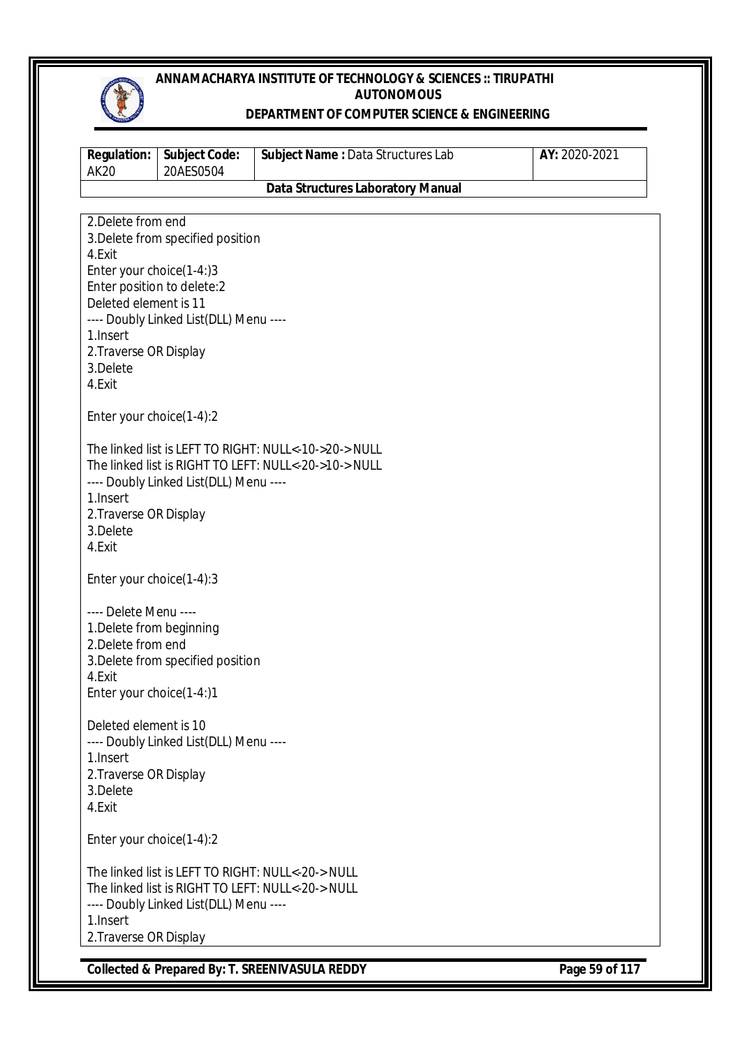```
2.Delete from end
3.Delete from specified position
4.Exit
Enter your choice(1-4:)3
Enter position to delete:2
Deleted element is 11
---- Doubly Linked List(DLL) Menu ----
1.Insert
2.Traverse OR Display
3.Delete
4.Exit

Enter your choice(1-4):2

The linked list is LEFT TO RIGHT: NULL<-10->20->NULL
The linked list is RIGHT TO LEFT: NULL<-20->10->NULL
---- Doubly Linked List(DLL) Menu ----
1.Insert
2.Traverse OR Display
3.Delete
4.Exit

Enter your choice(1-4):3

---- Delete Menu ----
1.Delete from beginning
2.Delete from end
3.Delete from specified position
4.Exit
Enter your choice(1-4:)1

Deleted element is 10
---- Doubly Linked List(DLL) Menu ----
1.Insert
2.Traverse OR Display
3.Delete
4.Exit

Enter your choice(1-4):2

The linked list is LEFT TO RIGHT: NULL<-20->NULL
The linked list is RIGHT TO LEFT: NULL<-20->NULL
---- Doubly Linked List(DLL) Menu ----
1.Insert
2.Traverse OR Display
```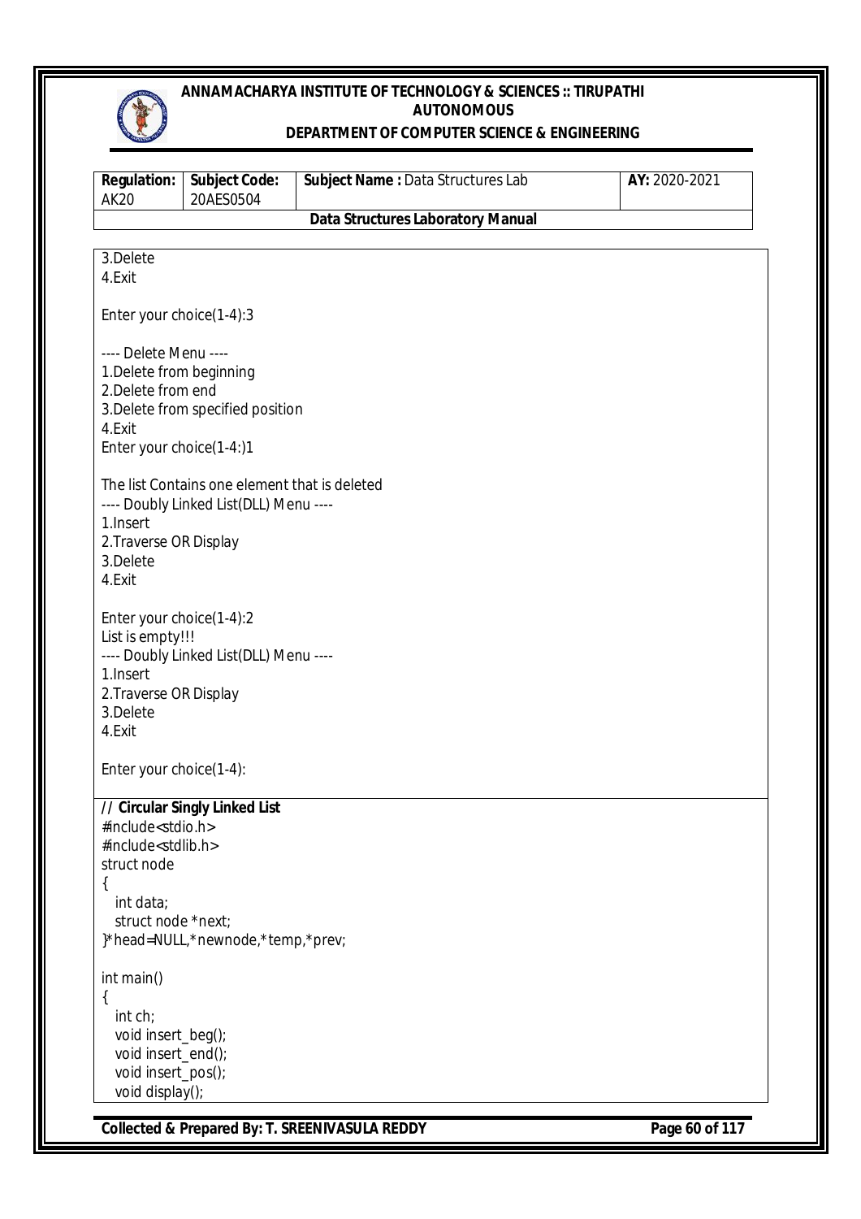```
3.Delete
4.Exit

Enter your choice(1-4):3

---- Delete Menu ----
1.Delete from beginning
2.Delete from end
3.Delete from specified position
4.Exit
Enter your choice(1-4:)1

The list Contains one element that is deleted
---- Doubly Linked List(DLL) Menu ----
1.Insert
2.Traverse OR Display
3.Delete
4.Exit

Enter your choice(1-4):2
List is empty!!!
---- Doubly Linked List(DLL) Menu ----
1.Insert
2.Traverse OR Display
3.Delete
4.Exit

Enter your choice(1-4):
```

**// Circular Singly Linked List**

```
#include<stdio.h>
#include<stdlib.h>
struct node
{
   int data;
   struct node *next;
}*head=NULL,*newnode,*temp,*prev;

int main()
{
   int ch;
   void insert_beg();
   void insert_end();
   void insert_pos();
   void display();
```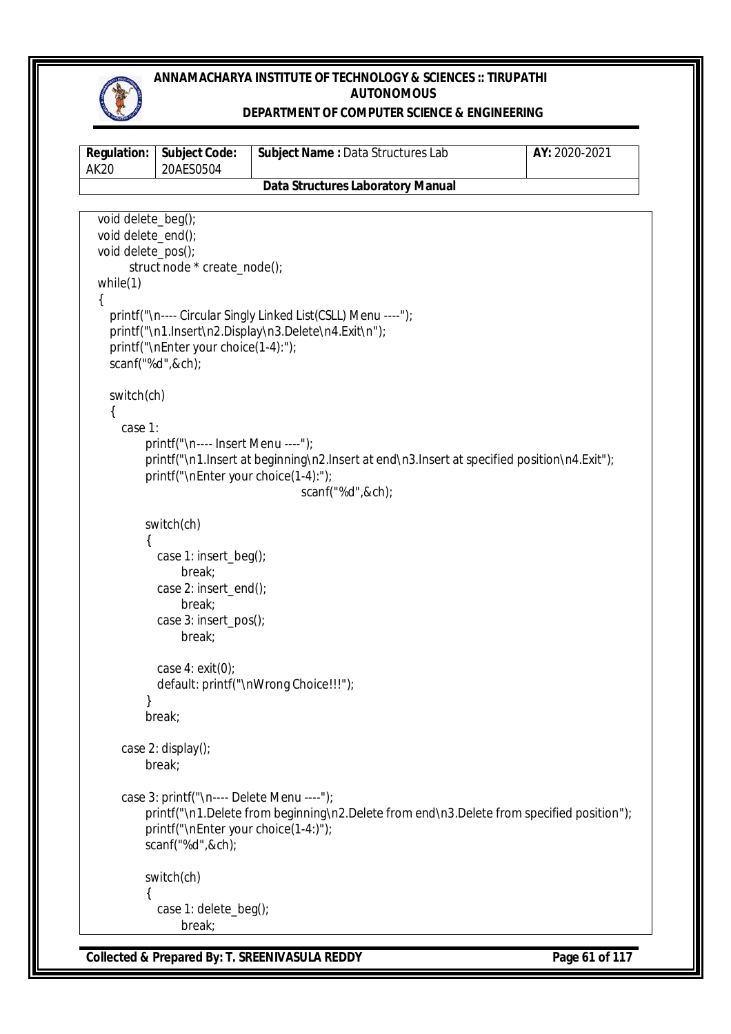```
void delete_beg();
void delete_end();
void delete_pos();
      struct node * create_node();
while(1)
{
   printf("\n---- Circular Singly Linked List(CSLL) Menu ----");
   printf("\n1.Insert\n2.Display\n3.Delete\n4.Exit\n");
   printf("\nEnter your choice(1-4):");
   scanf("%d",&ch);

   switch(ch)
   {
      case 1:
         printf("\n---- Insert Menu ----");
         printf("\n1.Insert at beginning\n2.Insert at end\n3.Insert at specified position\n4.Exit");
         printf("\nEnter your choice(1-4):");
                                    scanf("%d",&ch);

         switch(ch)
         {
            case 1: insert_beg();
                  break;
            case 2: insert_end();
                  break;
            case 3: insert_pos();
                  break;

            case 4: exit(0);
            default: printf("\nWrong Choice!!!");
         }
         break;

      case 2: display();
         break;

      case 3: printf("\n---- Delete Menu ----");
         printf("\n1.Delete from beginning\n2.Delete from end\n3.Delete from specified position");
         printf("\nEnter your choice(1-4:)");
         scanf("%d",&ch);

         switch(ch)
         {
            case 1: delete_beg();
                  break;
```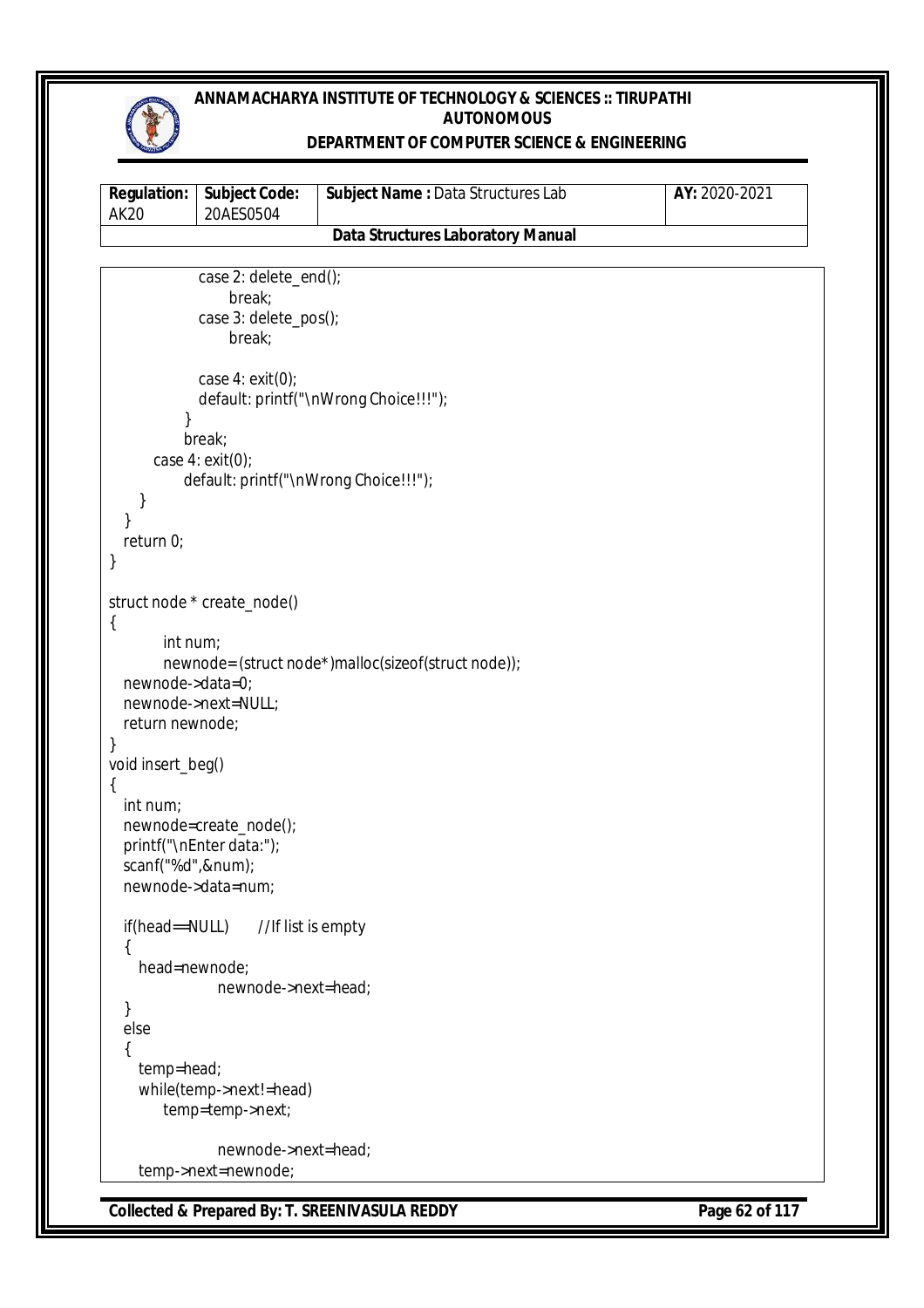```
                case 2: delete_end();
                    break;
                case 3: delete_pos();
                    break;

                case 4: exit(0);
                default: printf("\nWrong Choice!!!");
            }
            break;
        case 4: exit(0);
            default: printf("\nWrong Choice!!!");
    }
  }
  return 0;
}

struct node * create_node()
{
        int num;
        newnode= (struct node*)malloc(sizeof(struct node));
  newnode->data=0;
  newnode->next=NULL;
  return newnode;
}
void insert_beg()
{
  int num;
  newnode=create_node();
  printf("\nEnter data:");
  scanf("%d",&num);
  newnode->data=num;

  if(head==NULL)      //If list is empty
  {
    head=newnode;
                newnode->next=head;
  }
  else
  {
    temp=head;
    while(temp->next!=head)
        temp=temp->next;

                newnode->next=head;
    temp->next=newnode;
```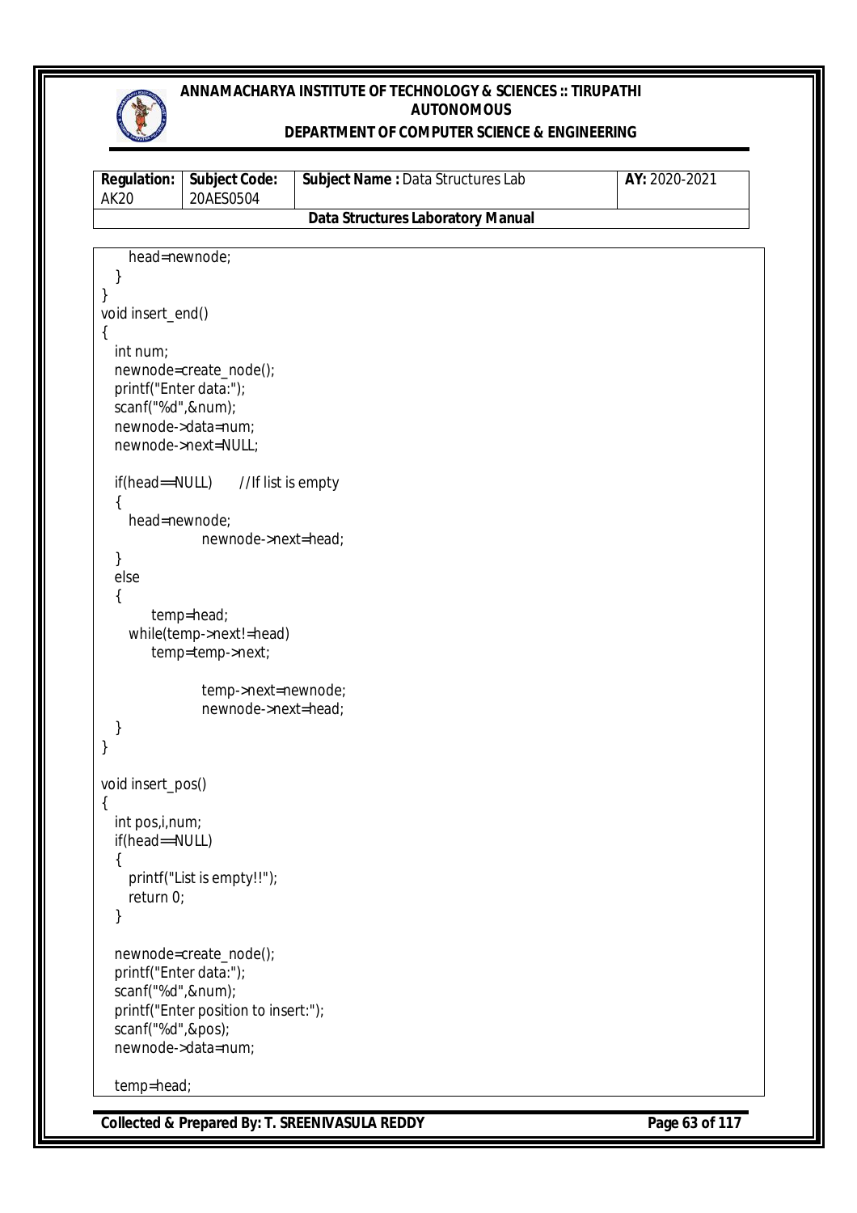```
    head=newnode;
  }
}
void insert_end()
{
  int num;
  newnode=create_node();
  printf("Enter data:");
  scanf("%d",&num);
  newnode->data=num;
  newnode->next=NULL;

  if(head==NULL)      //If list is empty
  {
    head=newnode;
                newnode->next=head;
  }
  else
  {
        temp=head;
    while(temp->next!=head)
        temp=temp->next;

                temp->next=newnode;
                newnode->next=head;
  }
}

void insert_pos()
{
  int pos,i,num;
  if(head==NULL)
  {
    printf("List is empty!!");
    return 0;
  }

  newnode=create_node();
  printf("Enter data:");
  scanf("%d",&num);
  printf("Enter position to insert:");
  scanf("%d",&pos);
  newnode->data=num;

  temp=head;
```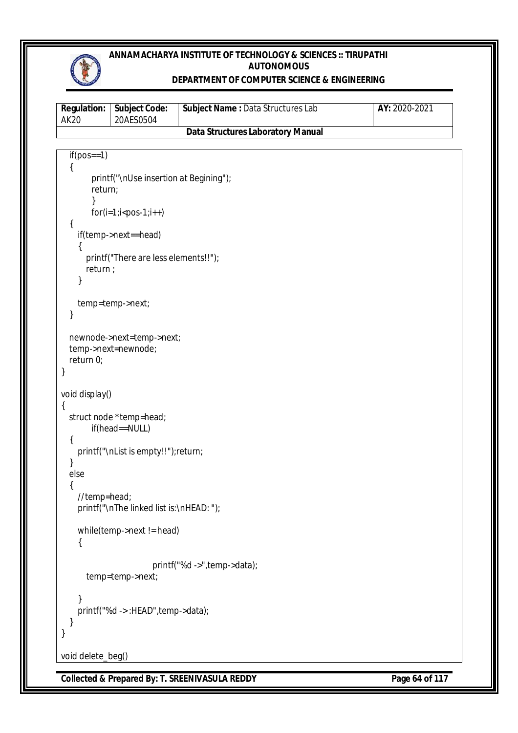```
  if(pos==1)
  {
          printf("\nUse insertion at Begining");
          return;
          }
          for(i=1;i<pos-1;i++)
  {
    if(temp->next==head)
    {
      printf("There are less elements!!");
      return ;
    }

    temp=temp->next;
  }

  newnode->next=temp->next;
  temp->next=newnode;
  return 0;
}

void display()
{
  struct node *temp=head;
          if(head==NULL)
  {
    printf("\nList is empty!!");return;
  }
  else
  {
    //temp=head;
    printf("\nThe linked list is:\nHEAD: ");

    while(temp->next != head)
    {

                          printf("%d ->",temp->data);
      temp=temp->next;

    }
    printf("%d -> :HEAD",temp->data);
  }
}

void delete_beg()
```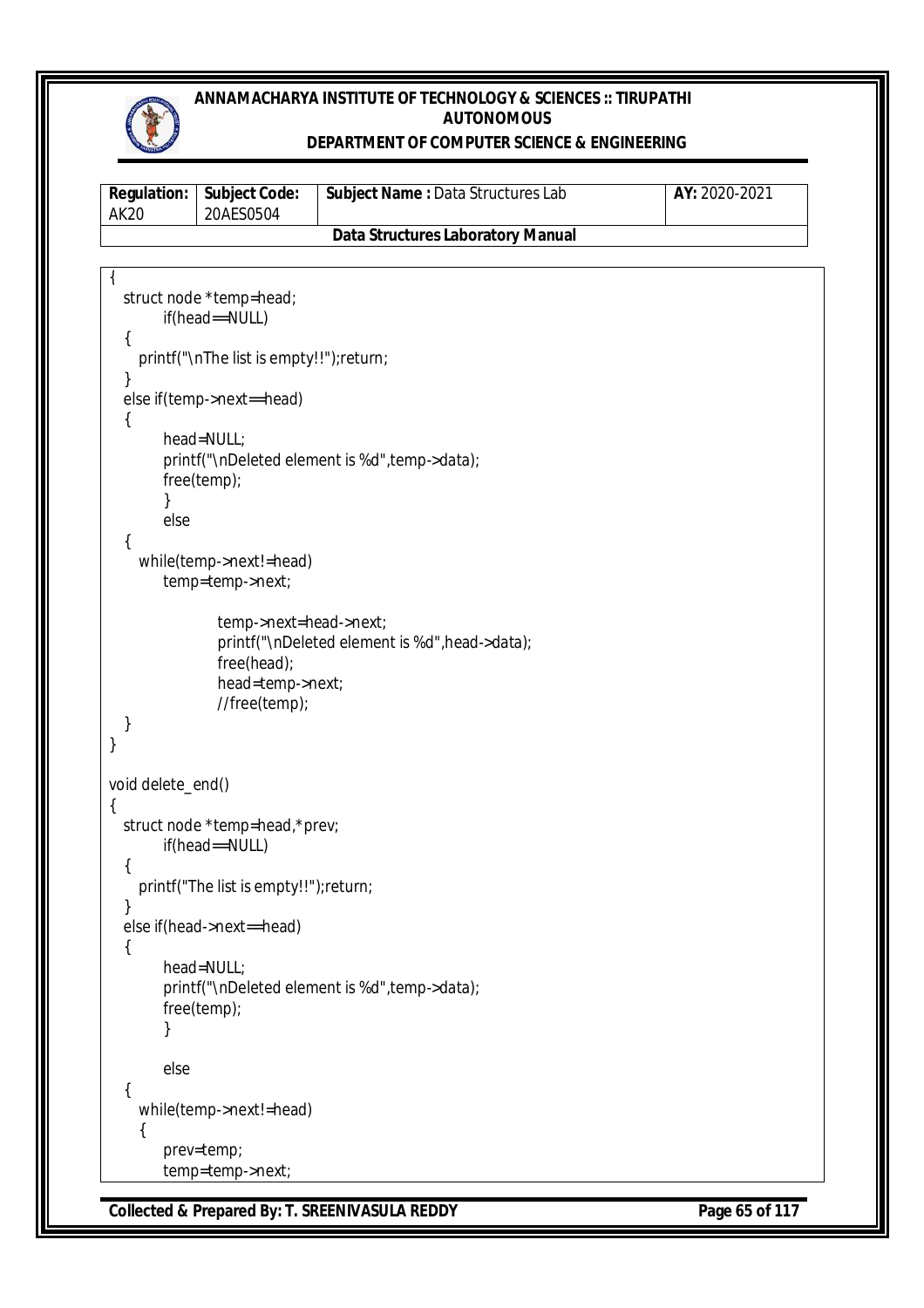```
{
  struct node *temp=head;
        if(head==NULL)
  {
    printf("\nThe list is empty!!");return;
  }
  else if(temp->next==head)
  {
        head=NULL;
        printf("\nDeleted element is %d",temp->data);
        free(temp);
        }
        else
  {
    while(temp->next!=head)
        temp=temp->next;

                temp->next=head->next;
                printf("\nDeleted element is %d",head->data);
                free(head);
                head=temp->next;
                //free(temp);
  }
}

void delete_end()
{
  struct node *temp=head,*prev;
        if(head==NULL)
  {
    printf("The list is empty!!");return;
  }
  else if(head->next==head)
  {
        head=NULL;
        printf("\nDeleted element is %d",temp->data);
        free(temp);
        }

        else
  {
    while(temp->next!=head)
    {
        prev=temp;
        temp=temp->next;
```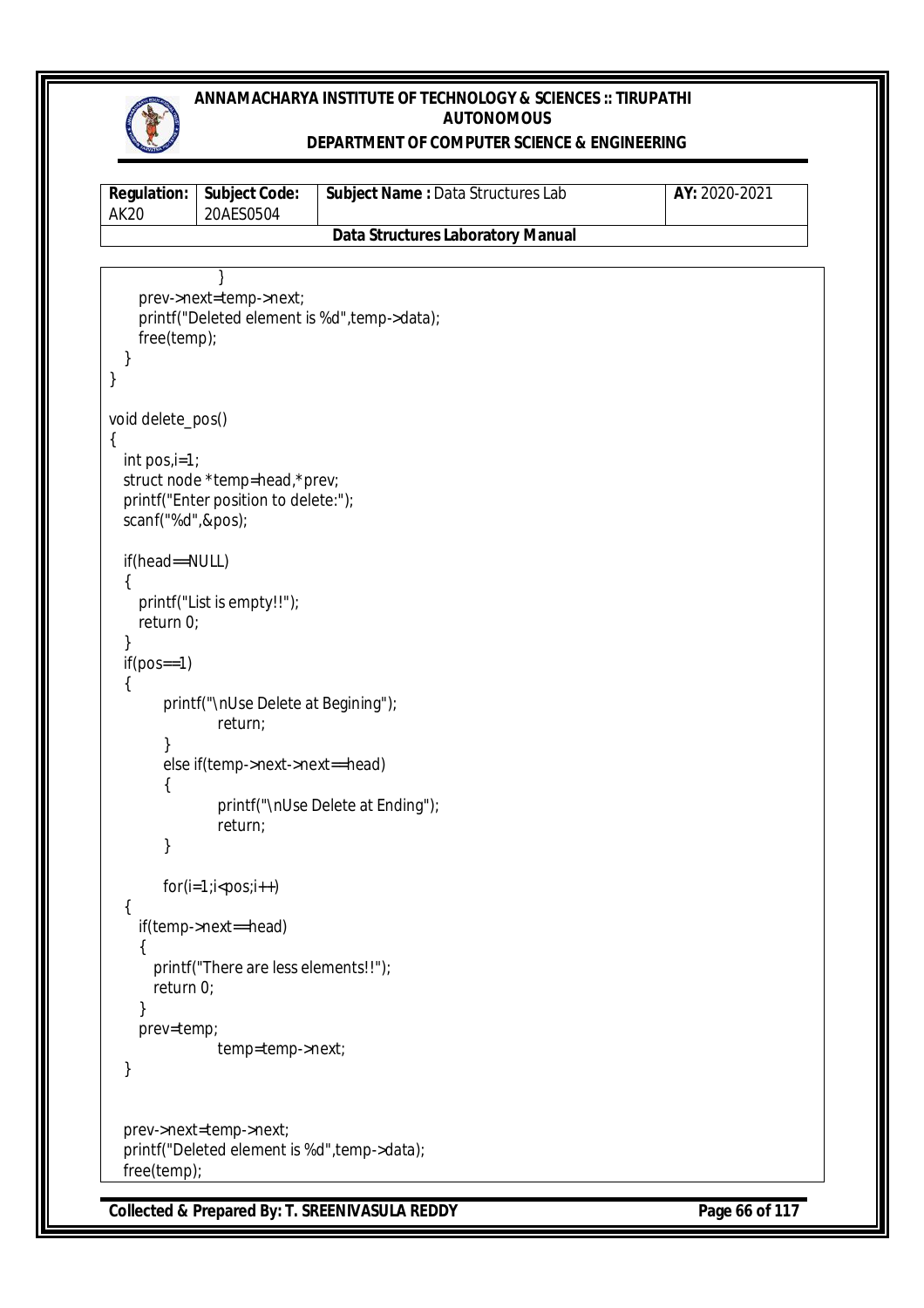```
            }
      prev->next=temp->next;
      printf("Deleted element is %d",temp->data);
      free(temp);
   }
}

void delete_pos()
{
   int pos,i=1;
   struct node *temp=head,*prev;
   printf("Enter position to delete:");
   scanf("%d",&pos);

   if(head==NULL)
   {
      printf("List is empty!!");
      return 0;
   }
   if(pos==1)
   {
         printf("\nUse Delete at Begining");
                return;
         }
         else if(temp->next->next==head)
         {
                printf("\nUse Delete at Ending");
                return;
         }

         for(i=1;i<pos;i++)
   {
      if(temp->next==head)
      {
         printf("There are less elements!!");
         return 0;
      }
      prev=temp;
                temp=temp->next;
   }


   prev->next=temp->next;
   printf("Deleted element is %d",temp->data);
   free(temp);
```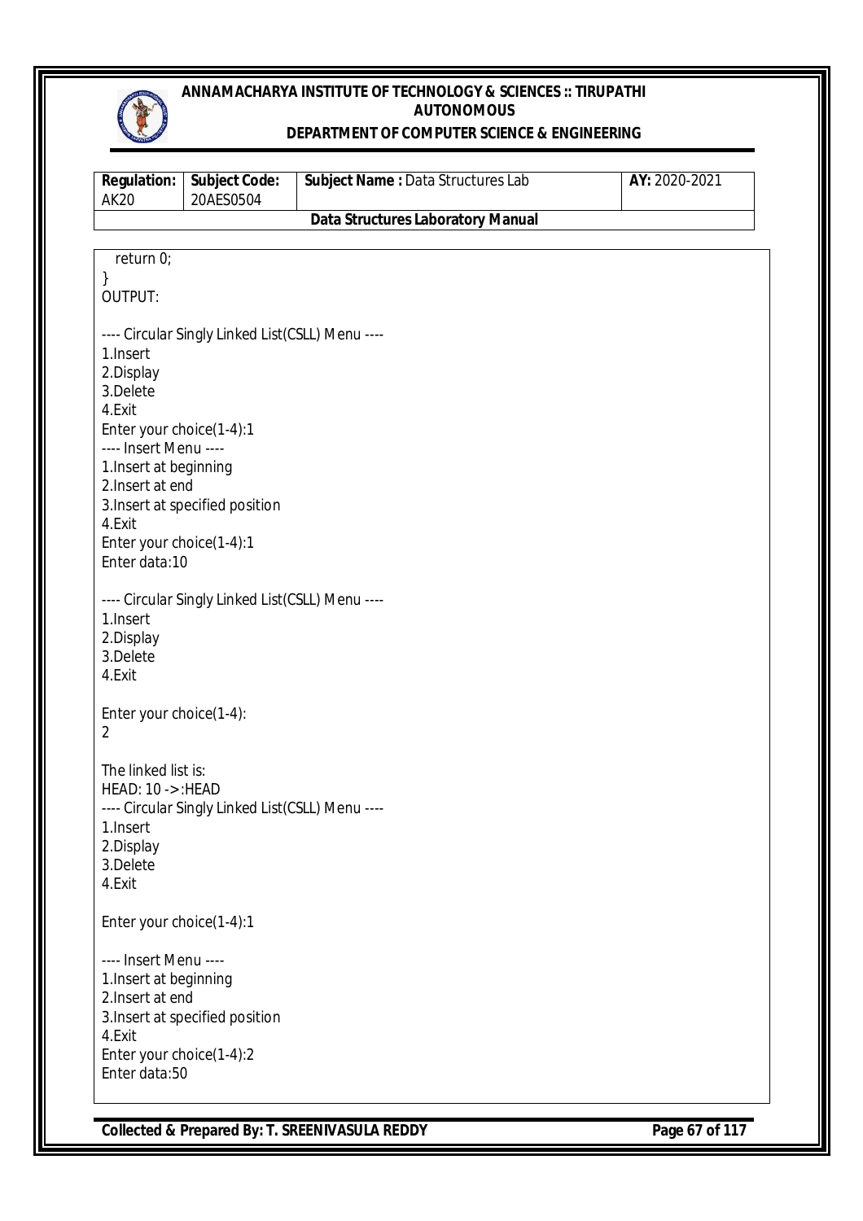```
  return 0;
}
```

OUTPUT:

```
---- Circular Singly Linked List(CSLL) Menu ----
1.Insert
2.Display
3.Delete
4.Exit
Enter your choice(1-4):1
---- Insert Menu ----
1.Insert at beginning
2.Insert at end
3.Insert at specified position
4.Exit
Enter your choice(1-4):1
Enter data:10

---- Circular Singly Linked List(CSLL) Menu ----
1.Insert
2.Display
3.Delete
4.Exit

Enter your choice(1-4):
2

The linked list is:
HEAD: 10 ->:HEAD
---- Circular Singly Linked List(CSLL) Menu ----
1.Insert
2.Display
3.Delete
4.Exit

Enter your choice(1-4):1

---- Insert Menu ----
1.Insert at beginning
2.Insert at end
3.Insert at specified position
4.Exit
Enter your choice(1-4):2
Enter data:50
```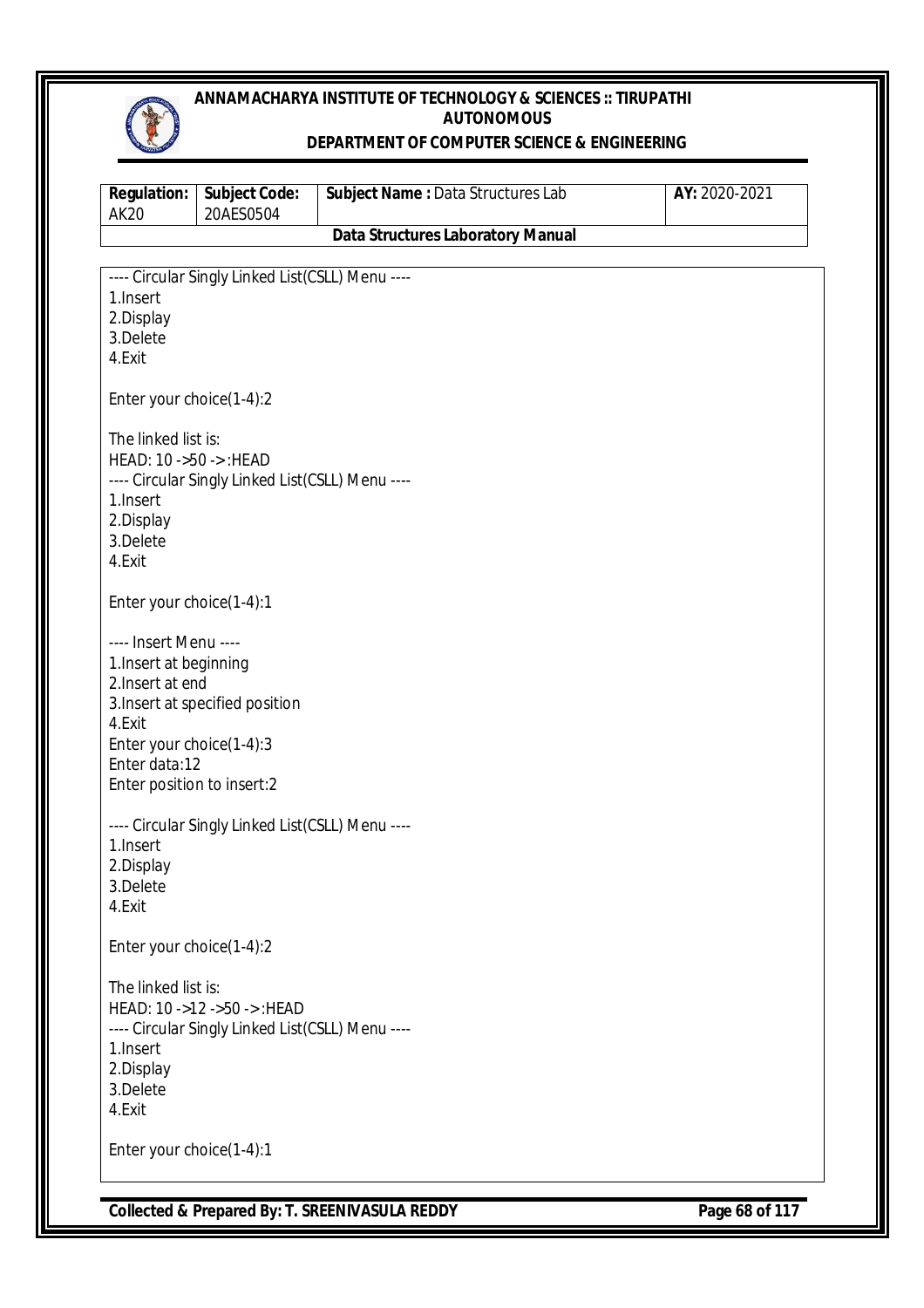```
---- Circular Singly Linked List(CSLL) Menu ----
1.Insert
2.Display
3.Delete
4.Exit

Enter your choice(1-4):2

The linked list is:
HEAD: 10 ->50 -> :HEAD
---- Circular Singly Linked List(CSLL) Menu ----
1.Insert
2.Display
3.Delete
4.Exit

Enter your choice(1-4):1

---- Insert Menu ----
1.Insert at beginning
2.Insert at end
3.Insert at specified position
4.Exit
Enter your choice(1-4):3
Enter data:12
Enter position to insert:2

---- Circular Singly Linked List(CSLL) Menu ----
1.Insert
2.Display
3.Delete
4.Exit

Enter your choice(1-4):2

The linked list is:
HEAD: 10 ->12 ->50 -> :HEAD
---- Circular Singly Linked List(CSLL) Menu ----
1.Insert
2.Display
3.Delete
4.Exit

Enter your choice(1-4):1
```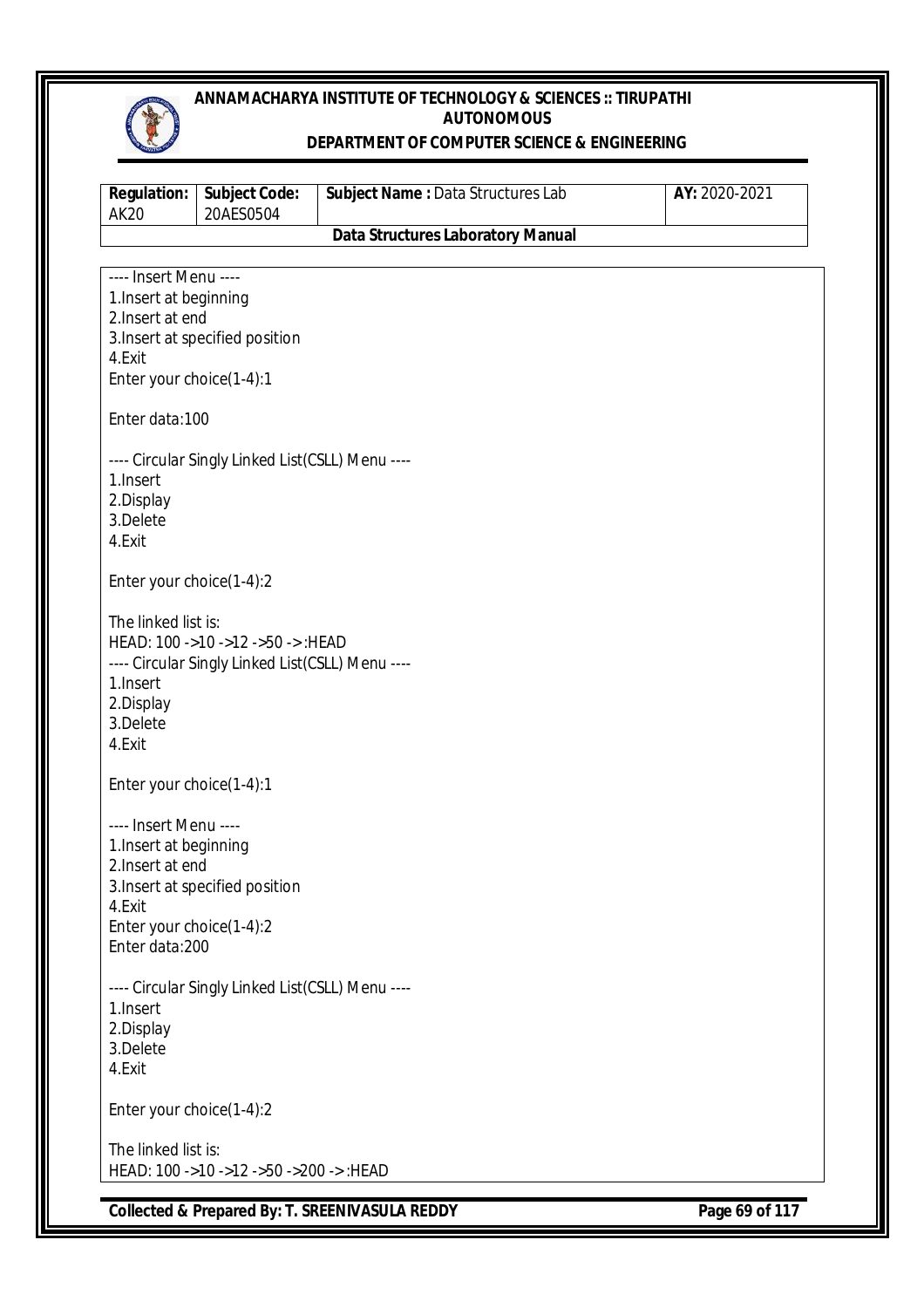```
---- Insert Menu ----
1.Insert at beginning
2.Insert at end
3.Insert at specified position
4.Exit
Enter your choice(1-4):1

Enter data:100

---- Circular Singly Linked List(CSLL) Menu ----
1.Insert
2.Display
3.Delete
4.Exit

Enter your choice(1-4):2

The linked list is:
HEAD: 100 ->10 ->12 ->50 -> :HEAD
---- Circular Singly Linked List(CSLL) Menu ----
1.Insert
2.Display
3.Delete
4.Exit

Enter your choice(1-4):1

---- Insert Menu ----
1.Insert at beginning
2.Insert at end
3.Insert at specified position
4.Exit
Enter your choice(1-4):2
Enter data:200

---- Circular Singly Linked List(CSLL) Menu ----
1.Insert
2.Display
3.Delete
4.Exit

Enter your choice(1-4):2

The linked list is:
HEAD: 100 ->10 ->12 ->50 ->200 -> :HEAD
```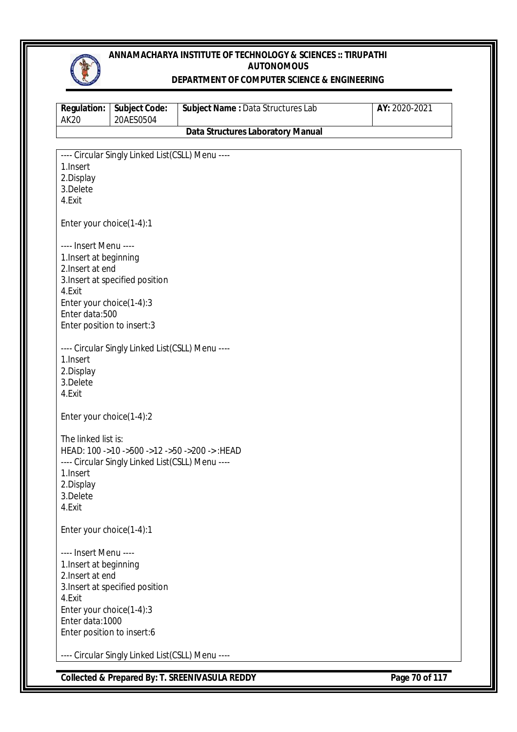```
---- Circular Singly Linked List(CSLL) Menu ----
1.Insert
2.Display
3.Delete
4.Exit

Enter your choice(1-4):1

---- Insert Menu ----
1.Insert at beginning
2.Insert at end
3.Insert at specified position
4.Exit
Enter your choice(1-4):3
Enter data:500
Enter position to insert:3

---- Circular Singly Linked List(CSLL) Menu ----
1.Insert
2.Display
3.Delete
4.Exit

Enter your choice(1-4):2

The linked list is:
HEAD: 100 ->10 ->500 ->12 ->50 ->200 -> :HEAD
---- Circular Singly Linked List(CSLL) Menu ----
1.Insert
2.Display
3.Delete
4.Exit

Enter your choice(1-4):1

---- Insert Menu ----
1.Insert at beginning
2.Insert at end
3.Insert at specified position
4.Exit
Enter your choice(1-4):3
Enter data:1000
Enter position to insert:6

---- Circular Singly Linked List(CSLL) Menu ----
```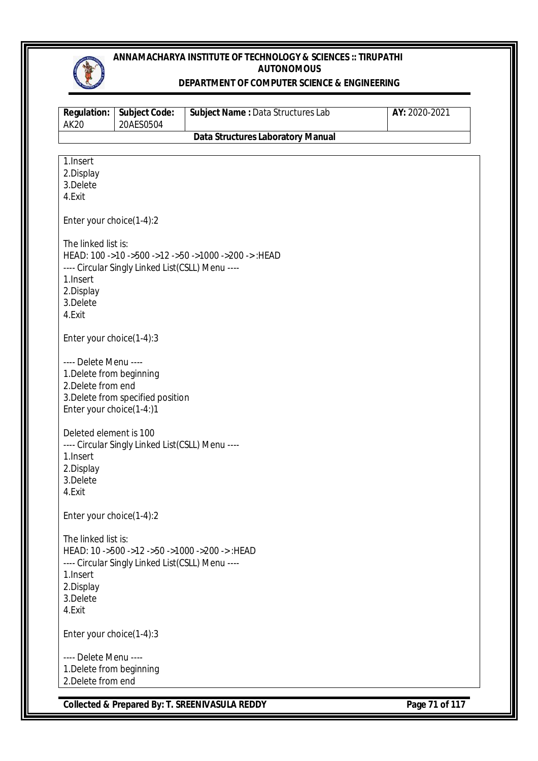```
1.Insert
2.Display
3.Delete
4.Exit

Enter your choice(1-4):2

The linked list is:
HEAD: 100 ->10 ->500 ->12 ->50 ->1000 ->200 -> :HEAD
---- Circular Singly Linked List(CSLL) Menu ----
1.Insert
2.Display
3.Delete
4.Exit

Enter your choice(1-4):3

---- Delete Menu ----
1.Delete from beginning
2.Delete from end
3.Delete from specified position
Enter your choice(1-4:)1

Deleted element is 100
---- Circular Singly Linked List(CSLL) Menu ----
1.Insert
2.Display
3.Delete
4.Exit

Enter your choice(1-4):2

The linked list is:
HEAD: 10 ->500 ->12 ->50 ->1000 ->200 -> :HEAD
---- Circular Singly Linked List(CSLL) Menu ----
1.Insert
2.Display
3.Delete
4.Exit

Enter your choice(1-4):3

---- Delete Menu ----
1.Delete from beginning
2.Delete from end
```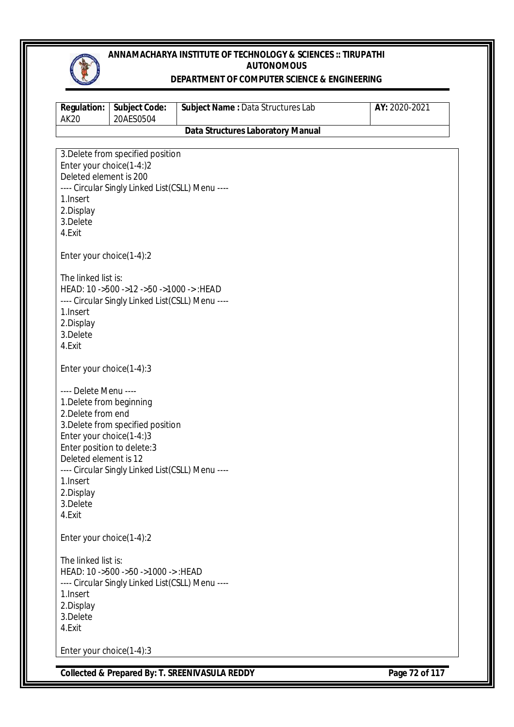```
3.Delete from specified position
Enter your choice(1-4:)2
Deleted element is 200
---- Circular Singly Linked List(CSLL) Menu ----
1.Insert
2.Display
3.Delete
4.Exit

Enter your choice(1-4):2

The linked list is:
HEAD: 10 ->500 ->12 ->50 ->1000 -> :HEAD
---- Circular Singly Linked List(CSLL) Menu ----
1.Insert
2.Display
3.Delete
4.Exit

Enter your choice(1-4):3

---- Delete Menu ----
1.Delete from beginning
2.Delete from end
3.Delete from specified position
Enter your choice(1-4:)3
Enter position to delete:3
Deleted element is 12
---- Circular Singly Linked List(CSLL) Menu ----
1.Insert
2.Display
3.Delete
4.Exit

Enter your choice(1-4):2

The linked list is:
HEAD: 10 ->500 ->50 ->1000 -> :HEAD
---- Circular Singly Linked List(CSLL) Menu ----
1.Insert
2.Display
3.Delete
4.Exit

Enter your choice(1-4):3
```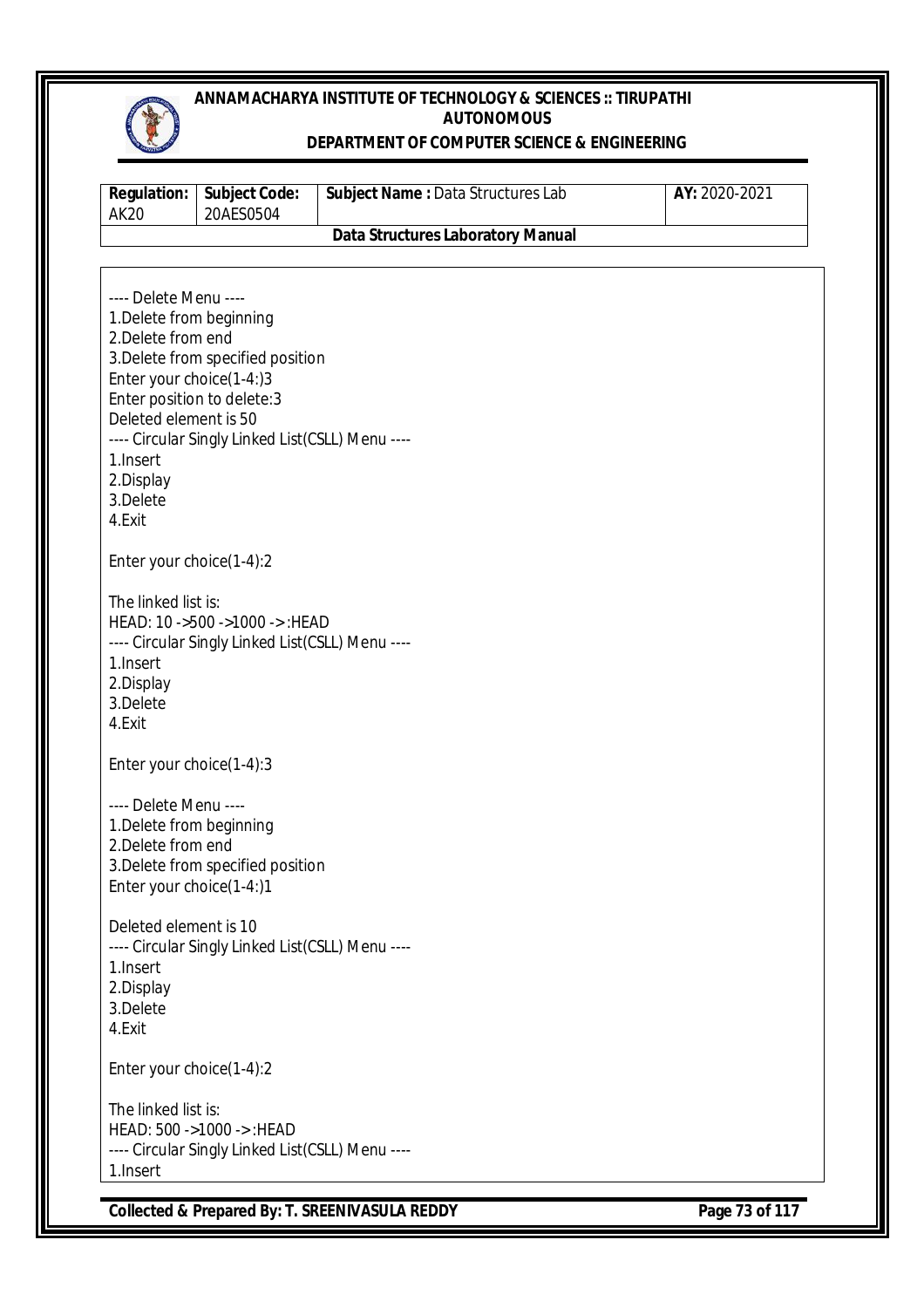```
---- Delete Menu ----
1.Delete from beginning
2.Delete from end
3.Delete from specified position
Enter your choice(1-4:)3
Enter position to delete:3
Deleted element is 50
---- Circular Singly Linked List(CSLL) Menu ----
1.Insert
2.Display
3.Delete
4.Exit

Enter your choice(1-4):2

The linked list is:
HEAD: 10 ->500 ->1000 -> :HEAD
---- Circular Singly Linked List(CSLL) Menu ----
1.Insert
2.Display
3.Delete
4.Exit

Enter your choice(1-4):3

---- Delete Menu ----
1.Delete from beginning
2.Delete from end
3.Delete from specified position
Enter your choice(1-4:)1

Deleted element is 10
---- Circular Singly Linked List(CSLL) Menu ----
1.Insert
2.Display
3.Delete
4.Exit

Enter your choice(1-4):2

The linked list is:
HEAD: 500 ->1000 -> :HEAD
---- Circular Singly Linked List(CSLL) Menu ----
1.Insert
```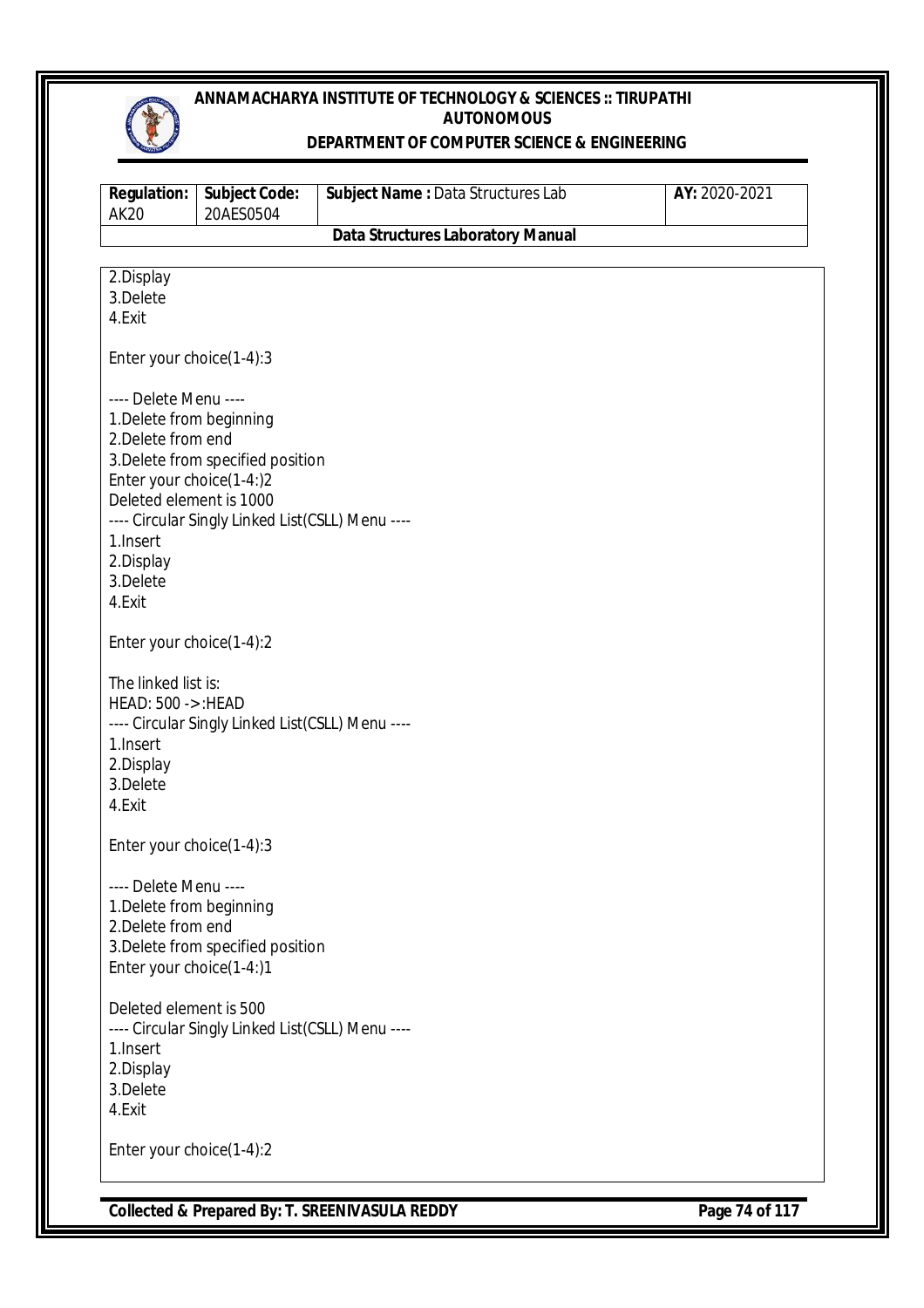```
2.Display
3.Delete
4.Exit

Enter your choice(1-4):3

---- Delete Menu ----
1.Delete from beginning
2.Delete from end
3.Delete from specified position
Enter your choice(1-4:)2
Deleted element is 1000
---- Circular Singly Linked List(CSLL) Menu ----
1.Insert
2.Display
3.Delete
4.Exit

Enter your choice(1-4):2

The linked list is:
HEAD: 500 ->:HEAD
---- Circular Singly Linked List(CSLL) Menu ----
1.Insert
2.Display
3.Delete
4.Exit

Enter your choice(1-4):3

---- Delete Menu ----
1.Delete from beginning
2.Delete from end
3.Delete from specified position
Enter your choice(1-4:)1

Deleted element is 500
---- Circular Singly Linked List(CSLL) Menu ----
1.Insert
2.Display
3.Delete
4.Exit

Enter your choice(1-4):2
```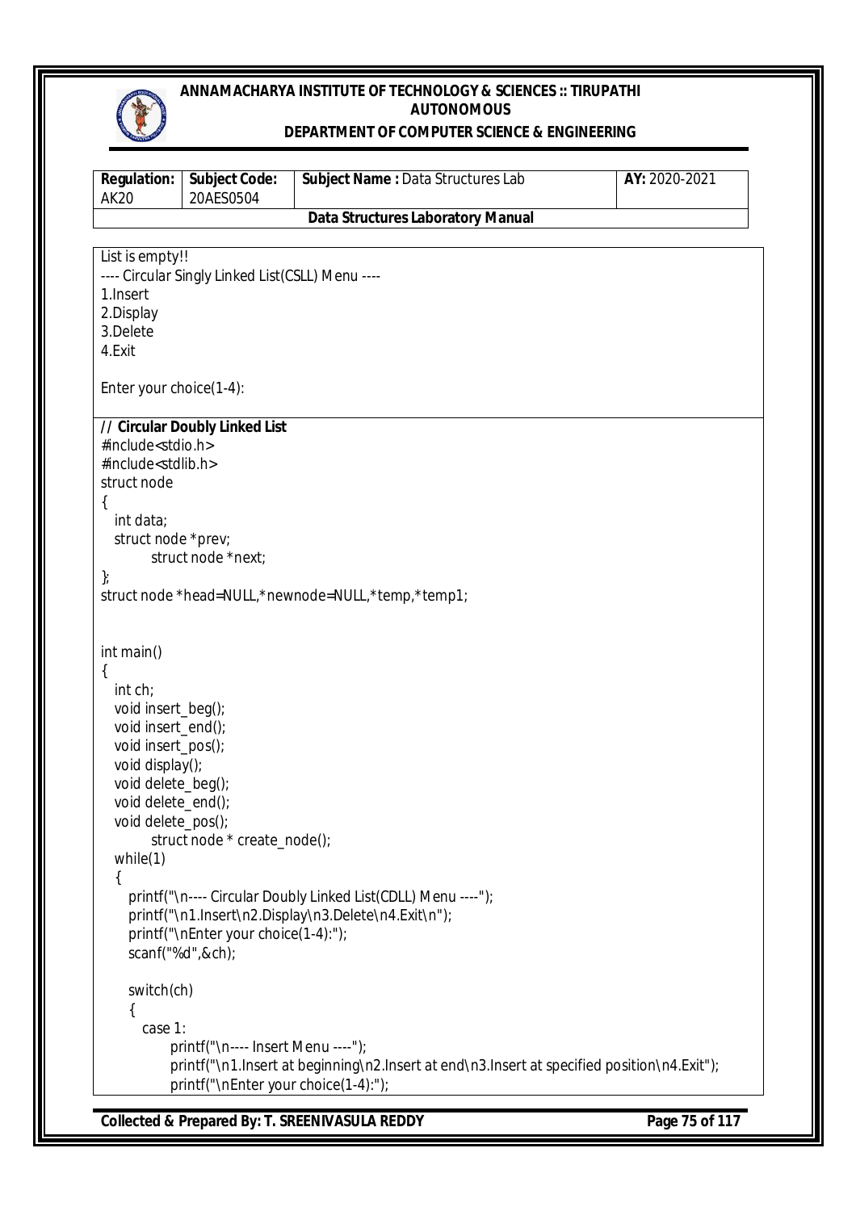| Regulation: AK20 | Subject Code: 20AES0504 | Subject Name : Data Structures Lab | AY: 2020-2021 |
|---|---|---|---|
| Data Structures Laboratory Manual | | | |

```
List is empty!!
---- Circular Singly Linked List(CSLL) Menu ----
1.Insert
2.Display
3.Delete
4.Exit

Enter your choice(1-4):
```

```
// Circular Doubly Linked List
#include<stdio.h>
#include<stdlib.h>
struct node
{
   int data;
   struct node *prev;
         struct node *next;
};
struct node *head=NULL,*newnode=NULL,*temp,*temp1;


int main()
{
   int ch;
   void insert_beg();
   void insert_end();
   void insert_pos();
   void display();
   void delete_beg();
   void delete_end();
   void delete_pos();
         struct node * create_node();
   while(1)
   {
      printf("\n---- Circular Doubly Linked List(CDLL) Menu ----");
      printf("\n1.Insert\n2.Display\n3.Delete\n4.Exit\n");
      printf("\nEnter your choice(1-4):");
      scanf("%d",&ch);

      switch(ch)
      {
         case 1:
             printf("\n---- Insert Menu ----");
             printf("\n1.Insert at beginning\n2.Insert at end\n3.Insert at specified position\n4.Exit");
             printf("\nEnter your choice(1-4):");
```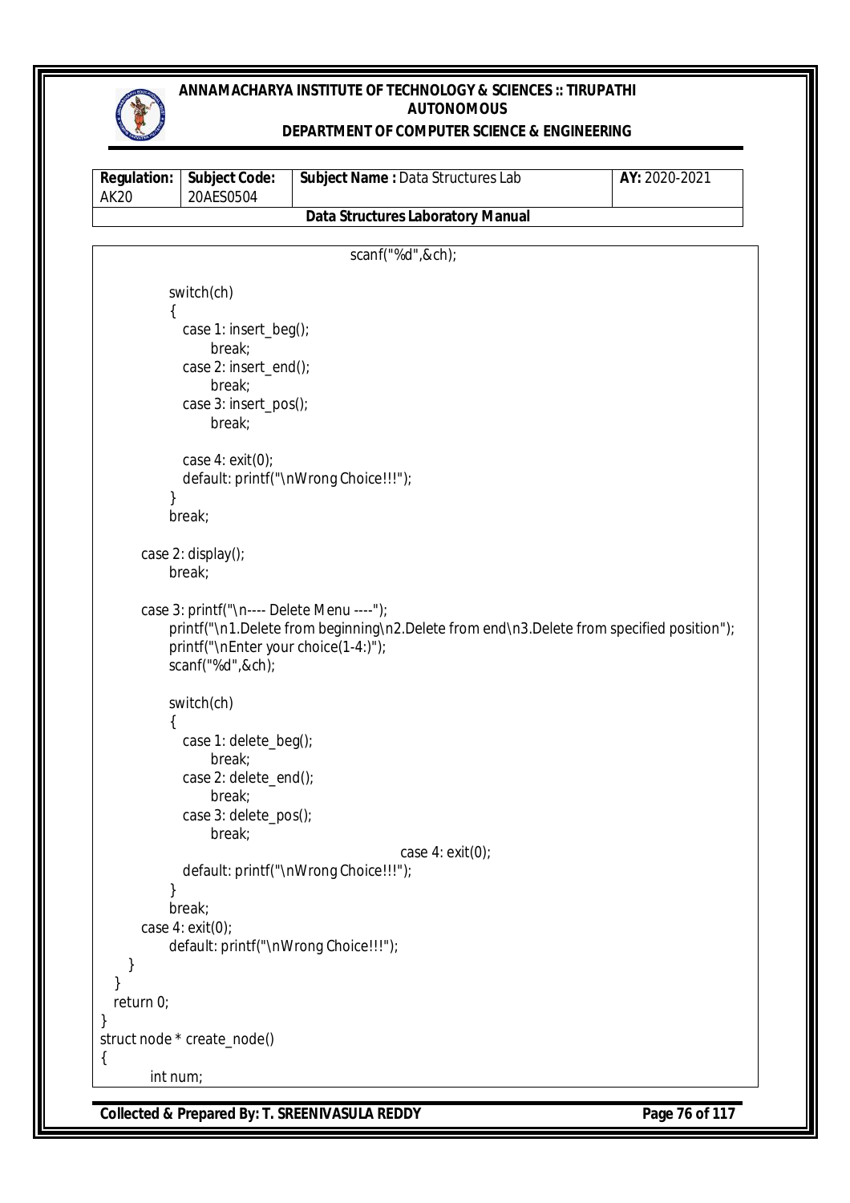```
                                        scanf("%d",&ch);

            switch(ch)
            {
              case 1: insert_beg();
                    break;
              case 2: insert_end();
                    break;
              case 3: insert_pos();
                    break;

              case 4: exit(0);
              default: printf("\nWrong Choice!!!");
            }
            break;

        case 2: display();
            break;

        case 3: printf("\n---- Delete Menu ----");
            printf("\n1.Delete from beginning\n2.Delete from end\n3.Delete from specified position");
            printf("\nEnter your choice(1-4:)");
            scanf("%d",&ch);

            switch(ch)
            {
              case 1: delete_beg();
                    break;
              case 2: delete_end();
                    break;
              case 3: delete_pos();
                    break;
                                            case 4: exit(0);
              default: printf("\nWrong Choice!!!");
            }
            break;
        case 4: exit(0);
            default: printf("\nWrong Choice!!!");
      }
   }
   return 0;
}
struct node * create_node()
{
        int num;
```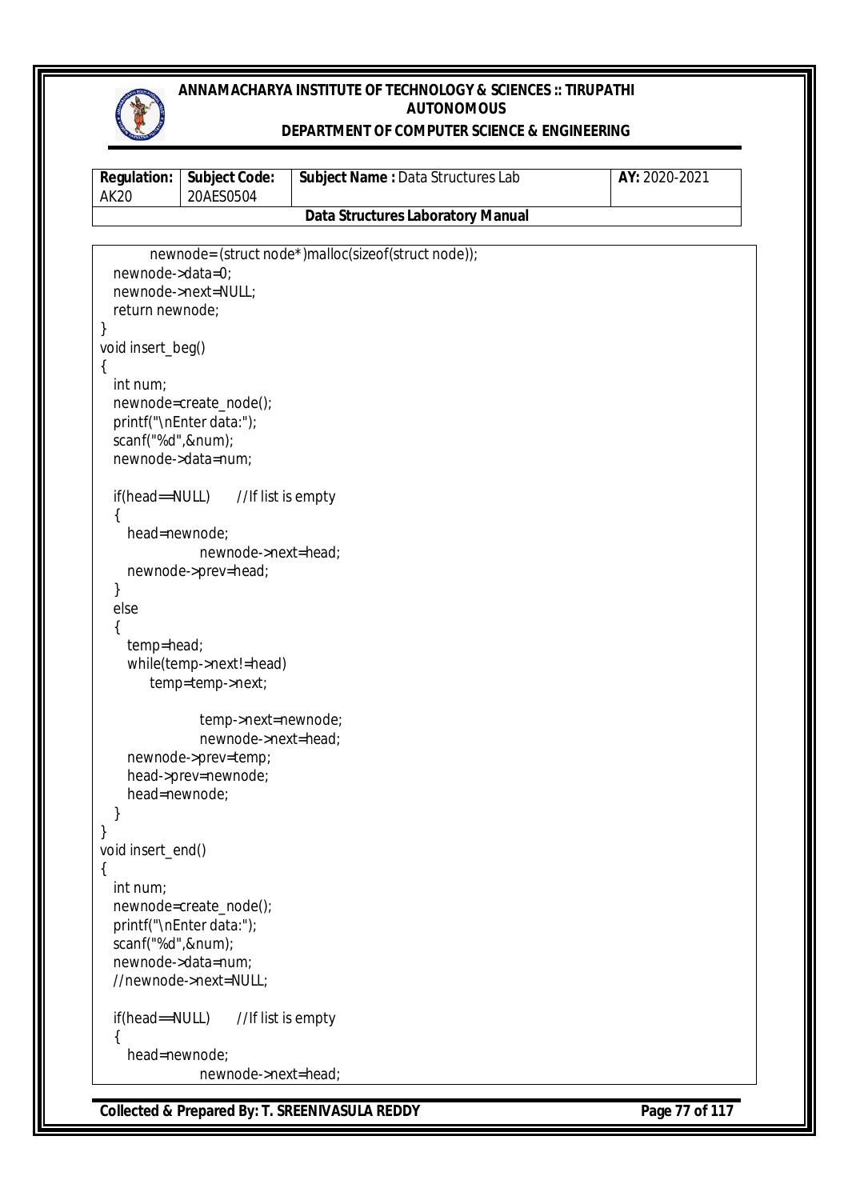```
        newnode=(struct node*)malloc(sizeof(struct node));
    newnode->data=0;
    newnode->next=NULL;
    return newnode;
}
void insert_beg()
{
    int num;
    newnode=create_node();
    printf("\nEnter data:");
    scanf("%d",&num);
    newnode->data=num;

    if(head==NULL)      //If list is empty
    {
        head=newnode;
                newnode->next=head;
        newnode->prev=head;
    }
    else
    {
        temp=head;
        while(temp->next!=head)
            temp=temp->next;

                temp->next=newnode;
                newnode->next=head;
        newnode->prev=temp;
        head->prev=newnode;
        head=newnode;
    }
}
void insert_end()
{
    int num;
    newnode=create_node();
    printf("\nEnter data:");
    scanf("%d",&num);
    newnode->data=num;
    //newnode->next=NULL;

    if(head==NULL)      //If list is empty
    {
        head=newnode;
                newnode->next=head;
```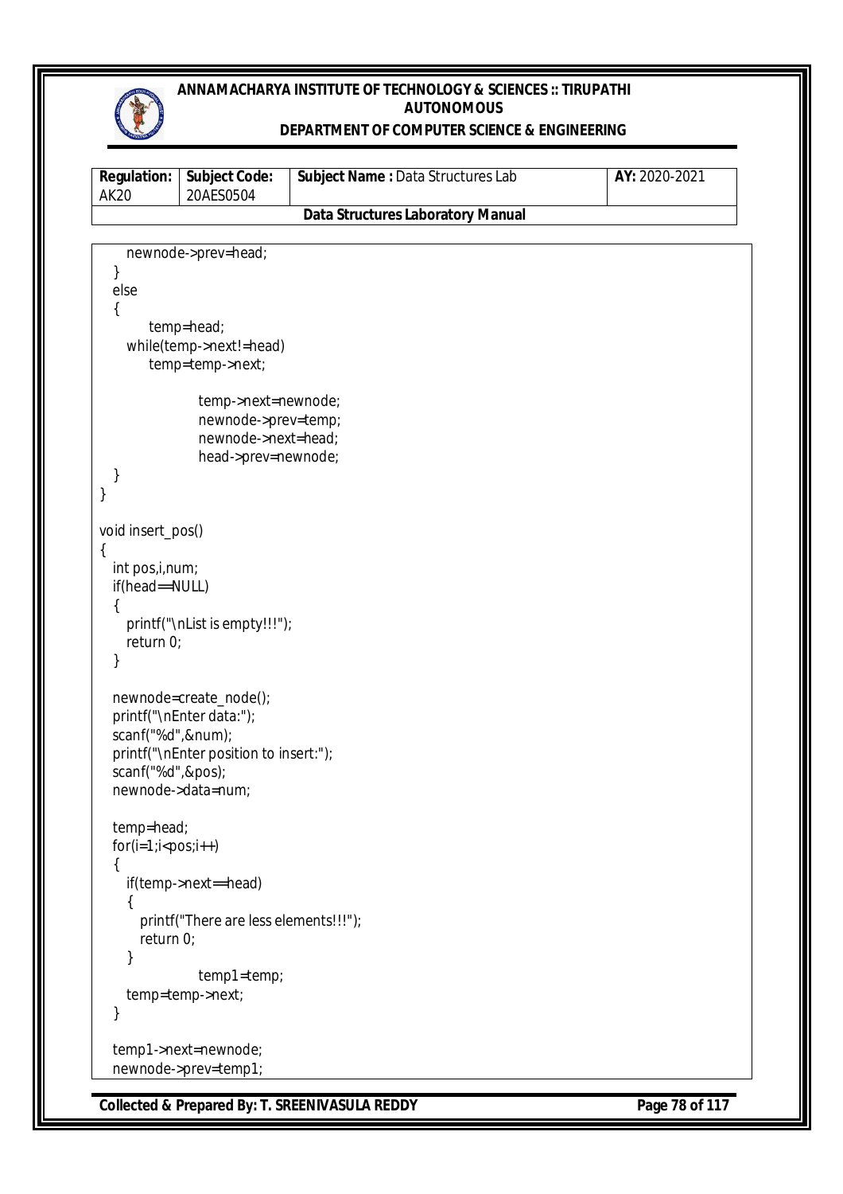```
      newnode->prev=head;
   }
   else
   {
         temp=head;
      while(temp->next!=head)
         temp=temp->next;

                  temp->next=newnode;
                  newnode->prev=temp;
                  newnode->next=head;
                  head->prev=newnode;
   }
}

void insert_pos()
{
   int pos,i,num;
   if(head==NULL)
   {
      printf("\nList is empty!!!");
      return 0;
   }

   newnode=create_node();
   printf("\nEnter data:");
   scanf("%d",&num);
   printf("\nEnter position to insert:");
   scanf("%d",&pos);
   newnode->data=num;

   temp=head;
   for(i=1;i<pos;i++)
   {
      if(temp->next==head)
      {
         printf("There are less elements!!!");
         return 0;
      }
                  temp1=temp;
      temp=temp->next;
   }

   temp1->next=newnode;
   newnode->prev=temp1;
```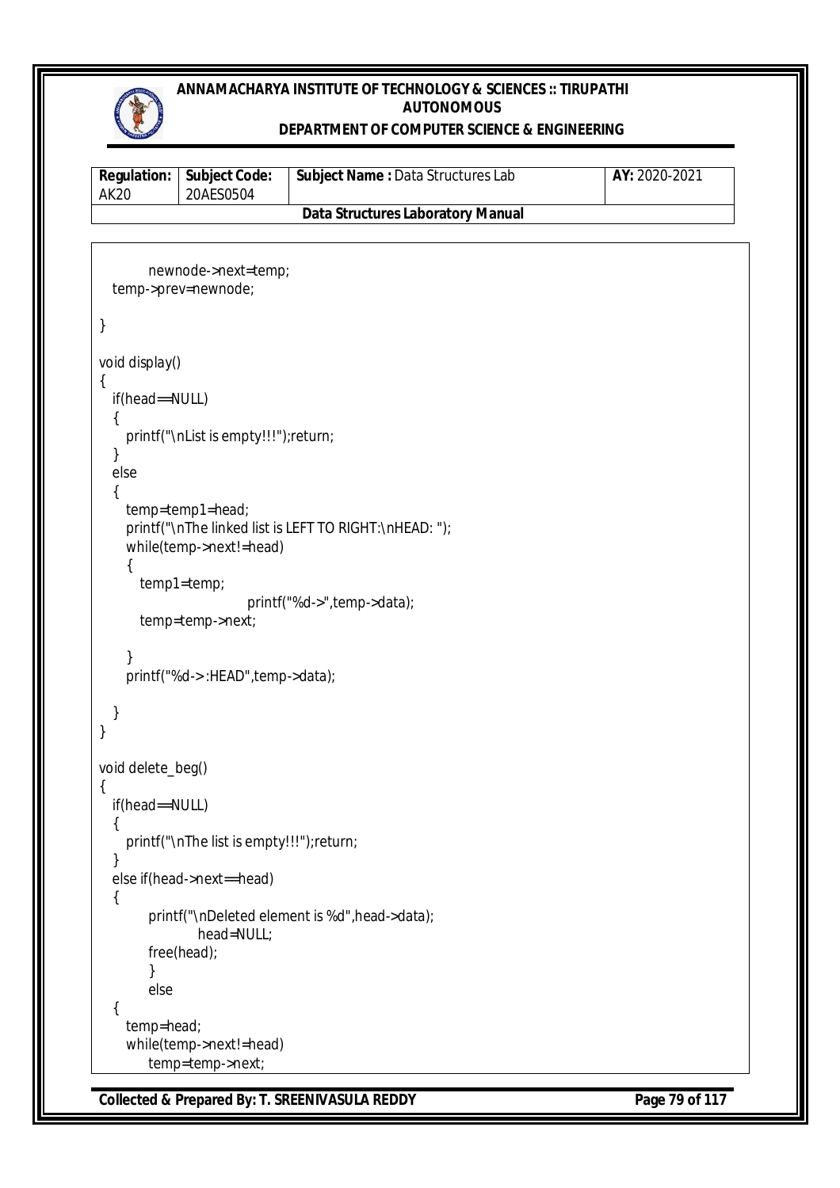```
        newnode->next=temp;
   temp->prev=newnode;

}

void display()
{
   if(head==NULL)
   {
      printf("\nList is empty!!!");return;
   }
   else
   {
      temp=temp1=head;
      printf("\nThe linked list is LEFT TO RIGHT:\nHEAD: ");
      while(temp->next!=head)
      {
         temp1=temp;
                         printf("%d->",temp->data);
         temp=temp->next;

      }
      printf("%d-> :HEAD",temp->data);

   }
}

void delete_beg()
{
   if(head==NULL)
   {
      printf("\nThe list is empty!!!");return;
   }
   else if(head->next==head)
   {
         printf("\nDeleted element is %d",head->data);
                    head=NULL;
         free(head);
         }
         else
   {
      temp=head;
      while(temp->next!=head)
         temp=temp->next;
```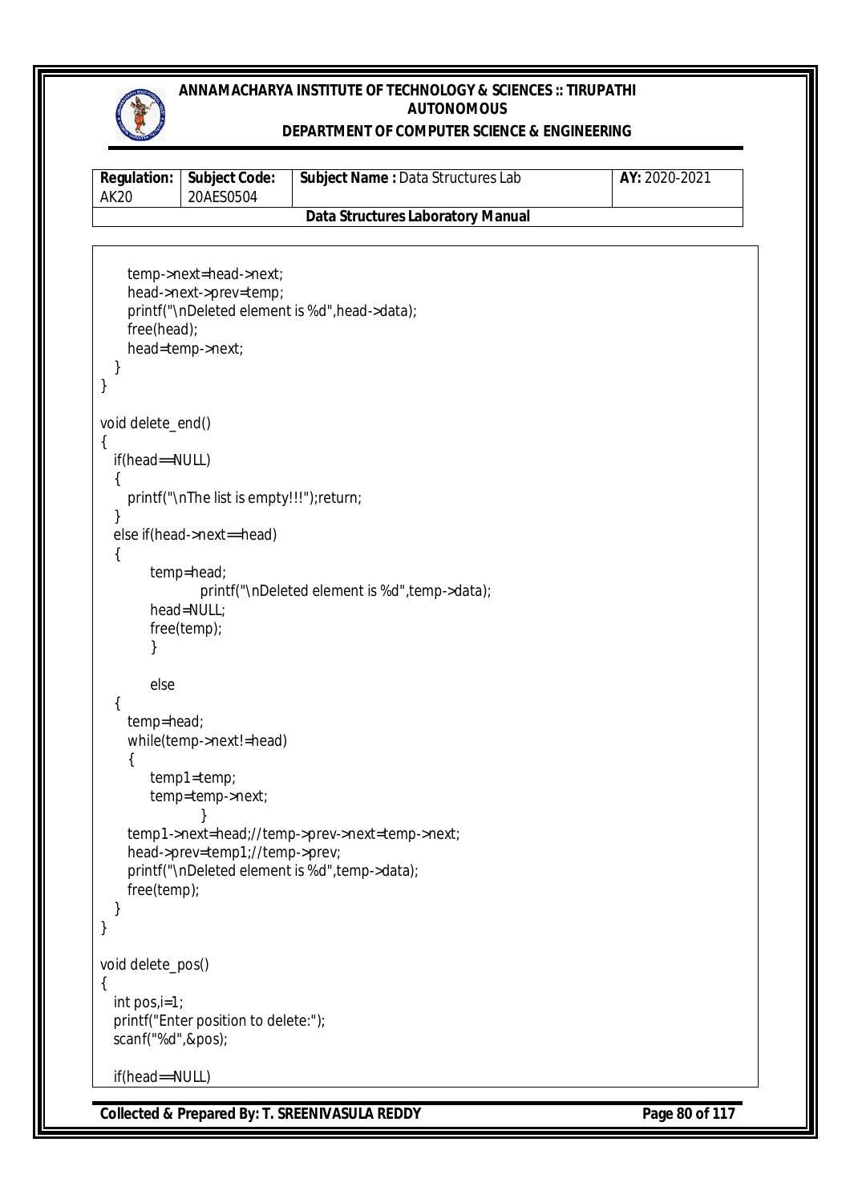```
    temp->next=head->next;
    head->next->prev=temp;
    printf("\nDeleted element is %d",head->data);
    free(head);
    head=temp->next;
  }
}

void delete_end()
{
  if(head==NULL)
  {
    printf("\nThe list is empty!!!");return;
  }
  else if(head->next==head)
  {
        temp=head;
                printf("\nDeleted element is %d",temp->data);
        head=NULL;
        free(temp);
        }

        else
  {
    temp=head;
    while(temp->next!=head)
    {
        temp1=temp;
        temp=temp->next;
                }
    temp1->next=head;//temp->prev->next=temp->next;
    head->prev=temp1;//temp->prev;
    printf("\nDeleted element is %d",temp->data);
    free(temp);
  }
}

void delete_pos()
{
  int pos,i=1;
  printf("Enter position to delete:");
  scanf("%d",&pos);

  if(head==NULL)
```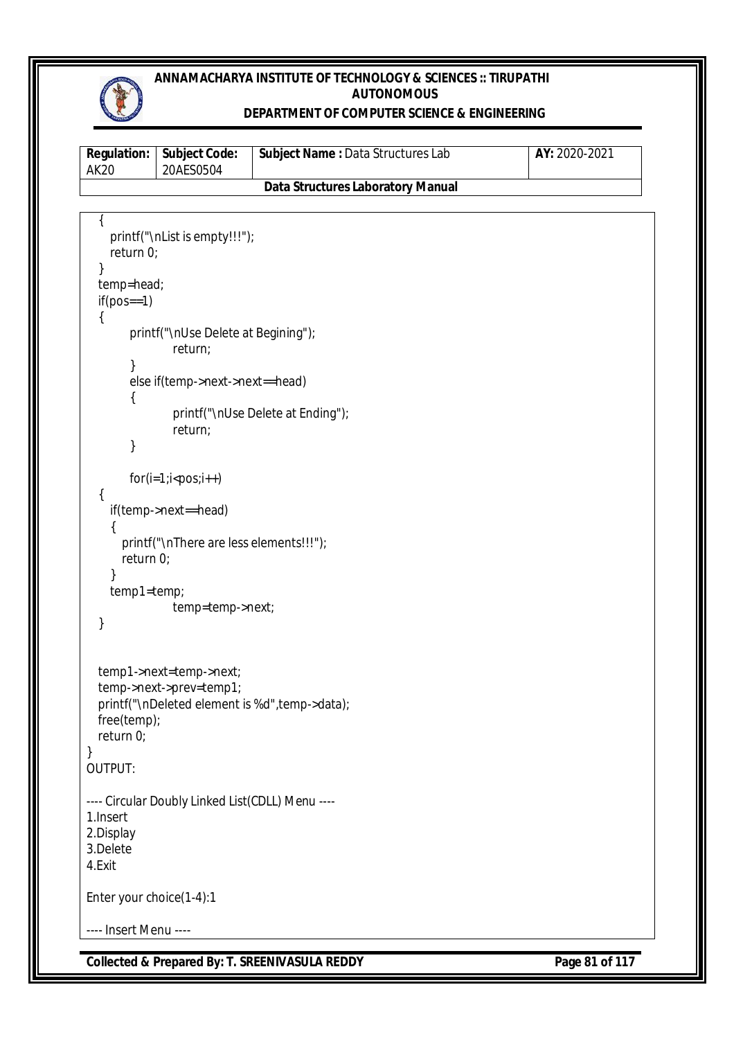```
  {
    printf("\nList is empty!!!");
    return 0;
  }
  temp=head;
  if(pos==1)
  {
        printf("\nUse Delete at Begining");
                return;
        }
        else if(temp->next->next==head)
        {
                printf("\nUse Delete at Ending");
                return;
        }

        for(i=1;i<pos;i++)
  {
    if(temp->next==head)
    {
      printf("\nThere are less elements!!!");
      return 0;
    }
    temp1=temp;
                temp=temp->next;
  }


  temp1->next=temp->next;
  temp->next->prev=temp1;
  printf("\nDeleted element is %d",temp->data);
  free(temp);
  return 0;
}
```

OUTPUT:

```
---- Circular Doubly Linked List(CDLL) Menu ----
1.Insert
2.Display
3.Delete
4.Exit

Enter your choice(1-4):1

---- Insert Menu ----
```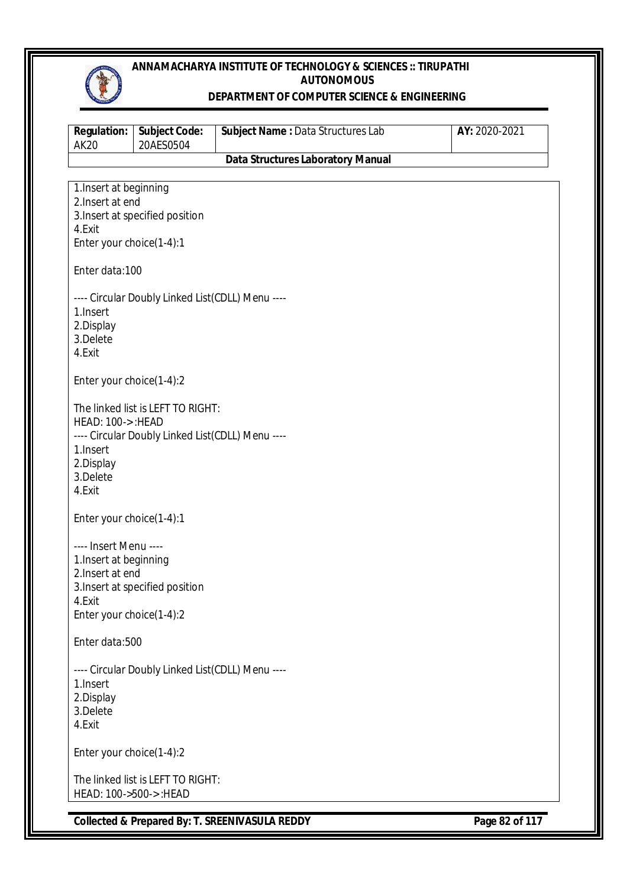```
1.Insert at beginning
2.Insert at end
3.Insert at specified position
4.Exit
Enter your choice(1-4):1

Enter data:100

---- Circular Doubly Linked List(CDLL) Menu ----
1.Insert
2.Display
3.Delete
4.Exit

Enter your choice(1-4):2

The linked list is LEFT TO RIGHT:
HEAD: 100->:HEAD
---- Circular Doubly Linked List(CDLL) Menu ----
1.Insert
2.Display
3.Delete
4.Exit

Enter your choice(1-4):1

---- Insert Menu ----
1.Insert at beginning
2.Insert at end
3.Insert at specified position
4.Exit
Enter your choice(1-4):2

Enter data:500

---- Circular Doubly Linked List(CDLL) Menu ----
1.Insert
2.Display
3.Delete
4.Exit

Enter your choice(1-4):2

The linked list is LEFT TO RIGHT:
HEAD: 100->500->:HEAD
```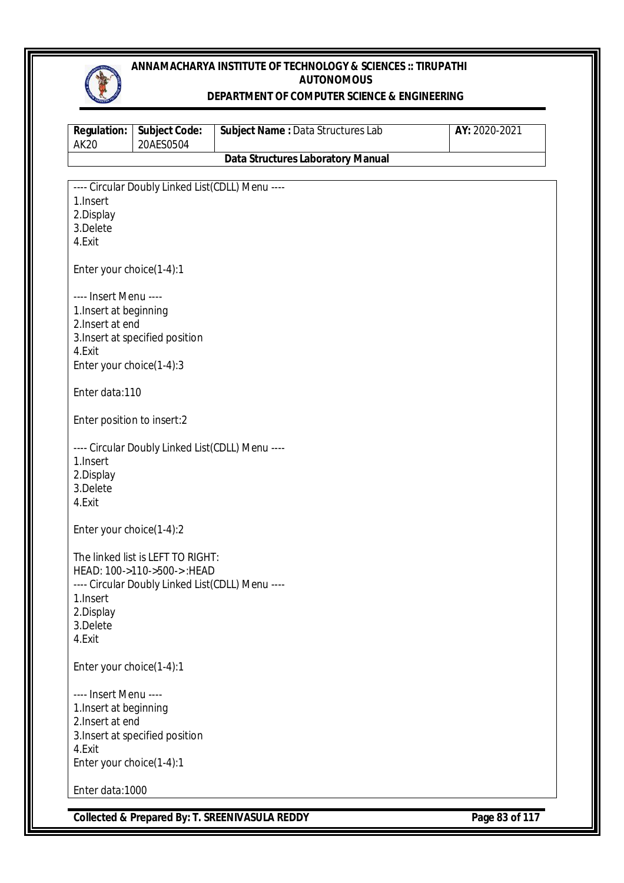```
---- Circular Doubly Linked List(CDLL) Menu ----
1.Insert
2.Display
3.Delete
4.Exit

Enter your choice(1-4):1

---- Insert Menu ----
1.Insert at beginning
2.Insert at end
3.Insert at specified position
4.Exit
Enter your choice(1-4):3

Enter data:110

Enter position to insert:2

---- Circular Doubly Linked List(CDLL) Menu ----
1.Insert
2.Display
3.Delete
4.Exit

Enter your choice(1-4):2

The linked list is LEFT TO RIGHT:
HEAD: 100->110->500->:HEAD
---- Circular Doubly Linked List(CDLL) Menu ----
1.Insert
2.Display
3.Delete
4.Exit

Enter your choice(1-4):1

---- Insert Menu ----
1.Insert at beginning
2.Insert at end
3.Insert at specified position
4.Exit
Enter your choice(1-4):1

Enter data:1000
```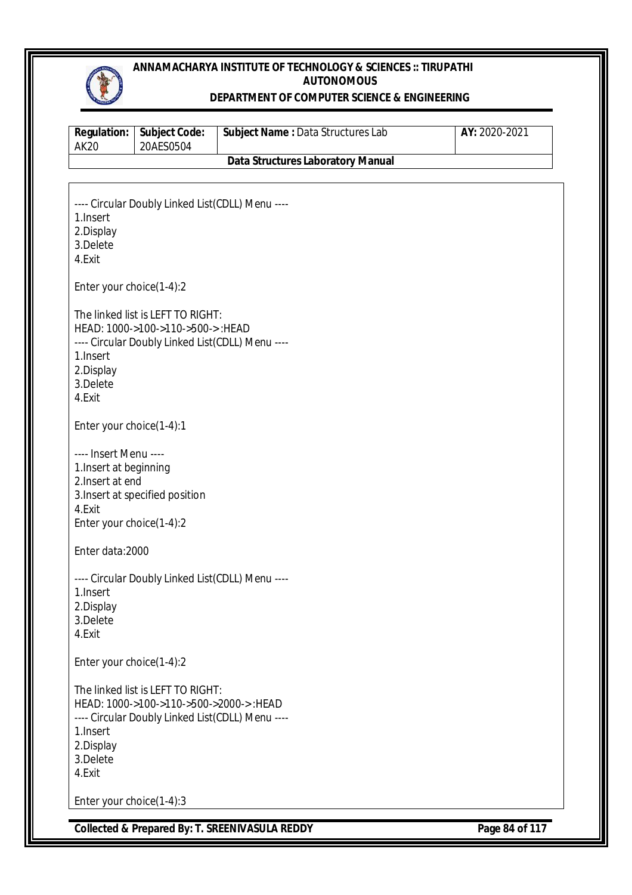```
---- Circular Doubly Linked List(CDLL) Menu ----
1.Insert
2.Display
3.Delete
4.Exit

Enter your choice(1-4):2

The linked list is LEFT TO RIGHT:
HEAD: 1000->100->110->500-> :HEAD
---- Circular Doubly Linked List(CDLL) Menu ----
1.Insert
2.Display
3.Delete
4.Exit

Enter your choice(1-4):1

---- Insert Menu ----
1.Insert at beginning
2.Insert at end
3.Insert at specified position
4.Exit
Enter your choice(1-4):2

Enter data:2000

---- Circular Doubly Linked List(CDLL) Menu ----
1.Insert
2.Display
3.Delete
4.Exit

Enter your choice(1-4):2

The linked list is LEFT TO RIGHT:
HEAD: 1000->100->110->500->2000-> :HEAD
---- Circular Doubly Linked List(CDLL) Menu ----
1.Insert
2.Display
3.Delete
4.Exit

Enter your choice(1-4):3
```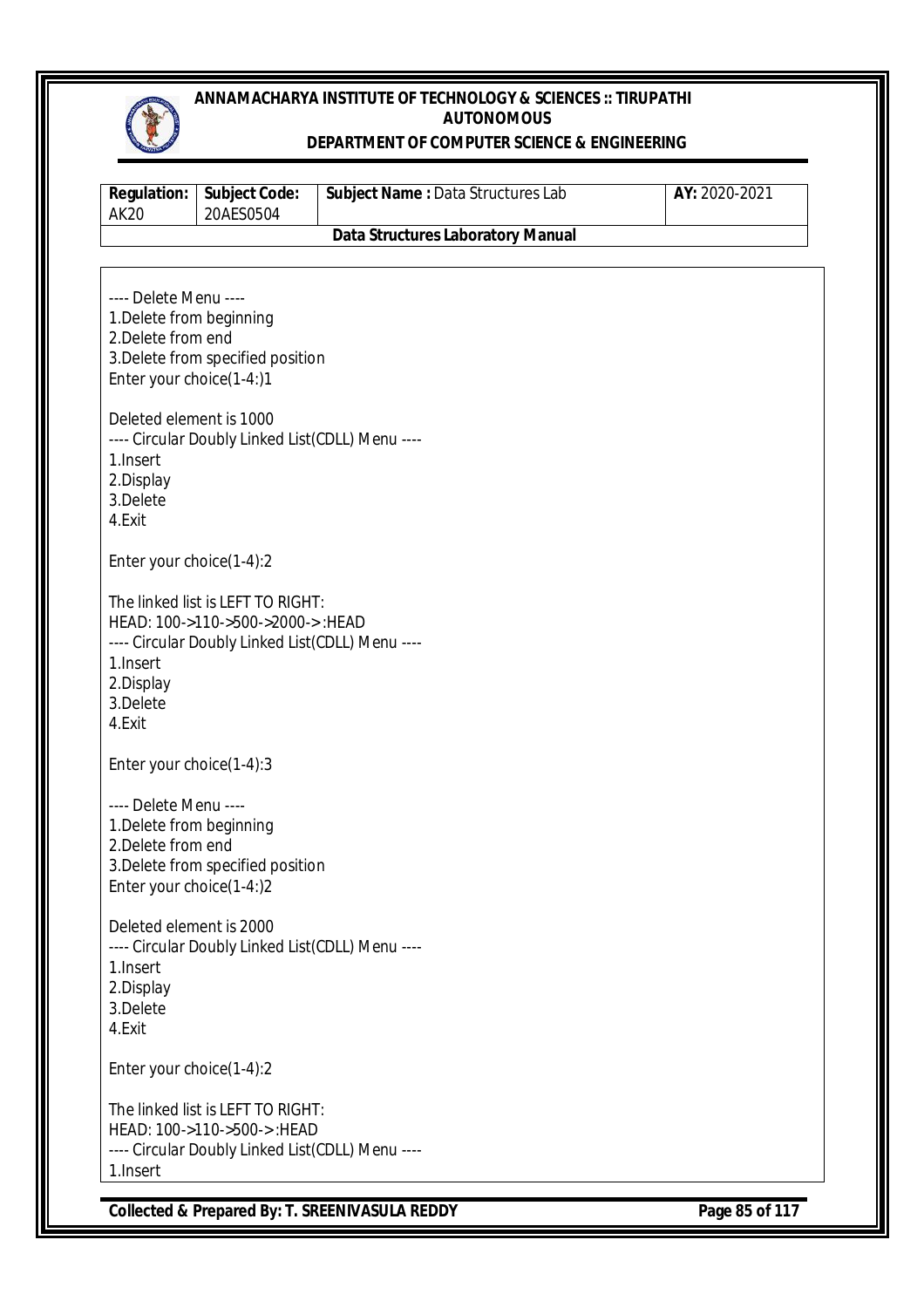```
---- Delete Menu ----
1.Delete from beginning
2.Delete from end
3.Delete from specified position
Enter your choice(1-4:)1

Deleted element is 1000
---- Circular Doubly Linked List(CDLL) Menu ----
1.Insert
2.Display
3.Delete
4.Exit

Enter your choice(1-4):2

The linked list is LEFT TO RIGHT:
HEAD: 100->110->500->2000->:HEAD
---- Circular Doubly Linked List(CDLL) Menu ----
1.Insert
2.Display
3.Delete
4.Exit

Enter your choice(1-4):3

---- Delete Menu ----
1.Delete from beginning
2.Delete from end
3.Delete from specified position
Enter your choice(1-4:)2

Deleted element is 2000
---- Circular Doubly Linked List(CDLL) Menu ----
1.Insert
2.Display
3.Delete
4.Exit

Enter your choice(1-4):2

The linked list is LEFT TO RIGHT:
HEAD: 100->110->500->:HEAD
---- Circular Doubly Linked List(CDLL) Menu ----
1.Insert
```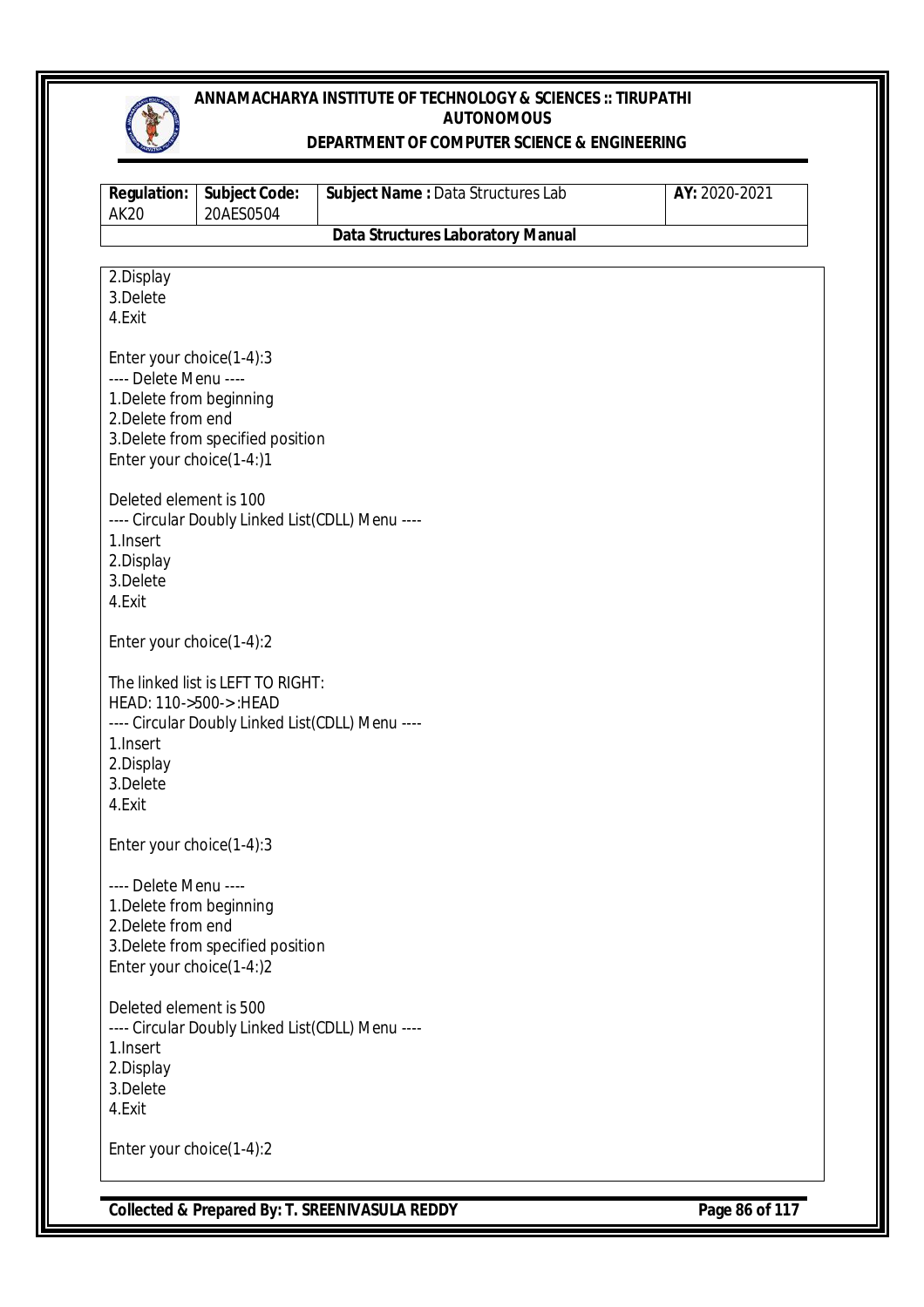```
2.Display
3.Delete
4.Exit

Enter your choice(1-4):3
---- Delete Menu ----
1.Delete from beginning
2.Delete from end
3.Delete from specified position
Enter your choice(1-4:)1

Deleted element is 100
---- Circular Doubly Linked List(CDLL) Menu ----
1.Insert
2.Display
3.Delete
4.Exit

Enter your choice(1-4):2

The linked list is LEFT TO RIGHT:
HEAD: 110->500->:HEAD
---- Circular Doubly Linked List(CDLL) Menu ----
1.Insert
2.Display
3.Delete
4.Exit

Enter your choice(1-4):3

---- Delete Menu ----
1.Delete from beginning
2.Delete from end
3.Delete from specified position
Enter your choice(1-4:)2

Deleted element is 500
---- Circular Doubly Linked List(CDLL) Menu ----
1.Insert
2.Display
3.Delete
4.Exit

Enter your choice(1-4):2
```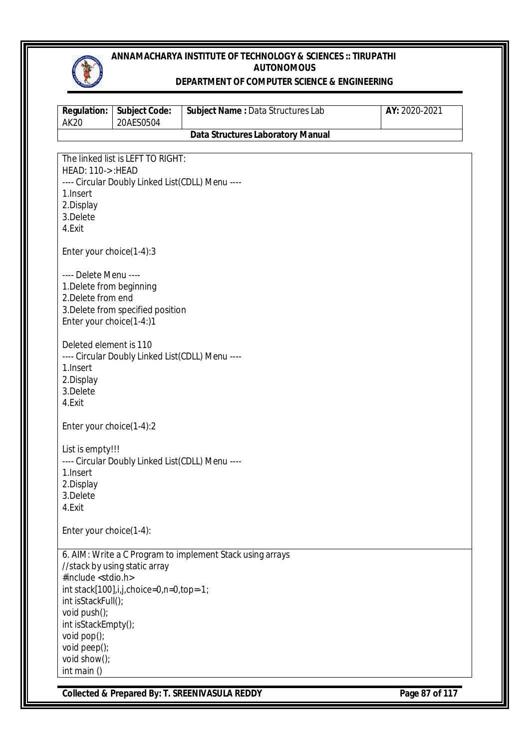| Regulation: AK20 | Subject Code: 20AES0504 | Subject Name : Data Structures Lab | AY: 2020-2021 |
|---|---|---|---|
| Data Structures Laboratory Manual | | | |

```
The linked list is LEFT TO RIGHT:
HEAD: 110->:HEAD
---- Circular Doubly Linked List(CDLL) Menu ----
1.Insert
2.Display
3.Delete
4.Exit

Enter your choice(1-4):3

---- Delete Menu ----
1.Delete from beginning
2.Delete from end
3.Delete from specified position
Enter your choice(1-4:)1

Deleted element is 110
---- Circular Doubly Linked List(CDLL) Menu ----
1.Insert
2.Display
3.Delete
4.Exit

Enter your choice(1-4):2

List is empty!!!
---- Circular Doubly Linked List(CDLL) Menu ----
1.Insert
2.Display
3.Delete
4.Exit

Enter your choice(1-4):
```

6. AIM: Write a C Program to implement Stack using arrays

```
//stack by using static array
#include <stdio.h>
int stack[100],i,j,choice=0,n=0,top=-1;
int isStackFull();
void push();
int isStackEmpty();
void pop();
void peep();
void show();
int main ()
```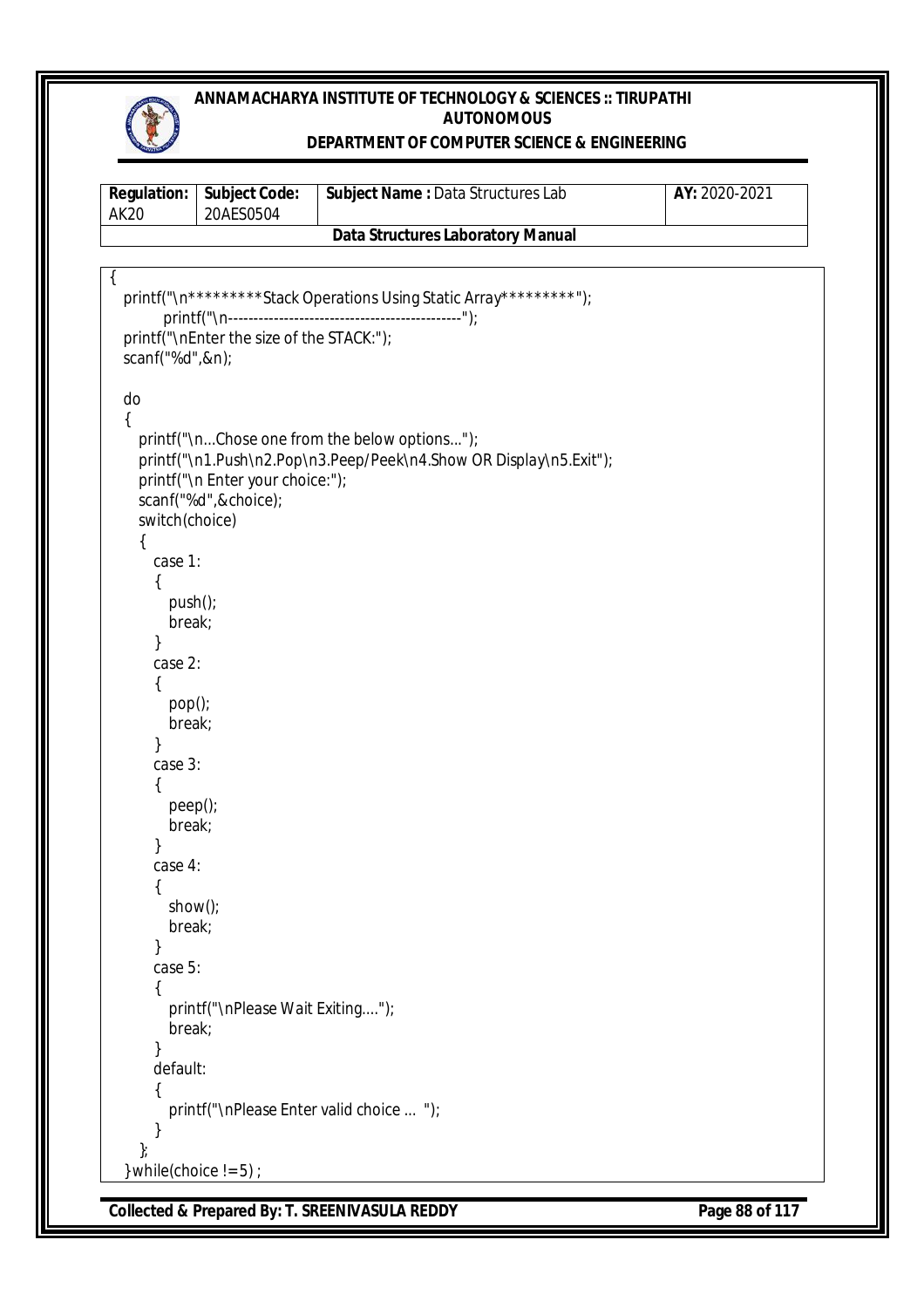```
{
  printf("\n*********Stack Operations Using Static Array*********");
        printf("\n---------------------------------------------");
  printf("\nEnter the size of the STACK:");
  scanf("%d",&n);

  do
  {
    printf("\n...Chose one from the below options...");
    printf("\n1.Push\n2.Pop\n3.Peep/Peek\n4.Show OR Display\n5.Exit");
    printf("\n Enter your choice:");
    scanf("%d",&choice);
    switch(choice)
    {
      case 1:
      {
        push();
        break;
      }
      case 2:
      {
        pop();
        break;
      }
      case 3:
      {
        peep();
        break;
      }
      case 4:
      {
        show();
        break;
      }
      case 5:
      {
        printf("\nPlease Wait Exiting....");
        break;
      }
      default:
      {
        printf("\nPlease Enter valid choice ... ");
      }
    };
  }while(choice !=5) ;
```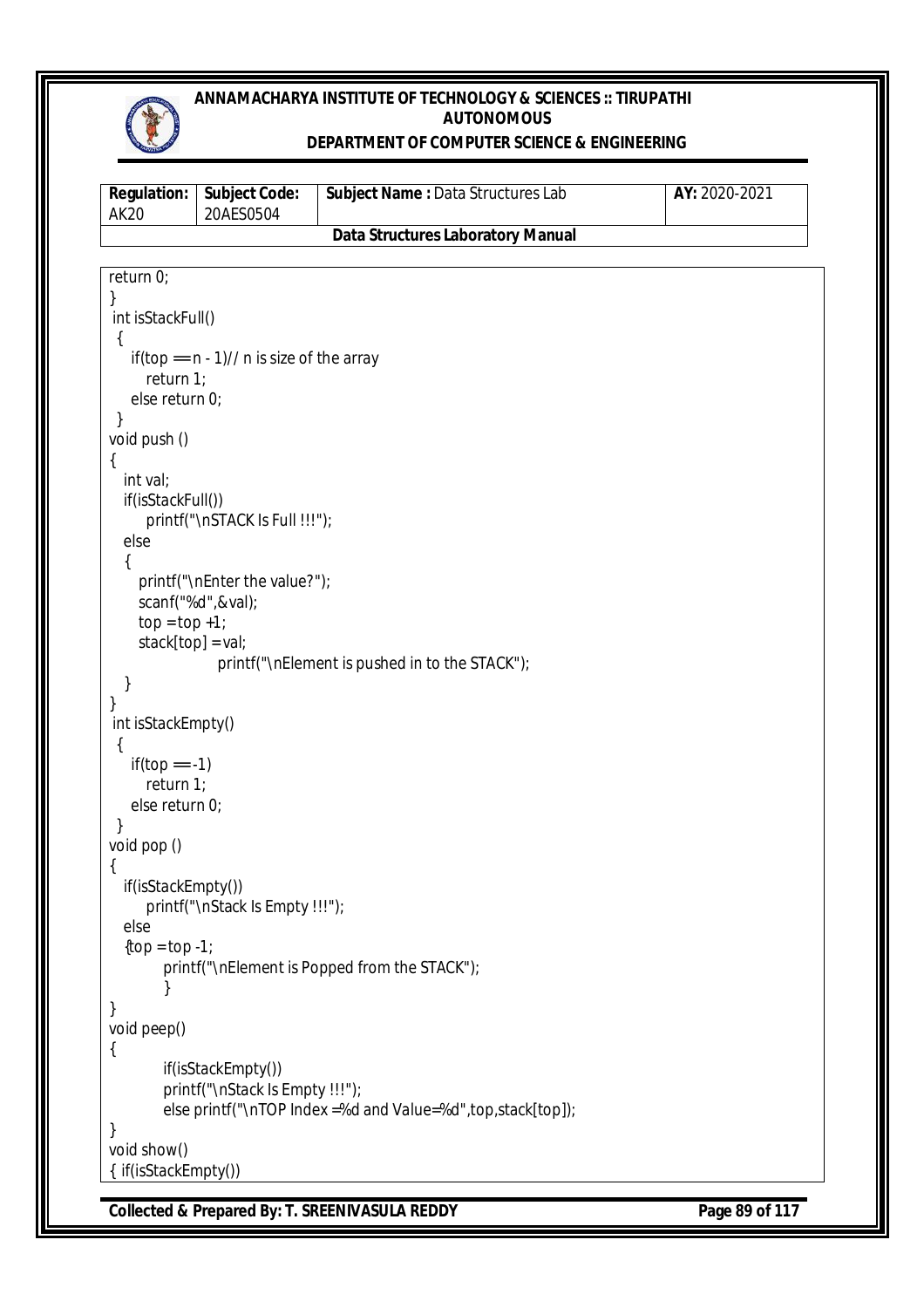```
return 0;
}
 int isStackFull()
 {
    if(top == n - 1)// n is size of the array
       return 1;
    else return 0;
 }
void push ()
{
   int val;
   if(isStackFull())
       printf("\nSTACK Is Full !!!");
   else
   {
      printf("\nEnter the value?");
      scanf("%d",&val);
      top = top +1;
      stack[top] = val;
                  printf("\nElement is pushed in to the STACK");
   }
}
 int isStackEmpty()
 {
    if(top == -1)
       return 1;
    else return 0;
 }
void pop ()
{
   if(isStackEmpty())
       printf("\nStack Is Empty !!!");
   else
   {top = top -1;
          printf("\nElement is Popped from the STACK");
          }
}
void peep()
{
          if(isStackEmpty())
          printf("\nStack Is Empty !!!");
          else printf("\nTOP Index =%d and Value=%d",top,stack[top]);
}
void show()
{ if(isStackEmpty())
```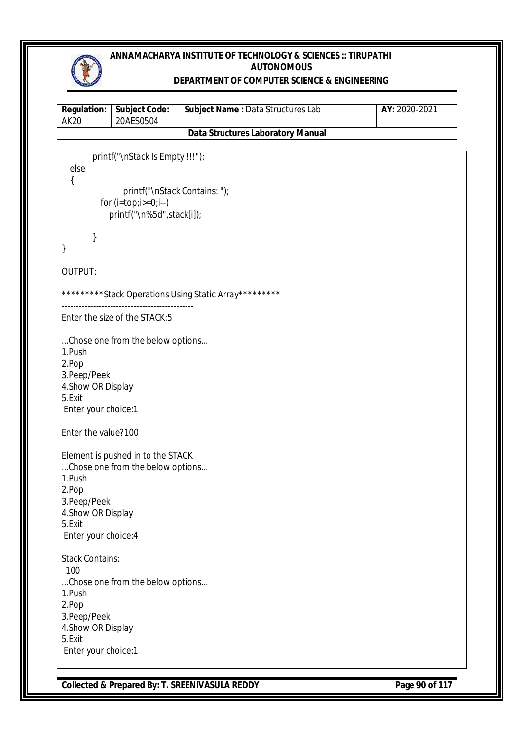```
        printf("\nStack Is Empty !!!");
    else
    {
                printf("\nStack Contains: ");
            for (i=top;i>=0;i--)
               printf("\n%5d",stack[i]);

        }
}
```

OUTPUT:

```
*********Stack Operations Using Static Array*********
---------------------------------------------
Enter the size of the STACK:5

...Chose one from the below options...
1.Push
2.Pop
3.Peep/Peek
4.Show OR Display
5.Exit
 Enter your choice:1

Enter the value?100

Element is pushed in to the STACK
...Chose one from the below options...
1.Push
2.Pop
3.Peep/Peek
4.Show OR Display
5.Exit
 Enter your choice:4

Stack Contains:
  100
...Chose one from the below options...
1.Push
2.Pop
3.Peep/Peek
4.Show OR Display
5.Exit
 Enter your choice:1
```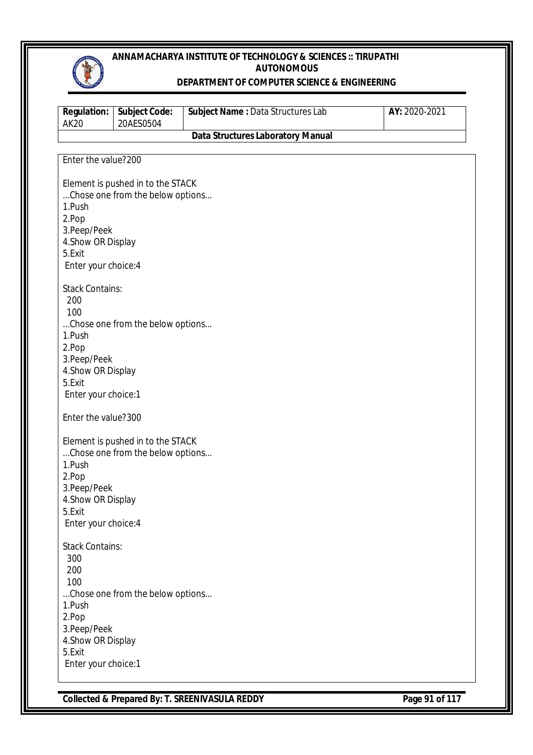```
Enter the value?200

Element is pushed in to the STACK
...Chose one from the below options...
1.Push
2.Pop
3.Peep/Peek
4.Show OR Display
5.Exit
 Enter your choice:4

Stack Contains:
 200
 100
...Chose one from the below options...
1.Push
2.Pop
3.Peep/Peek
4.Show OR Display
5.Exit
 Enter your choice:1

Enter the value?300

Element is pushed in to the STACK
...Chose one from the below options...
1.Push
2.Pop
3.Peep/Peek
4.Show OR Display
5.Exit
 Enter your choice:4

Stack Contains:
 300
 200
 100
...Chose one from the below options...
1.Push
2.Pop
3.Peep/Peek
4.Show OR Display
5.Exit
 Enter your choice:1
```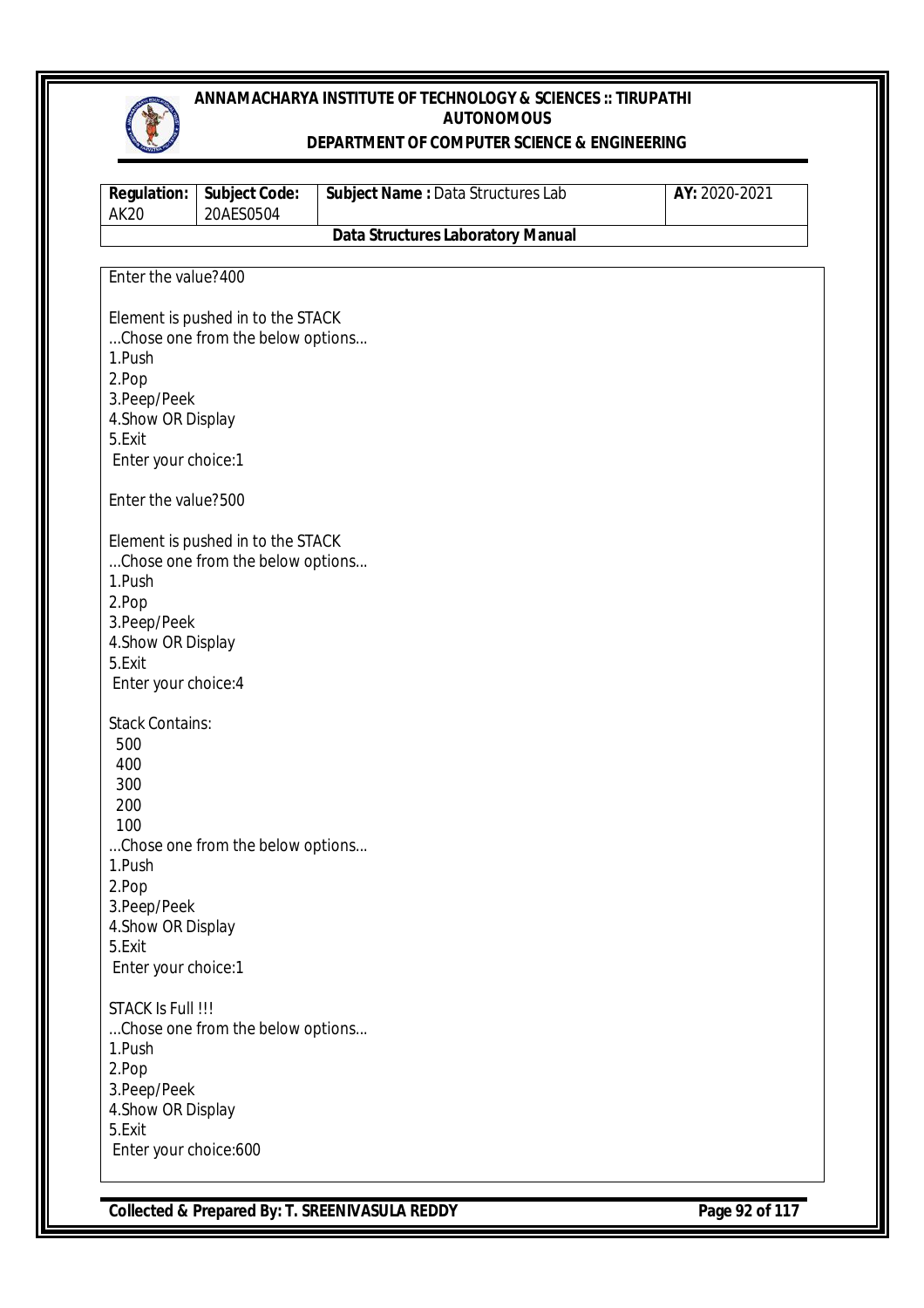```
Enter the value?400

Element is pushed in to the STACK
...Chose one from the below options...
1.Push
2.Pop
3.Peep/Peek
4.Show OR Display
5.Exit
 Enter your choice:1

Enter the value?500

Element is pushed in to the STACK
...Chose one from the below options...
1.Push
2.Pop
3.Peep/Peek
4.Show OR Display
5.Exit
 Enter your choice:4

Stack Contains:
 500
 400
 300
 200
 100
...Chose one from the below options...
1.Push
2.Pop
3.Peep/Peek
4.Show OR Display
5.Exit
 Enter your choice:1

STACK Is Full !!!
...Chose one from the below options...
1.Push
2.Pop
3.Peep/Peek
4.Show OR Display
5.Exit
 Enter your choice:600
```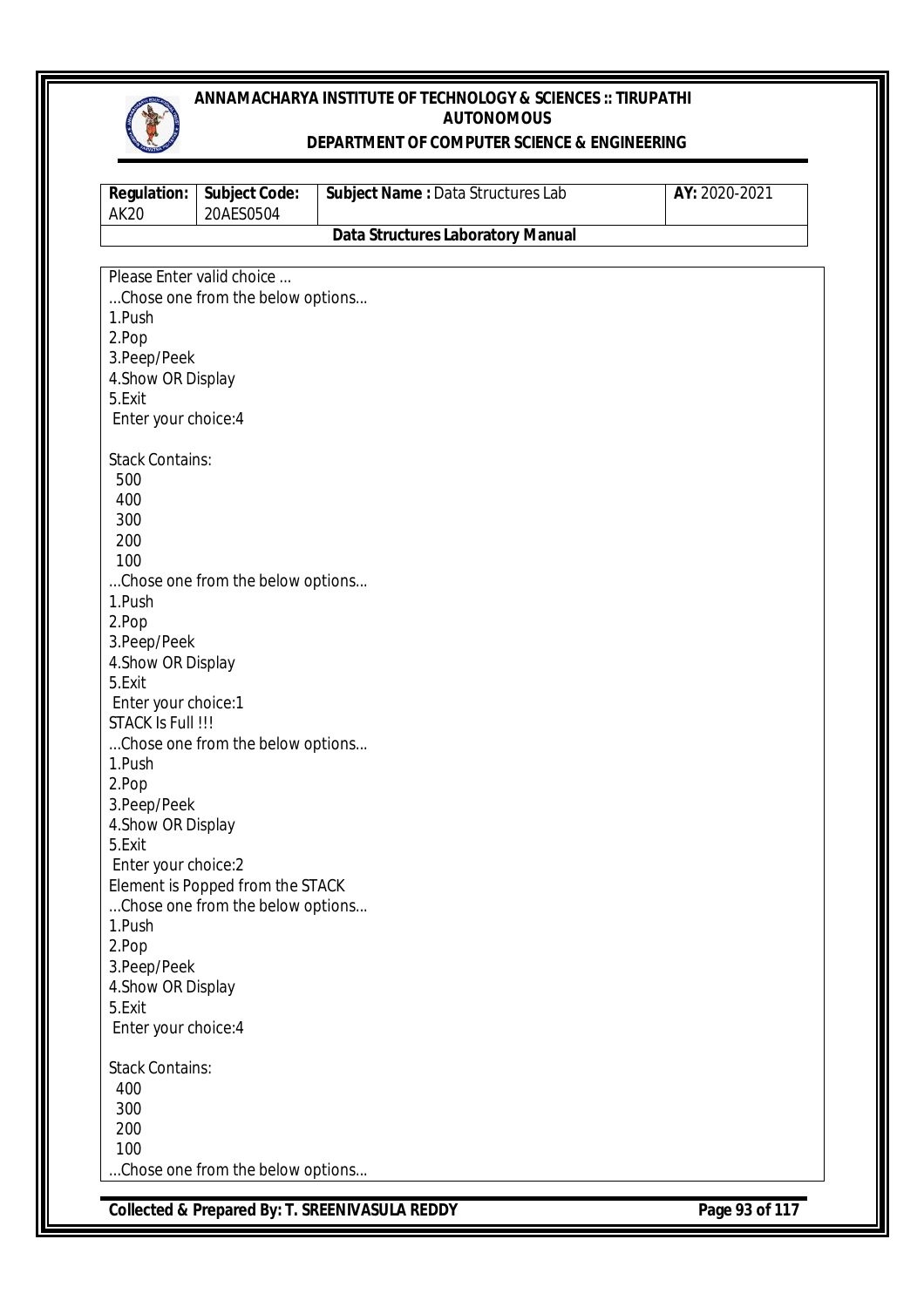```
Please Enter valid choice ...
...Chose one from the below options...
1.Push
2.Pop
3.Peep/Peek
4.Show OR Display
5.Exit
 Enter your choice:4

Stack Contains:
 500
 400
 300
 200
 100
...Chose one from the below options...
1.Push
2.Pop
3.Peep/Peek
4.Show OR Display
5.Exit
 Enter your choice:1
STACK Is Full !!!
...Chose one from the below options...
1.Push
2.Pop
3.Peep/Peek
4.Show OR Display
5.Exit
 Enter your choice:2
Element is Popped from the STACK
...Chose one from the below options...
1.Push
2.Pop
3.Peep/Peek
4.Show OR Display
5.Exit
 Enter your choice:4

Stack Contains:
 400
 300
 200
 100
...Chose one from the below options...
```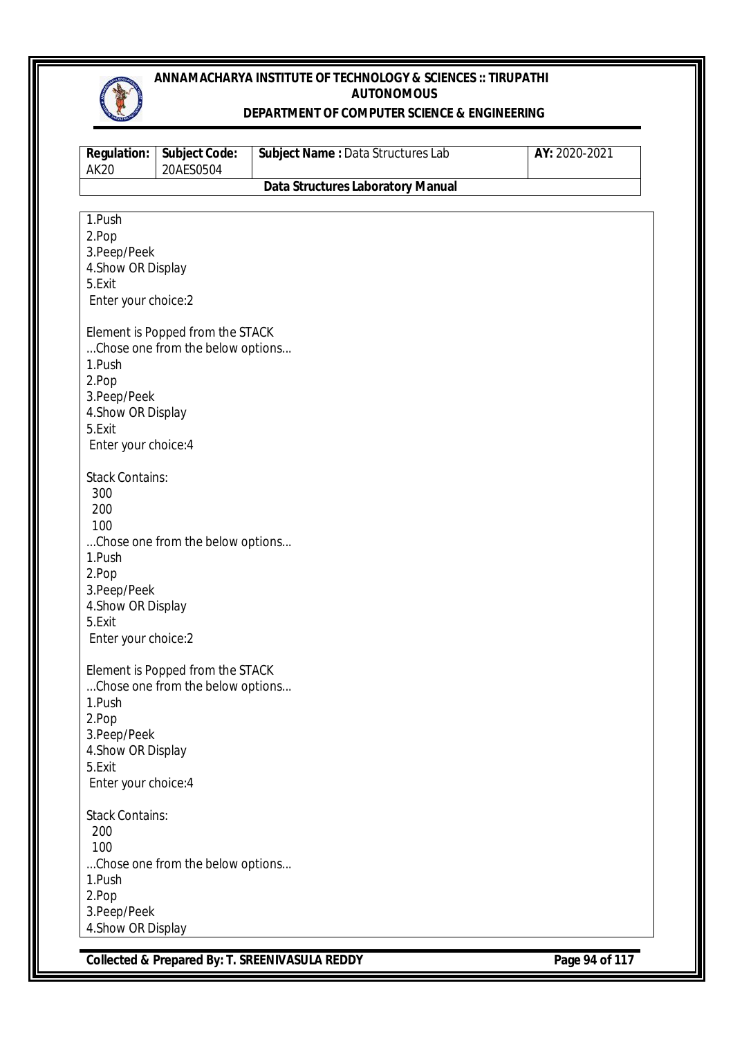```
1.Push
2.Pop
3.Peep/Peek
4.Show OR Display
5.Exit
 Enter your choice:2

Element is Popped from the STACK
...Chose one from the below options...
1.Push
2.Pop
3.Peep/Peek
4.Show OR Display
5.Exit
 Enter your choice:4

Stack Contains:
 300
 200
 100
...Chose one from the below options...
1.Push
2.Pop
3.Peep/Peek
4.Show OR Display
5.Exit
 Enter your choice:2

Element is Popped from the STACK
...Chose one from the below options...
1.Push
2.Pop
3.Peep/Peek
4.Show OR Display
5.Exit
 Enter your choice:4

Stack Contains:
 200
 100
...Chose one from the below options...
1.Push
2.Pop
3.Peep/Peek
4.Show OR Display
```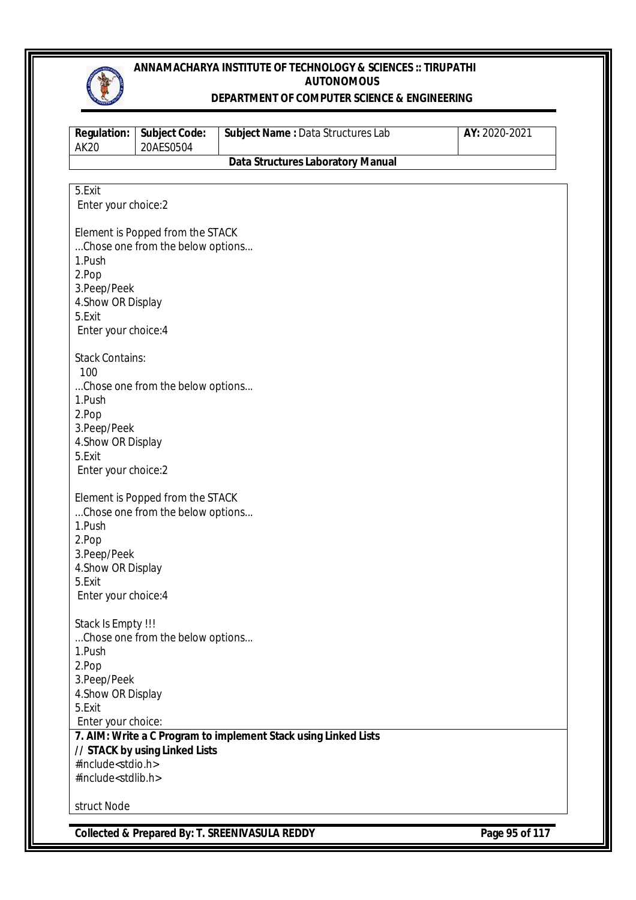```
5.Exit
 Enter your choice:2

Element is Popped from the STACK
...Chose one from the below options...
1.Push
2.Pop
3.Peep/Peek
4.Show OR Display
5.Exit
 Enter your choice:4

Stack Contains:
 100
...Chose one from the below options...
1.Push
2.Pop
3.Peep/Peek
4.Show OR Display
5.Exit
 Enter your choice:2

Element is Popped from the STACK
...Chose one from the below options...
1.Push
2.Pop
3.Peep/Peek
4.Show OR Display
5.Exit
 Enter your choice:4

Stack Is Empty !!!
...Chose one from the below options...
1.Push
2.Pop
3.Peep/Peek
4.Show OR Display
5.Exit
 Enter your choice:
```

**7. AIM: Write a C Program to implement Stack using Linked Lists**

```
// STACK by using Linked Lists
#include<stdio.h>
#include<stdlib.h>

struct Node
```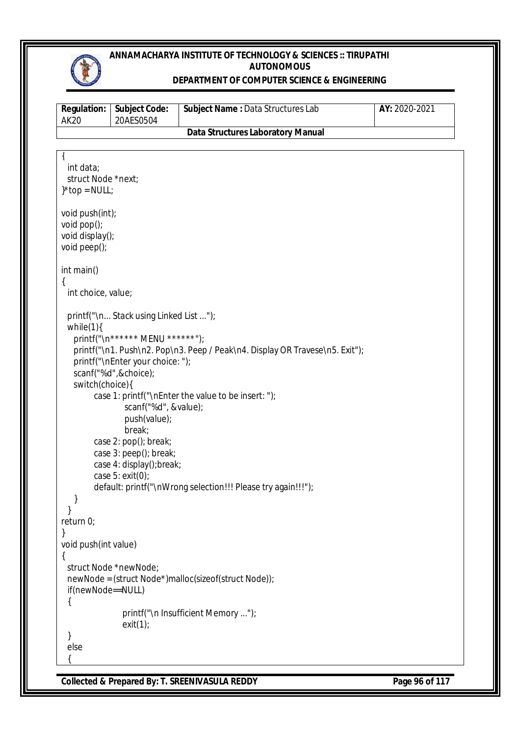```
{
  int data;
  struct Node *next;
}*top = NULL;

void push(int);
void pop();
void display();
void peep();

int main()
{
  int choice, value;

  printf("\n... Stack using Linked List ...");
  while(1){
    printf("\n****** MENU ******");
    printf("\n1. Push\n2. Pop\n3. Peep / Peak\n4. Display OR Travese\n5. Exit");
    printf("\nEnter your choice: ");
    scanf("%d",&choice);
    switch(choice){
          case 1: printf("\nEnter the value to be insert: ");
                  scanf("%d", &value);
                  push(value);
                  break;
          case 2: pop(); break;
          case 3: peep(); break;
          case 4: display();break;
          case 5: exit(0);
          default: printf("\nWrong selection!!! Please try again!!!");
    }
  }
return 0;
}
void push(int value)
{
  struct Node *newNode;
  newNode = (struct Node*)malloc(sizeof(struct Node));
  if(newNode==NULL)
  {
                  printf("\n Insufficient Memory ...");
                  exit(1);
  }
  else
  {
```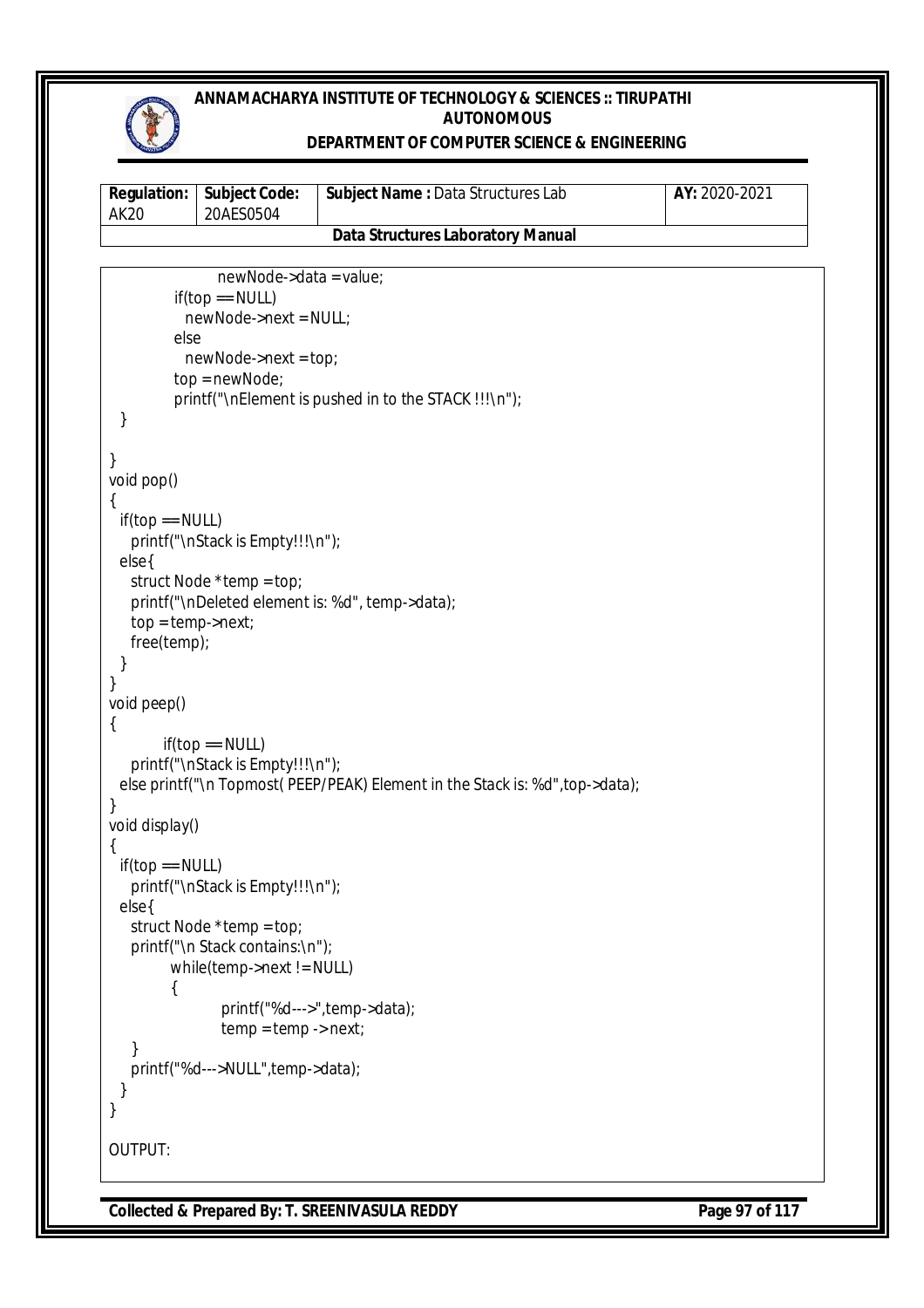```
            newNode->data = value;
        if(top == NULL)
          newNode->next = NULL;
        else
          newNode->next = top;
        top = newNode;
        printf("\nElement is pushed in to the STACK !!!\n");
  }

}
void pop()
{
  if(top == NULL)
    printf("\nStack is Empty!!!\n");
  else{
    struct Node *temp = top;
    printf("\nDeleted element is: %d", temp->data);
    top = temp->next;
    free(temp);
  }
}
void peep()
{
        if(top == NULL)
    printf("\nStack is Empty!!!\n");
  else printf("\n Topmost( PEEP/PEAK) Element in the Stack is: %d",top->data);
}
void display()
{
  if(top == NULL)
    printf("\nStack is Empty!!!\n");
  else{
    struct Node *temp = top;
    printf("\n Stack contains:\n");
        while(temp->next != NULL)
        {
                printf("%d--->",temp->data);
                temp = temp -> next;
    }
    printf("%d--->NULL",temp->data);
  }
}
```

OUTPUT: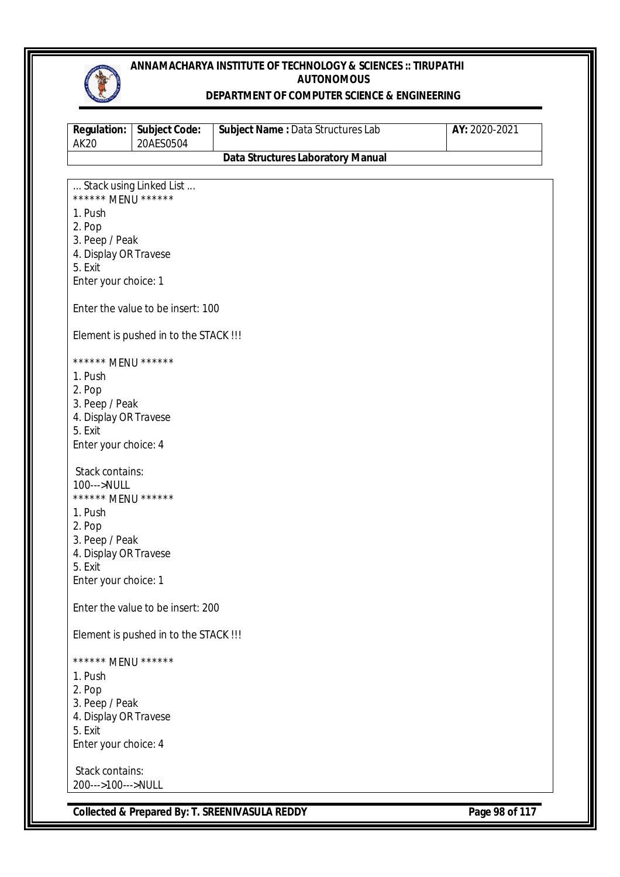```
... Stack using Linked List ...
****** MENU ******
1. Push
2. Pop
3. Peep / Peak
4. Display OR Travese
5. Exit
Enter your choice: 1

Enter the value to be insert: 100

Element is pushed in to the STACK !!!

****** MENU ******
1. Push
2. Pop
3. Peep / Peak
4. Display OR Travese
5. Exit
Enter your choice: 4

 Stack contains:
100--->NULL
****** MENU ******
1. Push
2. Pop
3. Peep / Peak
4. Display OR Travese
5. Exit
Enter your choice: 1

Enter the value to be insert: 200

Element is pushed in to the STACK !!!

****** MENU ******
1. Push
2. Pop
3. Peep / Peak
4. Display OR Travese
5. Exit
Enter your choice: 4

 Stack contains:
200--->100--->NULL
```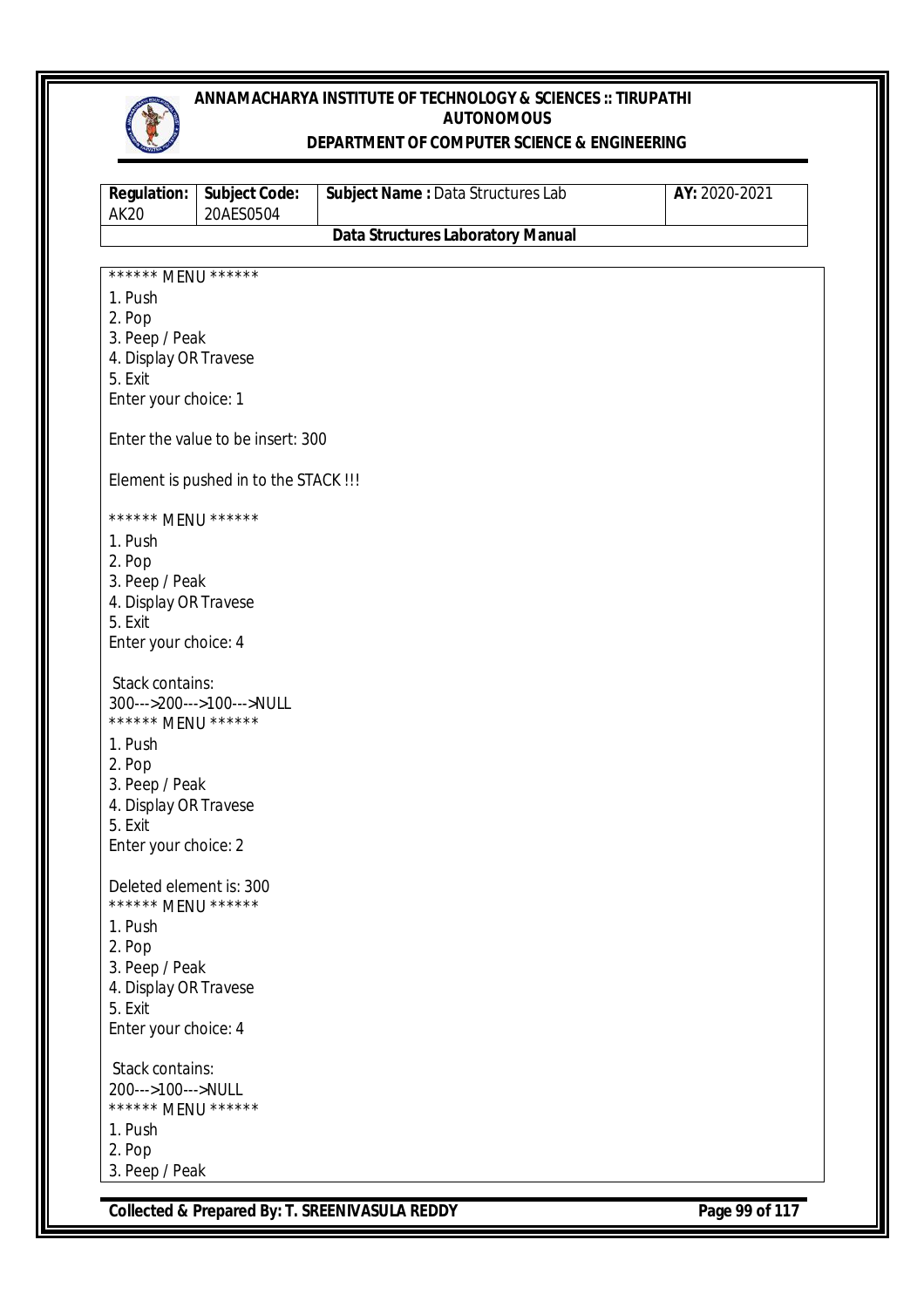```
****** MENU ******
1. Push
2. Pop
3. Peep / Peak
4. Display OR Travese
5. Exit
Enter your choice: 1

Enter the value to be insert: 300

Element is pushed in to the STACK !!!

****** MENU ******
1. Push
2. Pop
3. Peep / Peak
4. Display OR Travese
5. Exit
Enter your choice: 4

 Stack contains:
300--->200--->100--->NULL
****** MENU ******
1. Push
2. Pop
3. Peep / Peak
4. Display OR Travese
5. Exit
Enter your choice: 2

Deleted element is: 300
****** MENU ******
1. Push
2. Pop
3. Peep / Peak
4. Display OR Travese
5. Exit
Enter your choice: 4

 Stack contains:
200--->100--->NULL
****** MENU ******
1. Push
2. Pop
3. Peep / Peak
```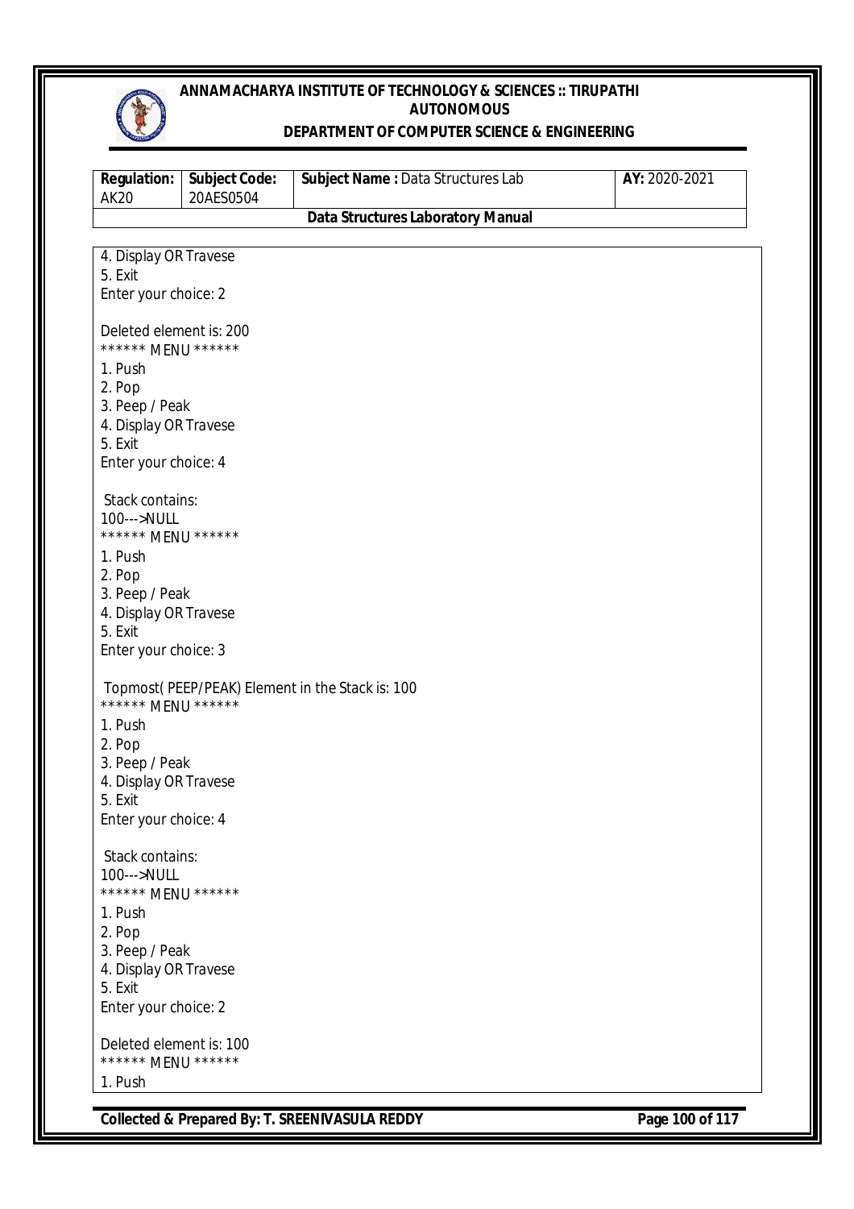```
4. Display OR Travese
5. Exit
Enter your choice: 2

Deleted element is: 200
****** MENU ******
1. Push
2. Pop
3. Peep / Peak
4. Display OR Travese
5. Exit
Enter your choice: 4

 Stack contains:
100--->NULL
****** MENU ******
1. Push
2. Pop
3. Peep / Peak
4. Display OR Travese
5. Exit
Enter your choice: 3

 Topmost( PEEP/PEAK) Element in the Stack is: 100
****** MENU ******
1. Push
2. Pop
3. Peep / Peak
4. Display OR Travese
5. Exit
Enter your choice: 4

 Stack contains:
100--->NULL
****** MENU ******
1. Push
2. Pop
3. Peep / Peak
4. Display OR Travese
5. Exit
Enter your choice: 2

Deleted element is: 100
****** MENU ******
1. Push
```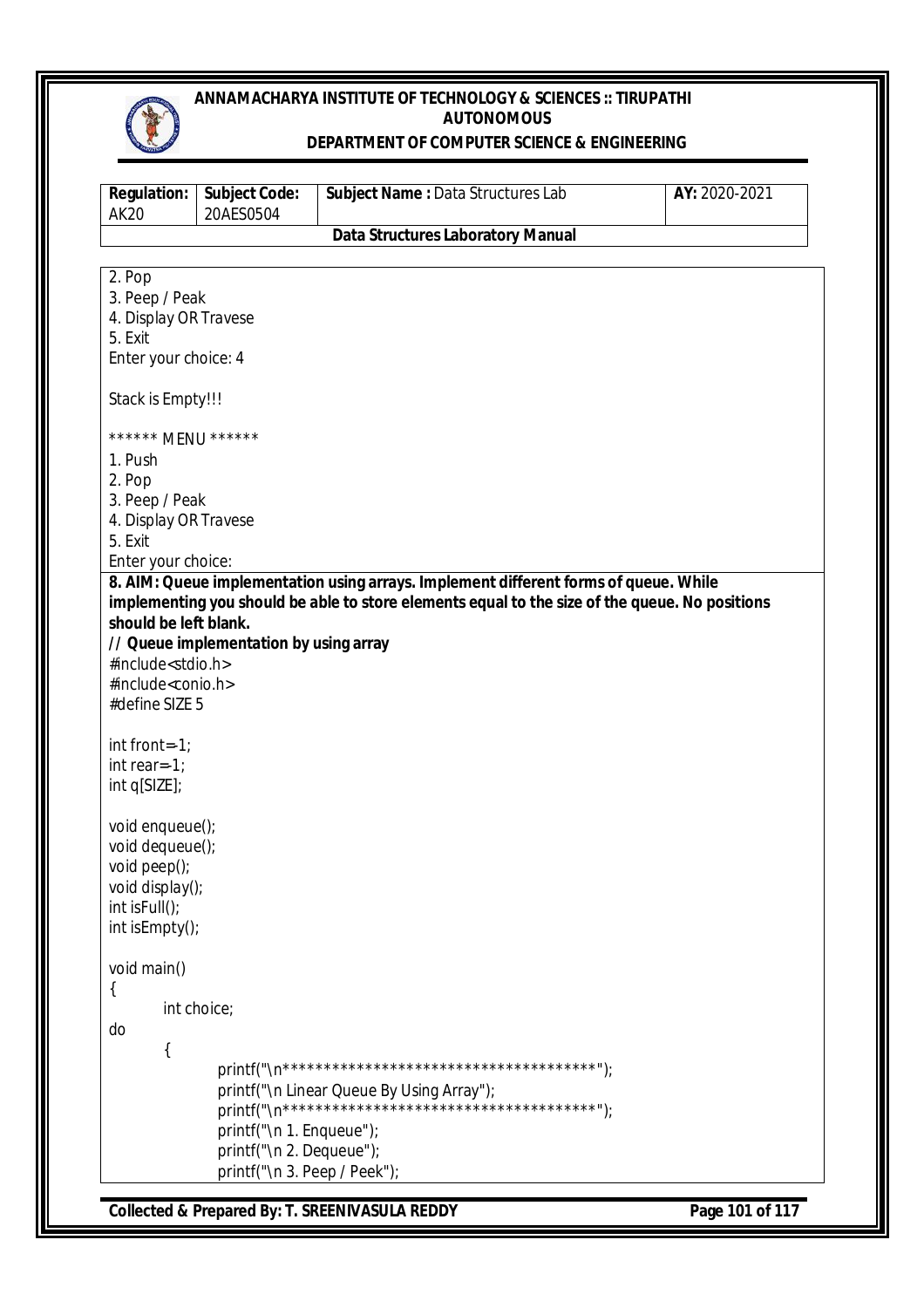```
2. Pop
3. Peep / Peak
4. Display OR Travese
5. Exit
Enter your choice: 4

Stack is Empty!!!

****** MENU ******
1. Push
2. Pop
3. Peep / Peak
4. Display OR Travese
5. Exit
Enter your choice:
```

**8. AIM: Queue implementation using arrays. Implement different forms of queue. While implementing you should be able to store elements equal to the size of the queue. No positions should be left blank.**

**// Queue implementation by using array**

```
#include<stdio.h>
#include<conio.h>
#define SIZE 5

int front=-1;
int rear=-1;
int q[SIZE];

void enqueue();
void dequeue();
void peep();
void display();
int isFull();
int isEmpty();

void main()
{
        int choice;
do
        {
                printf("\n****************************************");
                printf("\n Linear Queue By Using Array");
                printf("\n****************************************");
                printf("\n 1. Enqueue");
                printf("\n 2. Dequeue");
                printf("\n 3. Peep / Peek");
```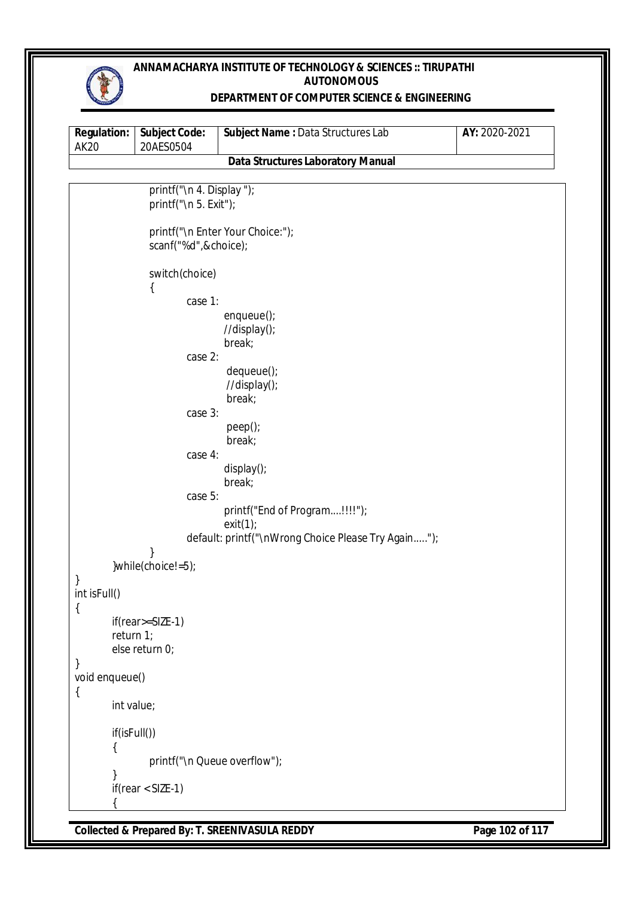```
		printf("\n 4. Display ");
		printf("\n 5. Exit");

		printf("\n Enter Your Choice:");
		scanf("%d",&choice);

		switch(choice)
		{
			case 1:
				enqueue();
				//display();
				break;
			case 2:
				 dequeue();
				 //display();
				 break;
			case 3:
				 peep();
				 break;
			case 4:
				display();
				break;
			case 5:
				printf("End of Program....!!!!");
				exit(1);
			default: printf("\nWrong Choice Please Try Again.....");
		}
	}while(choice!=5);
}
int isFull()
{
	if(rear>=SIZE-1)
	return 1;
	else return 0;
}
void enqueue()
{
	int value;

	if(isFull())
	{
		printf("\n Queue overflow");
	}
	if(rear < SIZE-1)
	{
```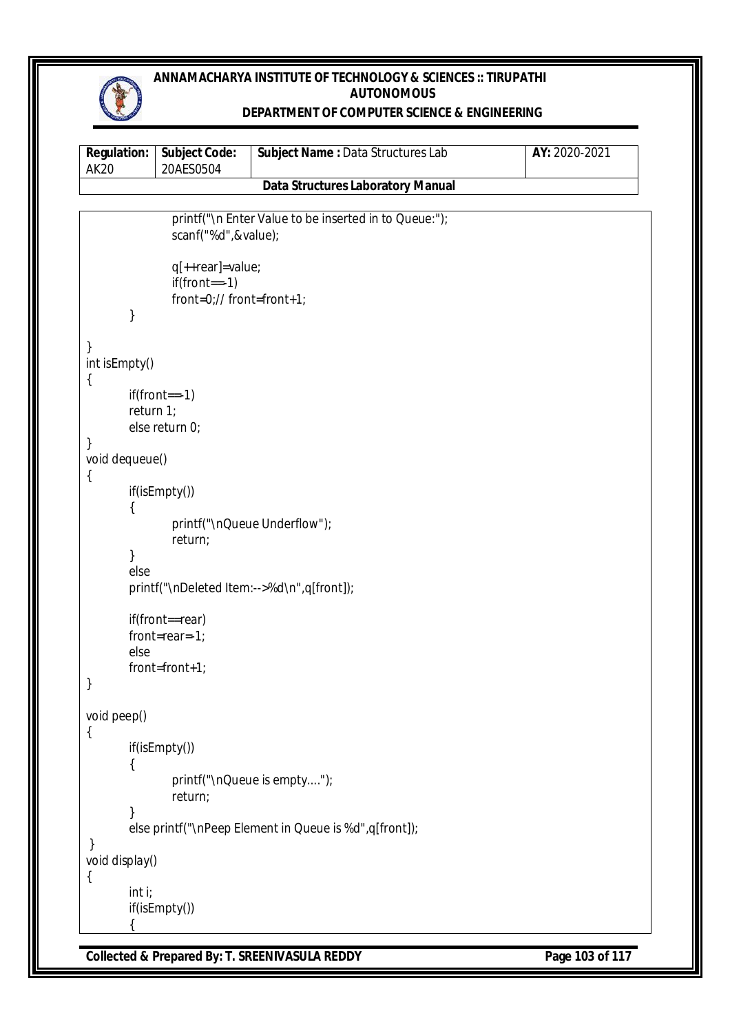```
		printf("\n Enter Value to be inserted in to Queue:");
		scanf("%d",&value);

		q[++rear]=value;
		if(front==-1)
		front=0;// front=front+1;
	}

}
int isEmpty()
{
	if(front==-1)
	return 1;
	else return 0;
}
void dequeue()
{
	if(isEmpty())
	{
		printf("\nQueue Underflow");
		return;
	}
	else
	printf("\nDeleted Item:-->%d\n",q[front]);

	if(front==rear)
	front=rear=-1;
	else
	front=front+1;
}

void peep()
{
	if(isEmpty())
	{
		printf("\nQueue is empty....");
		return;
	}
	else printf("\nPeep Element in Queue is %d",q[front]);
 }
void display()
{
	int i;
	if(isEmpty())
	{
```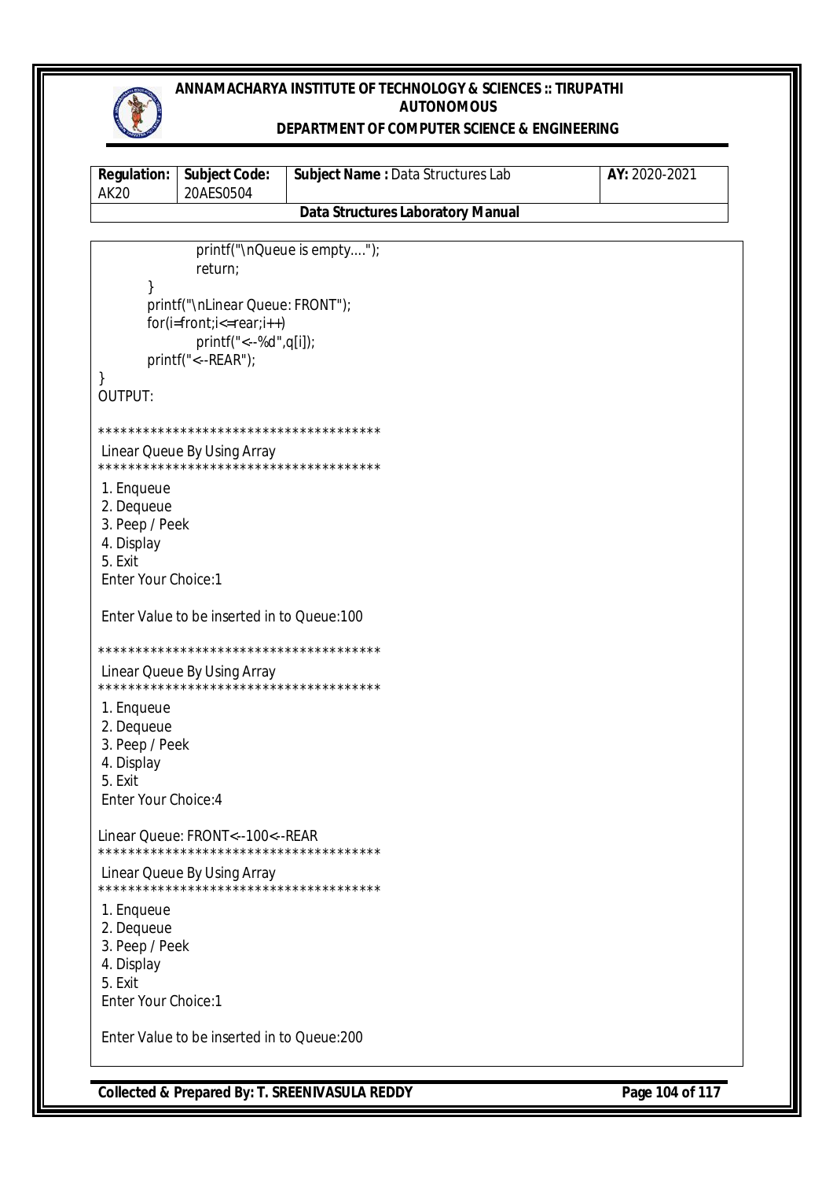```
                printf("\nQueue is empty....");
                return;
        }
        printf("\nLinear Queue: FRONT");
        for(i=front;i<=rear;i++)
                printf("<--%d",q[i]);
        printf("<--REAR");
}
```

OUTPUT:

```
***************************************
 Linear Queue By Using Array
***************************************
 1. Enqueue
 2. Dequeue
 3. Peep / Peek
 4. Display
 5. Exit
 Enter Your Choice:1

 Enter Value to be inserted in to Queue:100

***************************************
 Linear Queue By Using Array
***************************************
 1. Enqueue
 2. Dequeue
 3. Peep / Peek
 4. Display
 5. Exit
 Enter Your Choice:4

Linear Queue: FRONT<--100<--REAR
***************************************
 Linear Queue By Using Array
***************************************
 1. Enqueue
 2. Dequeue
 3. Peep / Peek
 4. Display
 5. Exit
 Enter Your Choice:1

 Enter Value to be inserted in to Queue:200
```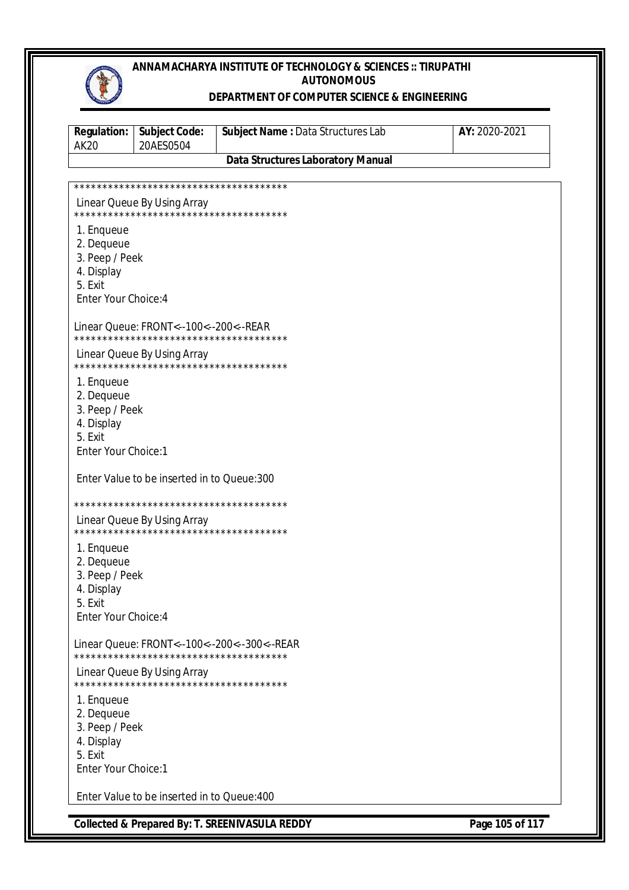| Regulation: AK20 | Subject Code: 20AES0504 | Subject Name : Data Structures Lab | AY: 2020-2021 |
|---|---|---|---|
| | | **Data Structures Laboratory Manual** | |

```
***************************************
 Linear Queue By Using Array
***************************************
 1. Enqueue
 2. Dequeue
 3. Peep / Peek
 4. Display
 5. Exit
 Enter Your Choice:4

Linear Queue: FRONT<--100<--200<--REAR
***************************************
 Linear Queue By Using Array
***************************************
 1. Enqueue
 2. Dequeue
 3. Peep / Peek
 4. Display
 5. Exit
 Enter Your Choice:1

 Enter Value to be inserted in to Queue:300

***************************************
 Linear Queue By Using Array
***************************************
 1. Enqueue
 2. Dequeue
 3. Peep / Peek
 4. Display
 5. Exit
 Enter Your Choice:4

Linear Queue: FRONT<--100<--200<--300<--REAR
***************************************
 Linear Queue By Using Array
***************************************
 1. Enqueue
 2. Dequeue
 3. Peep / Peek
 4. Display
 5. Exit
 Enter Your Choice:1

 Enter Value to be inserted in to Queue:400
```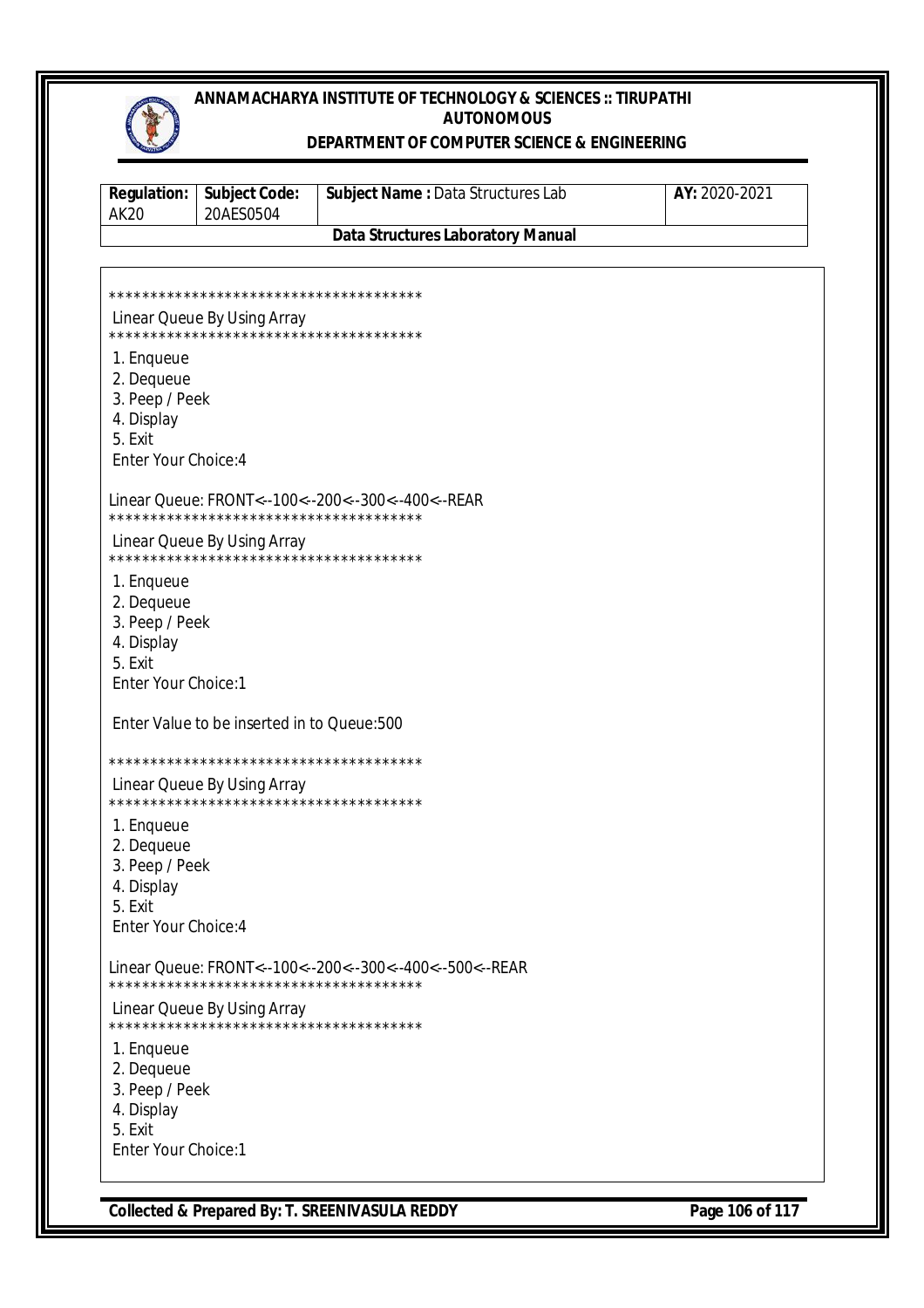```
****************************************
 Linear Queue By Using Array
****************************************
 1. Enqueue
 2. Dequeue
 3. Peep / Peek
 4. Display
 5. Exit
 Enter Your Choice:4

Linear Queue: FRONT<--100<--200<--300<--400<--REAR
****************************************
 Linear Queue By Using Array
****************************************
 1. Enqueue
 2. Dequeue
 3. Peep / Peek
 4. Display
 5. Exit
 Enter Your Choice:1

 Enter Value to be inserted in to Queue:500

****************************************
 Linear Queue By Using Array
****************************************
 1. Enqueue
 2. Dequeue
 3. Peep / Peek
 4. Display
 5. Exit
 Enter Your Choice:4

Linear Queue: FRONT<--100<--200<--300<--400<--500<--REAR
****************************************
 Linear Queue By Using Array
****************************************
 1. Enqueue
 2. Dequeue
 3. Peep / Peek
 4. Display
 5. Exit
 Enter Your Choice:1
```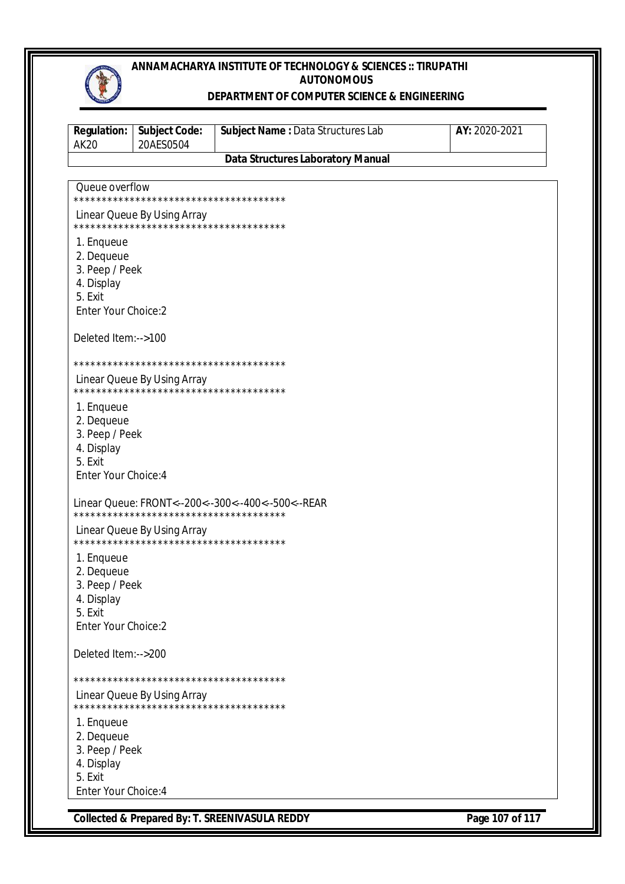```
Queue overflow
****************************************
Linear Queue By Using Array
****************************************
1. Enqueue
2. Dequeue
3. Peep / Peek
4. Display
5. Exit
Enter Your Choice:2

Deleted Item:-->100

****************************************
Linear Queue By Using Array
****************************************
1. Enqueue
2. Dequeue
3. Peep / Peek
4. Display
5. Exit
Enter Your Choice:4

Linear Queue: FRONT<--200<--300<--400<--500<--REAR
****************************************
Linear Queue By Using Array
****************************************
1. Enqueue
2. Dequeue
3. Peep / Peek
4. Display
5. Exit
Enter Your Choice:2

Deleted Item:-->200

****************************************
Linear Queue By Using Array
****************************************
1. Enqueue
2. Dequeue
3. Peep / Peek
4. Display
5. Exit
Enter Your Choice:4
```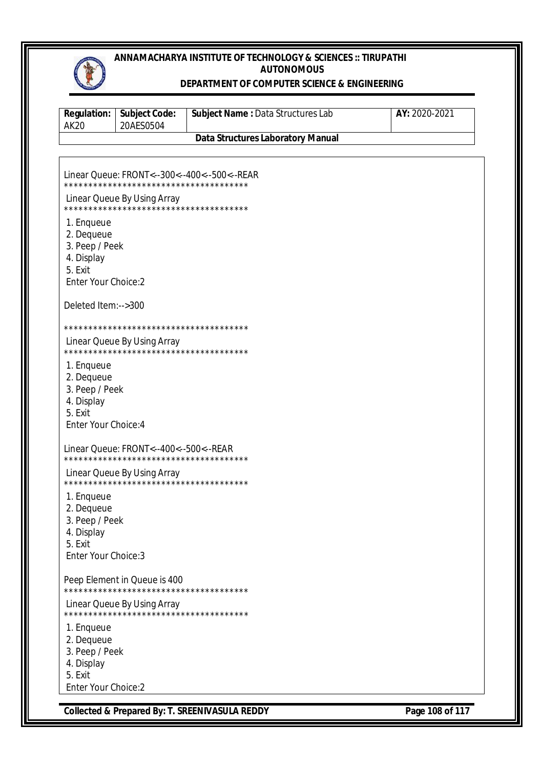```
Linear Queue: FRONT<--300<--400<--500<--REAR
****************************************
 Linear Queue By Using Array
****************************************
 1. Enqueue
 2. Dequeue
 3. Peep / Peek
 4. Display
 5. Exit
 Enter Your Choice:2

Deleted Item:-->300

****************************************
 Linear Queue By Using Array
****************************************
 1. Enqueue
 2. Dequeue
 3. Peep / Peek
 4. Display
 5. Exit
 Enter Your Choice:4

Linear Queue: FRONT<--400<--500<--REAR
****************************************
 Linear Queue By Using Array
****************************************
 1. Enqueue
 2. Dequeue
 3. Peep / Peek
 4. Display
 5. Exit
 Enter Your Choice:3

Peep Element in Queue is 400
****************************************
 Linear Queue By Using Array
****************************************
 1. Enqueue
 2. Dequeue
 3. Peep / Peek
 4. Display
 5. Exit
 Enter Your Choice:2
```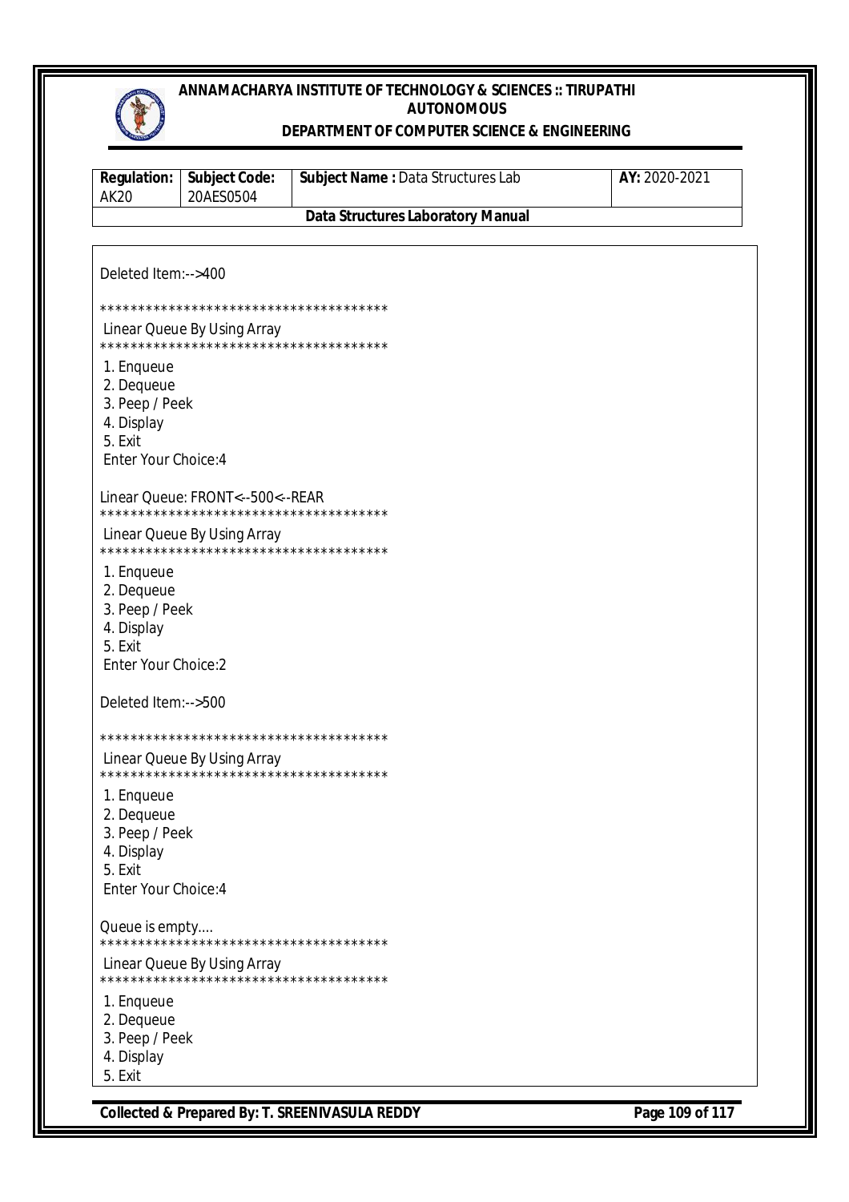```
Deleted Item:-->400

****************************************
 Linear Queue By Using Array
****************************************
 1. Enqueue
 2. Dequeue
 3. Peep / Peek
 4. Display
 5. Exit
 Enter Your Choice:4

Linear Queue: FRONT<--500<--REAR
****************************************
 Linear Queue By Using Array
****************************************
 1. Enqueue
 2. Dequeue
 3. Peep / Peek
 4. Display
 5. Exit
 Enter Your Choice:2

Deleted Item:-->500

****************************************
 Linear Queue By Using Array
****************************************
 1. Enqueue
 2. Dequeue
 3. Peep / Peek
 4. Display
 5. Exit
 Enter Your Choice:4

Queue is empty....
****************************************
 Linear Queue By Using Array
****************************************
 1. Enqueue
 2. Dequeue
 3. Peep / Peek
 4. Display
 5. Exit
```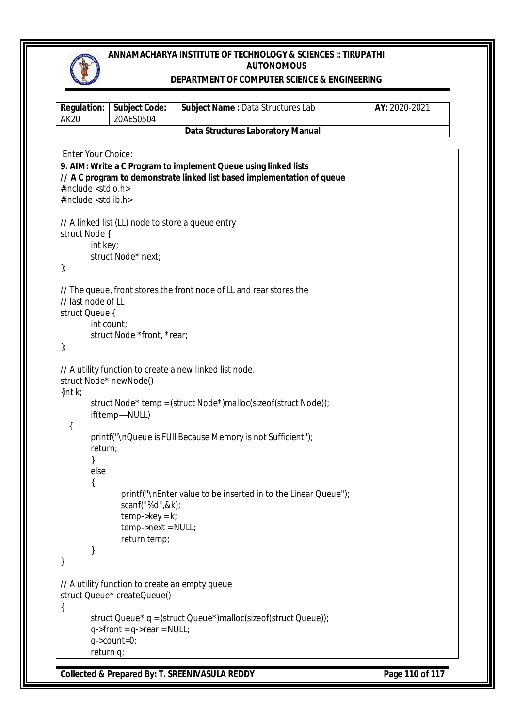Enter Your Choice:

**9. AIM: Write a C Program to implement Queue using linked lists**

**// A C program to demonstrate linked list based implementation of queue**

```
#include <stdio.h>
#include <stdlib.h>

// A linked list (LL) node to store a queue entry
struct Node {
        int key;
        struct Node* next;
};

// The queue, front stores the front node of LL and rear stores the
// last node of LL
struct Queue {
        int count;
        struct Node *front, *rear;
};

// A utility function to create a new linked list node.
struct Node* newNode()
{int k;
        struct Node* temp = (struct Node*)malloc(sizeof(struct Node));
        if(temp==NULL)
   {
        printf("\nQueue is FUll Because Memory is not Sufficient");
        return;
        }
        else
        {
                printf("\nEnter value to be inserted in to the Linear Queue");
                scanf("%d",&k);
                temp->key = k;
                temp->next = NULL;
                return temp;
        }
}

// A utility function to create an empty queue
struct Queue* createQueue()
{
        struct Queue* q = (struct Queue*)malloc(sizeof(struct Queue));
        q->front = q->rear = NULL;
        q->count=0;
        return q;
```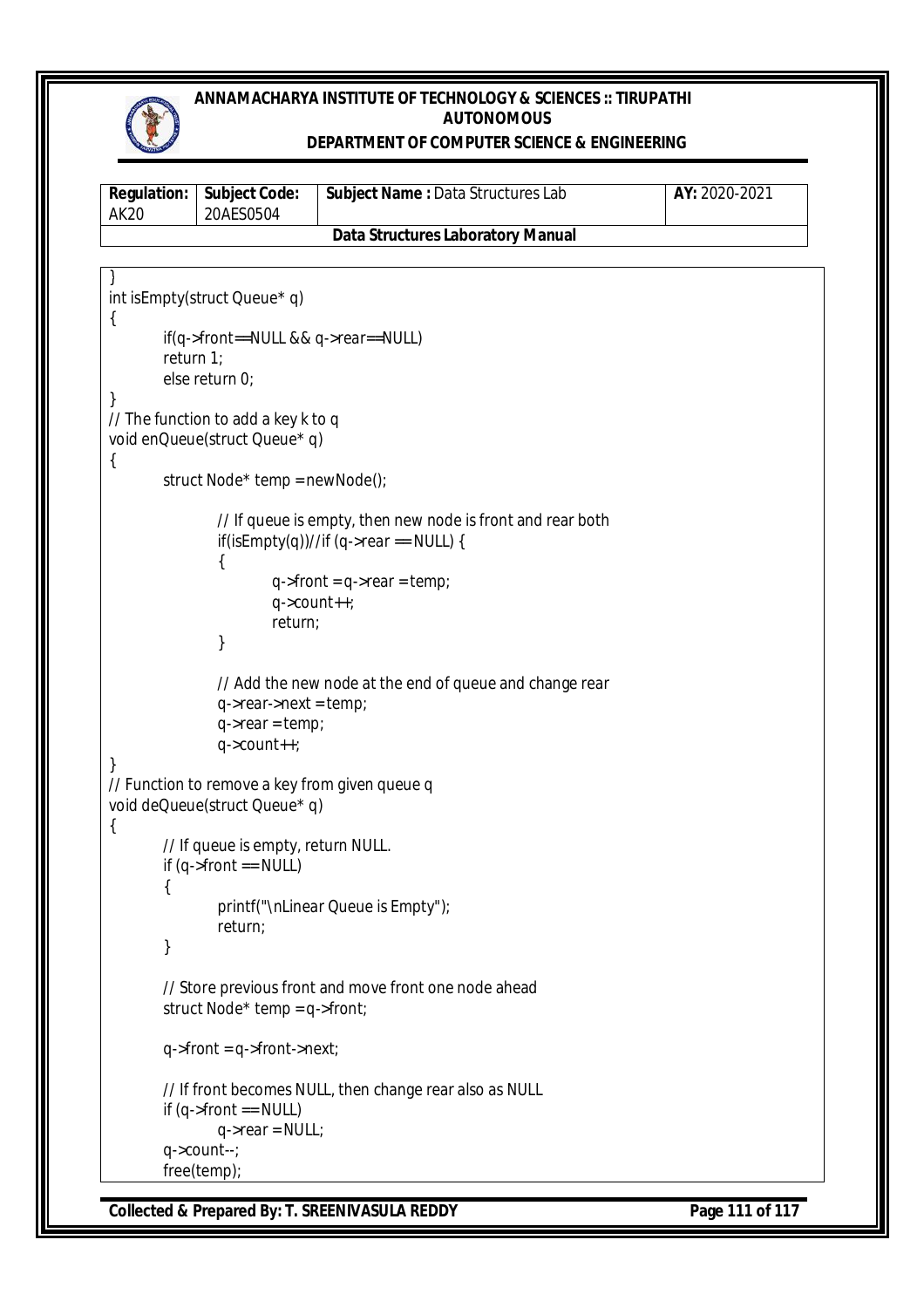```
}
int isEmpty(struct Queue* q)
{
        if(q->front==NULL && q->rear==NULL)
        return 1;
        else return 0;
}
// The function to add a key k to q
void enQueue(struct Queue* q)
{
        struct Node* temp = newNode();

                // If queue is empty, then new node is front and rear both
                if(isEmpty(q))//if (q->rear == NULL) {
                {
                        q->front = q->rear = temp;
                        q->count++;
                        return;
                }

                // Add the new node at the end of queue and change rear
                q->rear->next = temp;
                q->rear = temp;
                q->count++;
}
// Function to remove a key from given queue q
void deQueue(struct Queue* q)
{
        // If queue is empty, return NULL.
        if (q->front == NULL)
        {
                printf("\nLinear Queue is Empty");
                return;
        }

        // Store previous front and move front one node ahead
        struct Node* temp = q->front;

        q->front = q->front->next;

        // If front becomes NULL, then change rear also as NULL
        if (q->front == NULL)
                q->rear = NULL;
        q->count--;
        free(temp);
```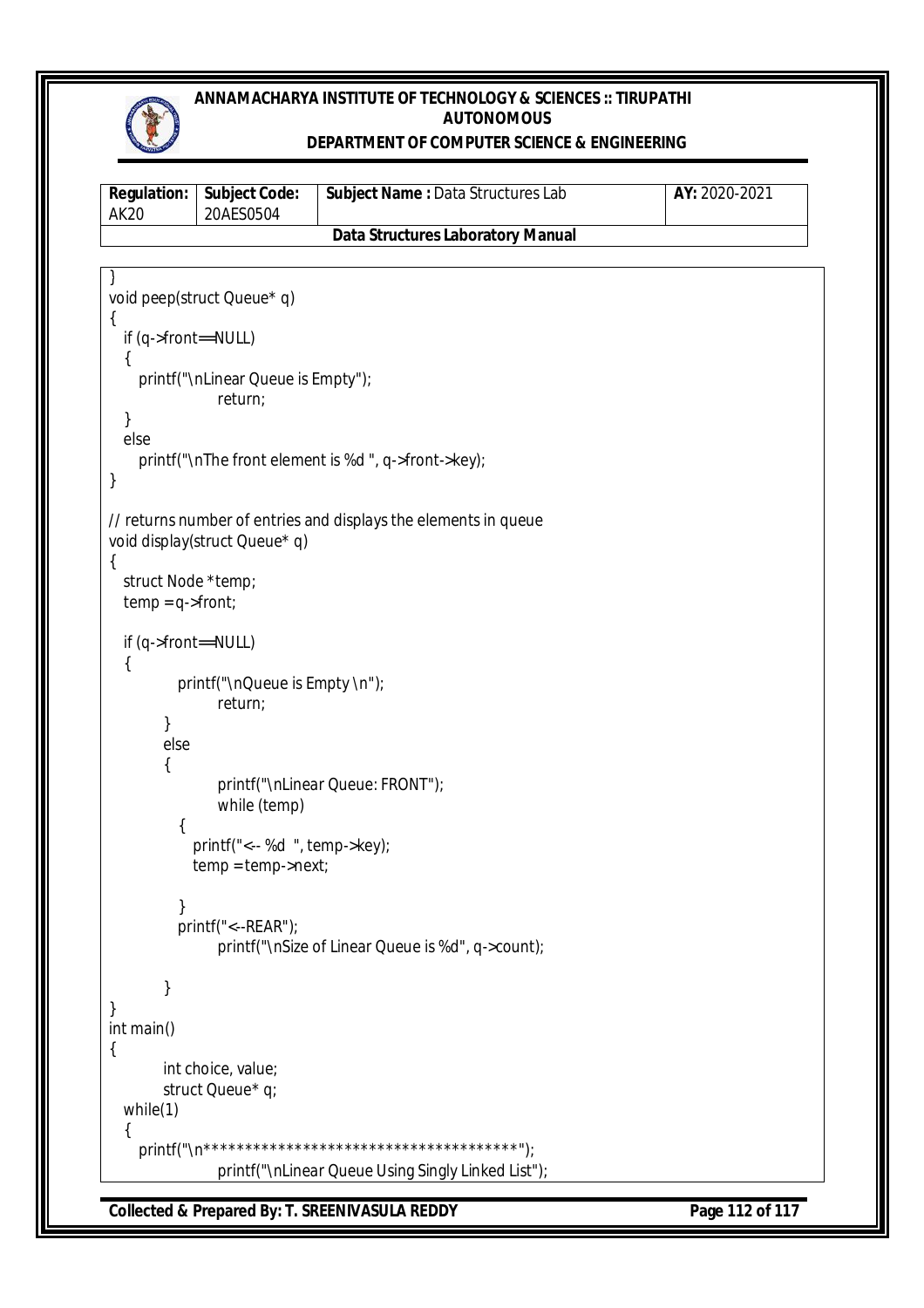```
}
void peep(struct Queue* q)
{
   if (q->front==NULL)
   {
      printf("\nLinear Queue is Empty");
                return;
   }
   else
      printf("\nThe front element is %d ", q->front->key);
}

// returns number of entries and displays the elements in queue
void display(struct Queue* q)
{
   struct Node *temp;
   temp = q->front;

   if (q->front==NULL)
   {
            printf("\nQueue is Empty \n");
                return;
        }
        else
        {
                printf("\nLinear Queue: FRONT");
                while (temp)
            {
               printf("<-- %d  ", temp->key);
               temp = temp->next;

            }
            printf("<--REAR");
                printf("\nSize of Linear Queue is %d", q->count);

        }
}
int main()
{
        int choice, value;
        struct Queue* q;
   while(1)
   {
      printf("\n*************************************");
                printf("\nLinear Queue Using Singly Linked List");
```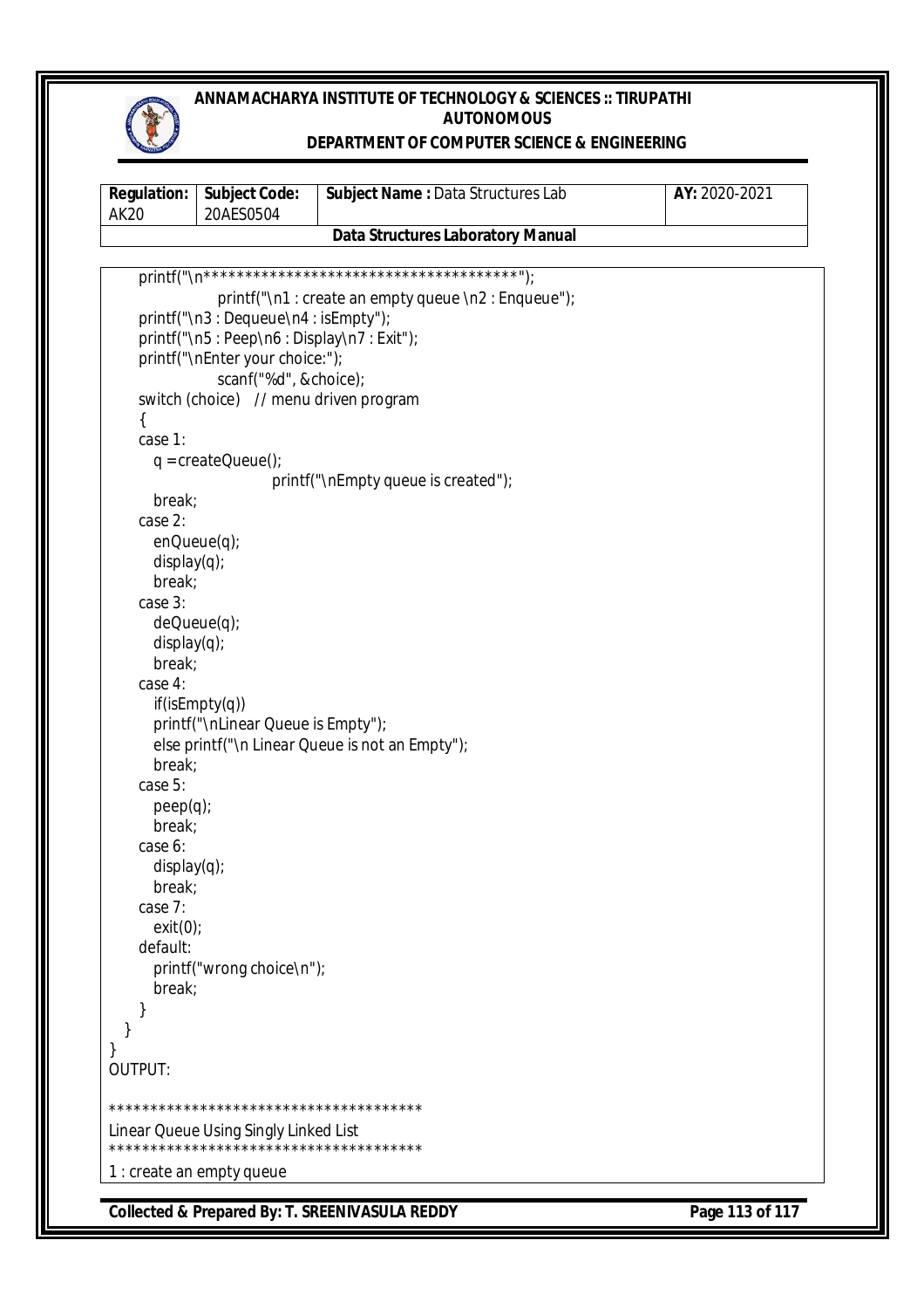```
        printf("\n***************************************");
                printf("\n1 : create an empty queue \n2 : Enqueue");
        printf("\n3 : Dequeue\n4 : isEmpty");
        printf("\n5 : Peep\n6 : Display\n7 : Exit");
        printf("\nEnter your choice:");
                scanf("%d", &choice);
        switch (choice)   // menu driven program
        {
        case 1:
          q = createQueue();
                        printf("\nEmpty queue is created");
          break;
        case 2:
          enQueue(q);
          display(q);
          break;
        case 3:
          deQueue(q);
          display(q);
          break;
        case 4:
          if(isEmpty(q))
          printf("\nLinear Queue is Empty");
          else printf("\n Linear Queue is not an Empty");
          break;
        case 5:
          peep(q);
          break;
        case 6:
          display(q);
          break;
        case 7:
          exit(0);
        default:
          printf("wrong choice\n");
          break;
        }
    }
}
```

OUTPUT:

```
***************************************
Linear Queue Using Singly Linked List
***************************************
1 : create an empty queue
```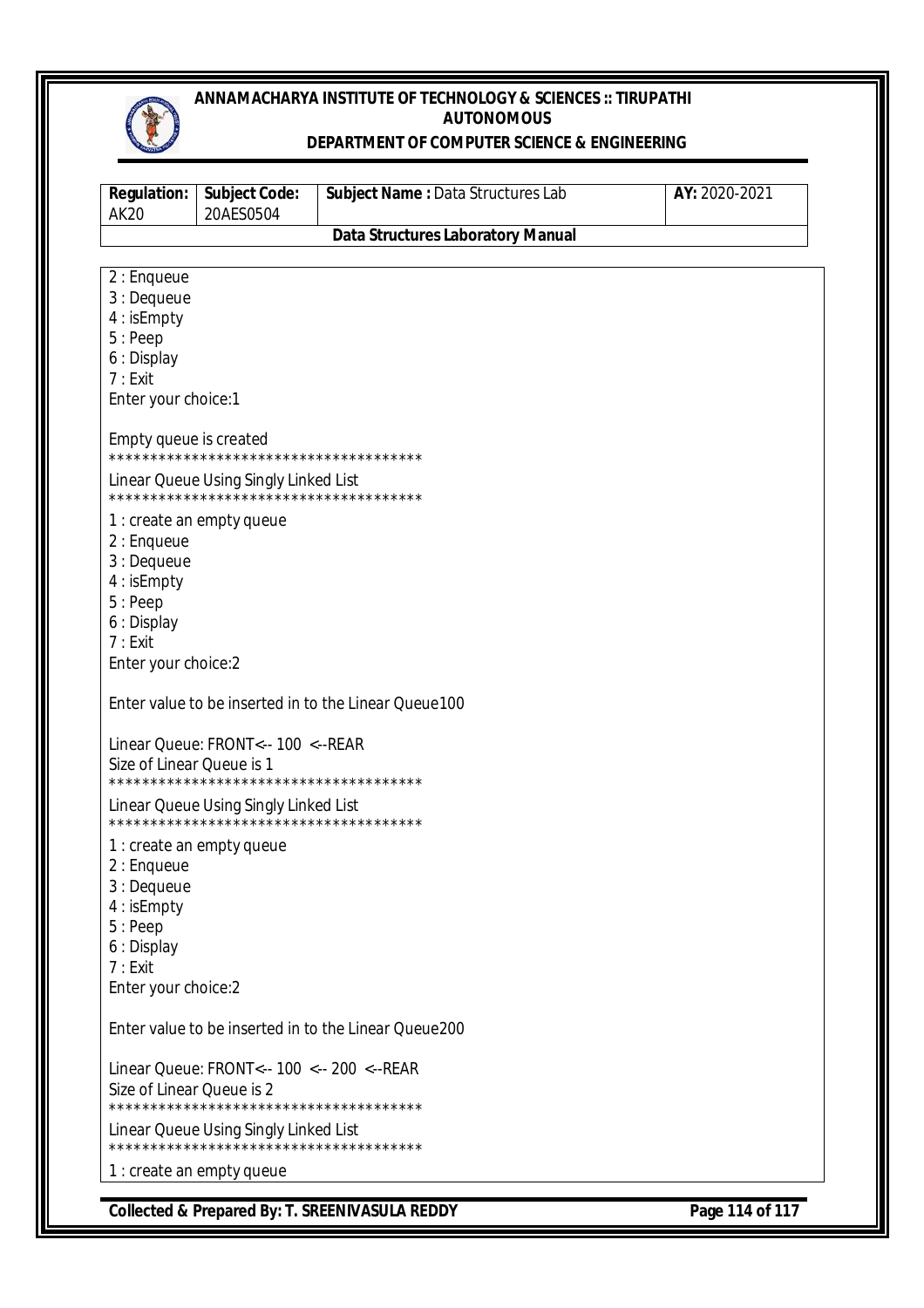```
2 : Enqueue
3 : Dequeue
4 : isEmpty
5 : Peep
6 : Display
7 : Exit
Enter your choice:1

Empty queue is created
***************************************
Linear Queue Using Singly Linked List
***************************************
1 : create an empty queue
2 : Enqueue
3 : Dequeue
4 : isEmpty
5 : Peep
6 : Display
7 : Exit
Enter your choice:2

Enter value to be inserted in to the Linear Queue100

Linear Queue: FRONT<-- 100  <--REAR
Size of Linear Queue is 1
***************************************
Linear Queue Using Singly Linked List
***************************************
1 : create an empty queue
2 : Enqueue
3 : Dequeue
4 : isEmpty
5 : Peep
6 : Display
7 : Exit
Enter your choice:2

Enter value to be inserted in to the Linear Queue200

Linear Queue: FRONT<-- 100  <-- 200  <--REAR
Size of Linear Queue is 2
***************************************
Linear Queue Using Singly Linked List
***************************************
1 : create an empty queue
```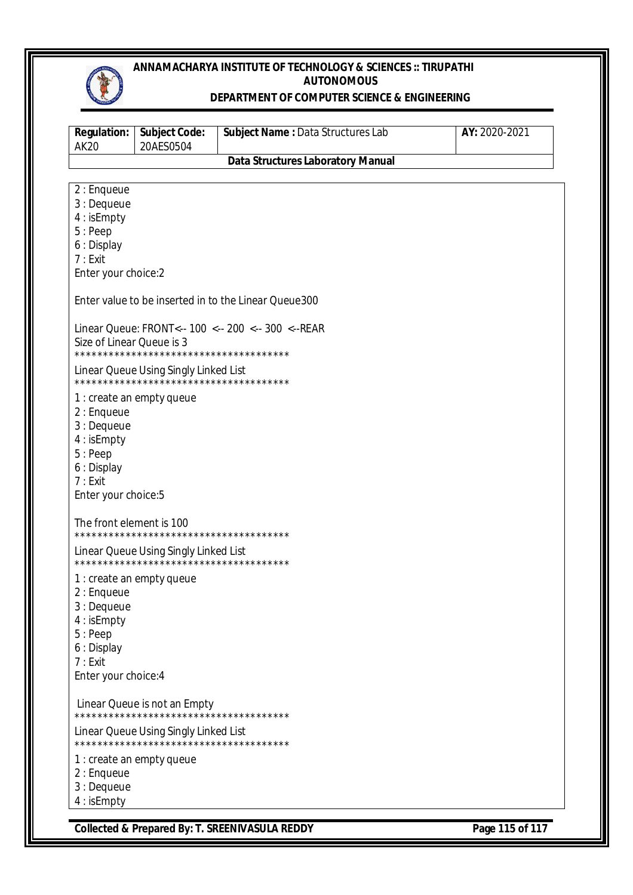```
2 : Enqueue
3 : Dequeue
4 : isEmpty
5 : Peep
6 : Display
7 : Exit
Enter your choice:2

Enter value to be inserted in to the Linear Queue300

Linear Queue: FRONT<-- 100  <-- 200  <-- 300  <--REAR
Size of Linear Queue is 3
***************************************
Linear Queue Using Singly Linked List
***************************************
1 : create an empty queue
2 : Enqueue
3 : Dequeue
4 : isEmpty
5 : Peep
6 : Display
7 : Exit
Enter your choice:5

The front element is 100
***************************************
Linear Queue Using Singly Linked List
***************************************
1 : create an empty queue
2 : Enqueue
3 : Dequeue
4 : isEmpty
5 : Peep
6 : Display
7 : Exit
Enter your choice:4

 Linear Queue is not an Empty
***************************************
Linear Queue Using Singly Linked List
***************************************
1 : create an empty queue
2 : Enqueue
3 : Dequeue
4 : isEmpty
```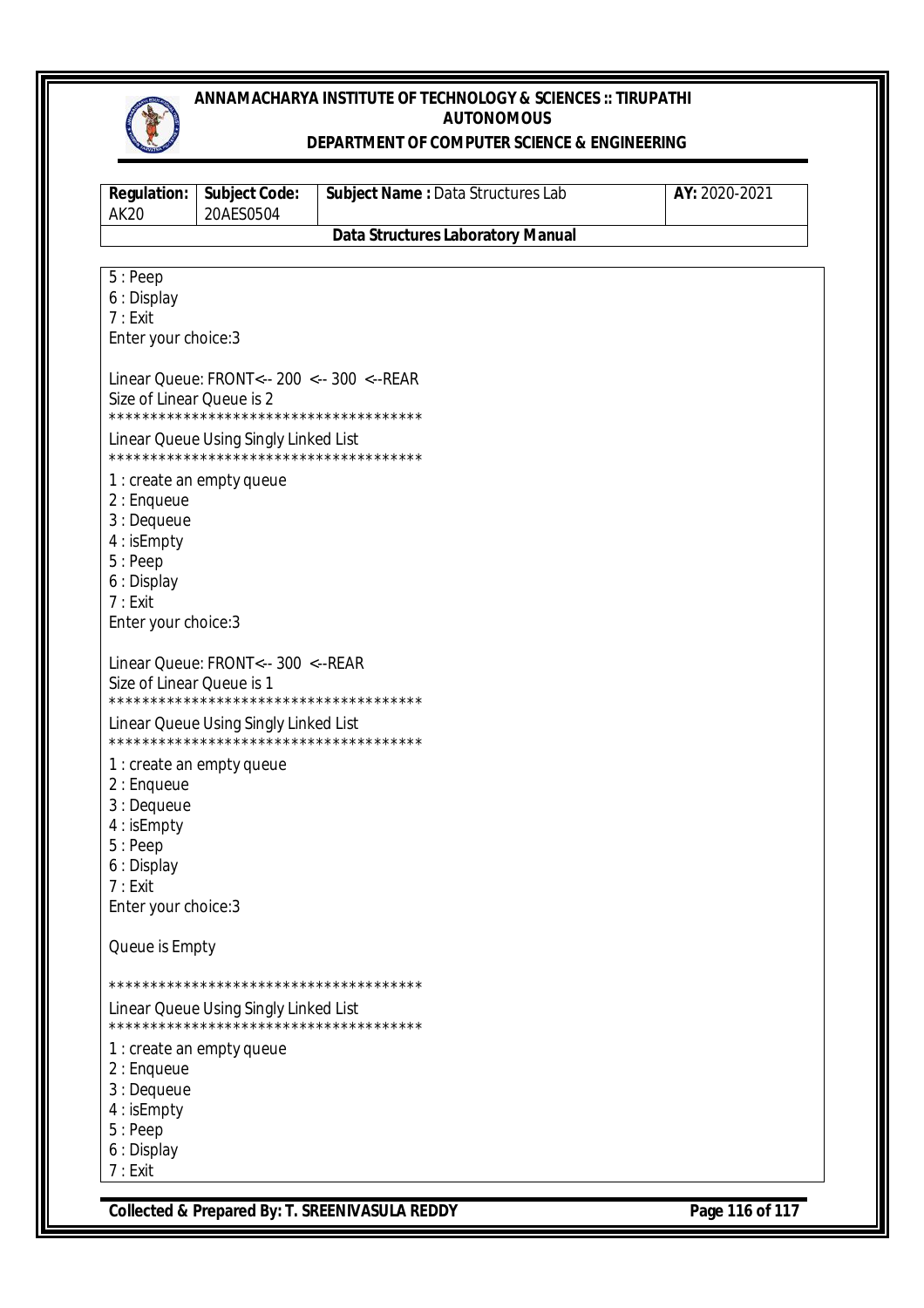```
5 : Peep
6 : Display
7 : Exit
Enter your choice:3

Linear Queue: FRONT<-- 200  <-- 300  <--REAR
Size of Linear Queue is 2
****************************************
Linear Queue Using Singly Linked List
****************************************
1 : create an empty queue
2 : Enqueue
3 : Dequeue
4 : isEmpty
5 : Peep
6 : Display
7 : Exit
Enter your choice:3

Linear Queue: FRONT<-- 300  <--REAR
Size of Linear Queue is 1
****************************************
Linear Queue Using Singly Linked List
****************************************
1 : create an empty queue
2 : Enqueue
3 : Dequeue
4 : isEmpty
5 : Peep
6 : Display
7 : Exit
Enter your choice:3

Queue is Empty

****************************************
Linear Queue Using Singly Linked List
****************************************
1 : create an empty queue
2 : Enqueue
3 : Dequeue
4 : isEmpty
5 : Peep
6 : Display
7 : Exit
```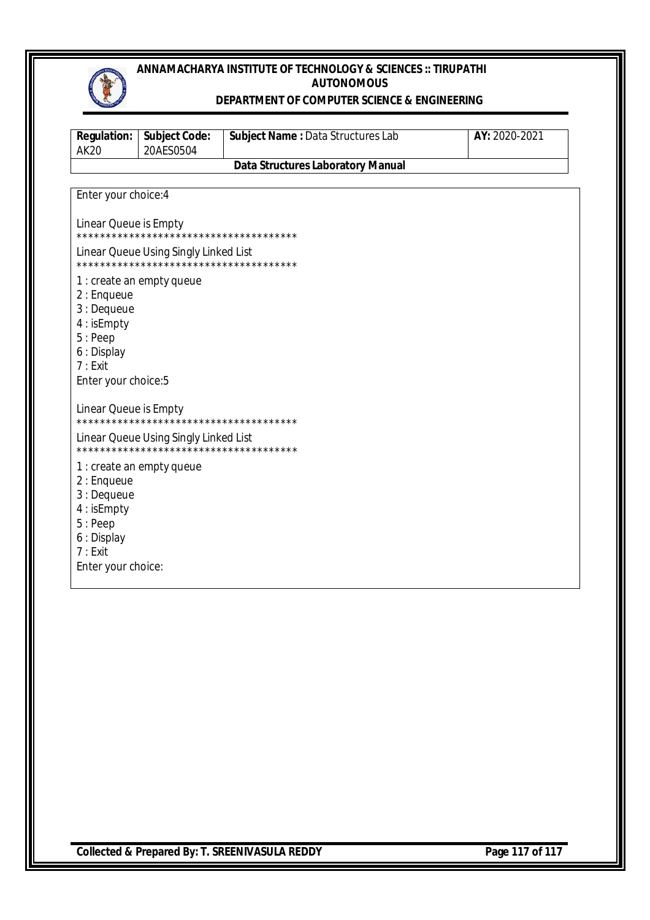```
Enter your choice:4

Linear Queue is Empty
***************************************
Linear Queue Using Singly Linked List
***************************************
1 : create an empty queue
2 : Enqueue
3 : Dequeue
4 : isEmpty
5 : Peep
6 : Display
7 : Exit
Enter your choice:5

Linear Queue is Empty
***************************************
Linear Queue Using Singly Linked List
***************************************
1 : create an empty queue
2 : Enqueue
3 : Dequeue
4 : isEmpty
5 : Peep
6 : Display
7 : Exit
Enter your choice:
```